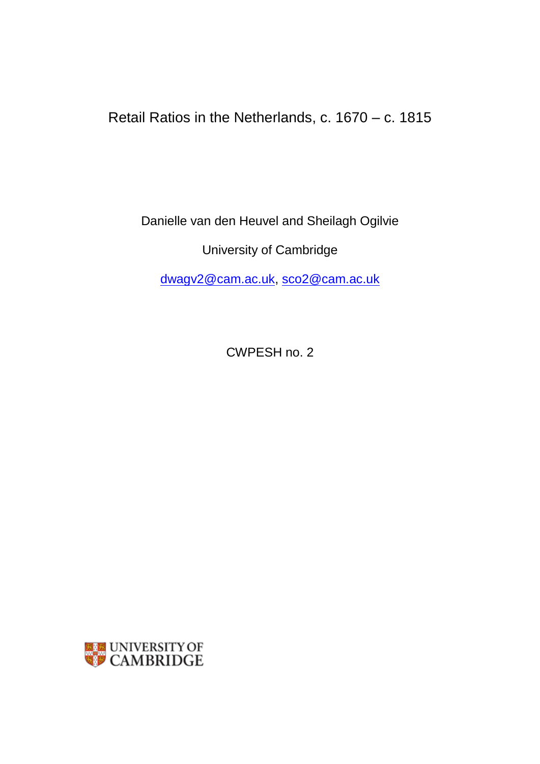# Retail Ratios in the Netherlands, c. 1670 – c. 1815

Danielle van den Heuvel and Sheilagh Ogilvie

University of Cambridge

dwagv2@cam.ac.uk, sco2@cam.ac.uk

CWPESH no. 2

UNIVERSITY OF CAMBRIDGE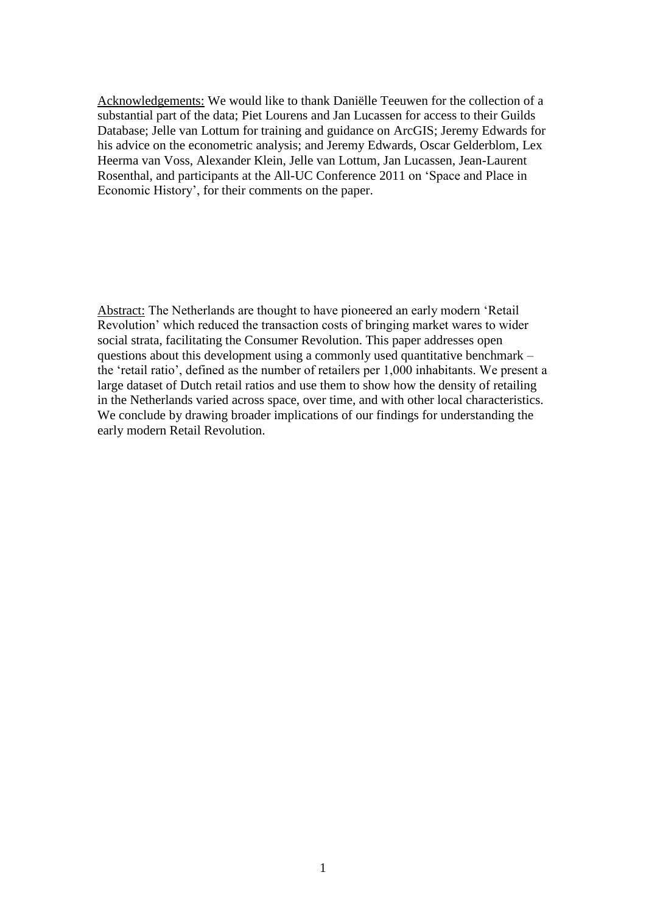Acknowledgements: We would like to thank Daniëlle Teeuwen for the collection of a substantial part of the data; Piet Lourens and Jan Lucassen for access to their Guilds Database; Jelle van Lottum for training and guidance on ArcGIS; Jeremy Edwards for his advice on the econometric analysis; and Jeremy Edwards, Oscar Gelderblom, Lex Heerma van Voss, Alexander Klein, Jelle van Lottum, Jan Lucassen, Jean-Laurent Rosenthal, and participants at the All-UC Conference 2011 on 'Space and Place in Economic History', for their comments on the paper.

Abstract: The Netherlands are thought to have pioneered an early modern 'Retail Revolution' which reduced the transaction costs of bringing market wares to wider social strata, facilitating the Consumer Revolution. This paper addresses open questions about this development using a commonly used quantitative benchmark – the 'retail ratio', defined as the number of retailers per 1,000 inhabitants. We present a large dataset of Dutch retail ratios and use them to show how the density of retailing in the Netherlands varied across space, over time, and with other local characteristics. We conclude by drawing broader implications of our findings for understanding the early modern Retail Revolution.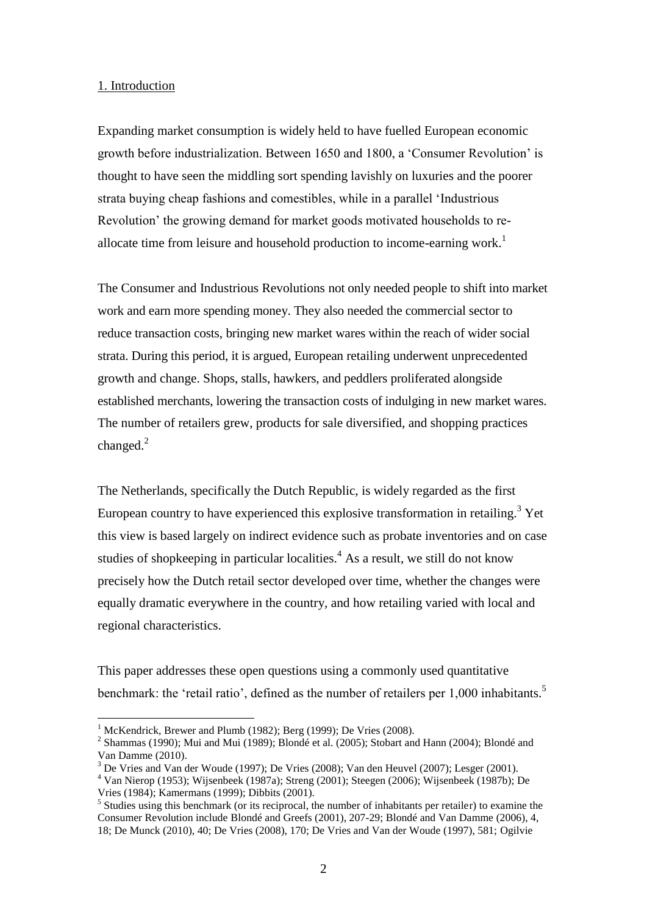1. Introduction

Expanding market consumption is widely held to have fuelled European economic growth before industrialization. Between 1650 and 1800, a 'Consumer Revolution' is thought to have seen the middling sort spending lavishly on luxuries and the poorer strata buying cheap fashions and comestibles, while in a parallel 'Industrious Revolution' the growing demand for market goods motivated households to re-allocate time from leisure and household production to income-earning work.[1]

The Consumer and Industrious Revolutions not only needed people to shift into market work and earn more spending money. They also needed the commercial sector to reduce transaction costs, bringing new market wares within the reach of wider social strata. During this period, it is argued, European retailing underwent unprecedented growth and change. Shops, stalls, hawkers, and peddlers proliferated alongside established merchants, lowering the transaction costs of indulging in new market wares. The number of retailers grew, products for sale diversified, and shopping practices changed.[2]

The Netherlands, specifically the Dutch Republic, is widely regarded as the first European country to have experienced this explosive transformation in retailing.[3] Yet this view is based largely on indirect evidence such as probate inventories and on case studies of shopkeeping in particular localities.[4] As a result, we still do not know precisely how the Dutch retail sector developed over time, whether the changes were equally dramatic everywhere in the country, and how retailing varied with local and regional characteristics.

This paper addresses these open questions using a commonly used quantitative benchmark: the 'retail ratio', defined as the number of retailers per 1,000 inhabitants.[5]

[1] McKendrick, Brewer and Plumb (1982); Berg (1999); De Vries (2008).

[2] Shammas (1990); Mui and Mui (1989); Blondé et al. (2005); Stobart and Hann (2004); Blondé and Van Damme (2010).

[3] De Vries and Van der Woude (1997); De Vries (2008); Van den Heuvel (2007); Lesger (2001).

[4] Van Nierop (1953); Wijsenbeek (1987a); Streng (2001); Steegen (2006); Wijsenbeek (1987b); De Vries (1984); Kamermans (1999); Dibbits (2001).

[5] Studies using this benchmark (or its reciprocal, the number of inhabitants per retailer) to examine the Consumer Revolution include Blondé and Greefs (2001), 207-29; Blondé and Van Damme (2006), 4, 18; De Munck (2010), 40; De Vries (2008), 170; De Vries and Van der Woude (1997), 581; Ogilvie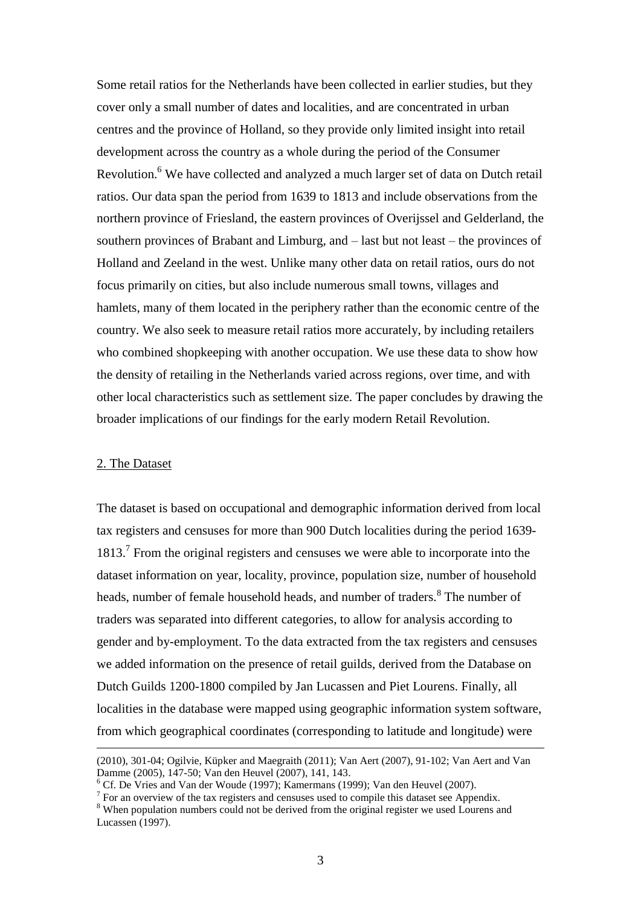Some retail ratios for the Netherlands have been collected in earlier studies, but they cover only a small number of dates and localities, and are concentrated in urban centres and the province of Holland, so they provide only limited insight into retail development across the country as a whole during the period of the Consumer Revolution.[6] We have collected and analyzed a much larger set of data on Dutch retail ratios. Our data span the period from 1639 to 1813 and include observations from the northern province of Friesland, the eastern provinces of Overijssel and Gelderland, the southern provinces of Brabant and Limburg, and – last but not least – the provinces of Holland and Zeeland in the west. Unlike many other data on retail ratios, ours do not focus primarily on cities, but also include numerous small towns, villages and hamlets, many of them located in the periphery rather than the economic centre of the country. We also seek to measure retail ratios more accurately, by including retailers who combined shopkeeping with another occupation. We use these data to show how the density of retailing in the Netherlands varied across regions, over time, and with other local characteristics such as settlement size. The paper concludes by drawing the broader implications of our findings for the early modern Retail Revolution.

## 2. The Dataset

The dataset is based on occupational and demographic information derived from local tax registers and censuses for more than 900 Dutch localities during the period 1639-1813.[7] From the original registers and censuses we were able to incorporate into the dataset information on year, locality, province, population size, number of household heads, number of female household heads, and number of traders.[8] The number of traders was separated into different categories, to allow for analysis according to gender and by-employment. To the data extracted from the tax registers and censuses we added information on the presence of retail guilds, derived from the Database on Dutch Guilds 1200-1800 compiled by Jan Lucassen and Piet Lourens. Finally, all localities in the database were mapped using geographic information system software, from which geographical coordinates (corresponding to latitude and longitude) were

---

(2010), 301-04; Ogilvie, Küpker and Maegraith (2011); Van Aert (2007), 91-102; Van Aert and Van Damme (2005), 147-50; Van den Heuvel (2007), 141, 143.

[6] Cf. De Vries and Van der Woude (1997); Kamermans (1999); Van den Heuvel (2007).

[7] For an overview of the tax registers and censuses used to compile this dataset see Appendix.

[8] When population numbers could not be derived from the original register we used Lourens and Lucassen (1997).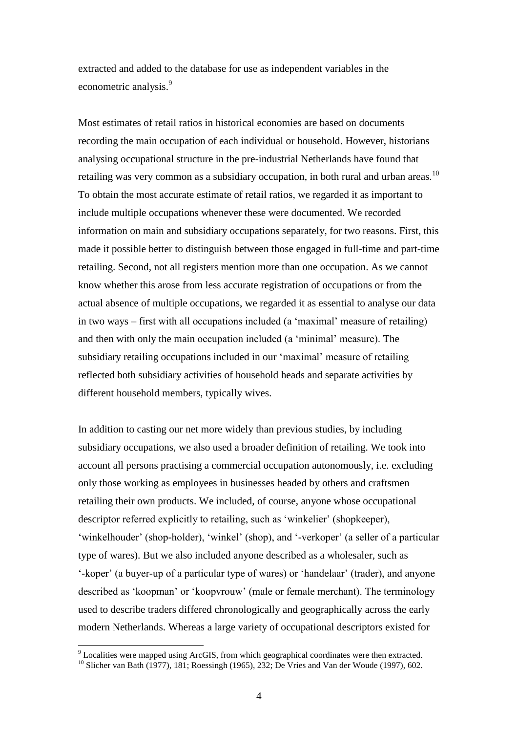extracted and added to the database for use as independent variables in the econometric analysis.[9]

Most estimates of retail ratios in historical economies are based on documents recording the main occupation of each individual or household. However, historians analysing occupational structure in the pre-industrial Netherlands have found that retailing was very common as a subsidiary occupation, in both rural and urban areas.[10] To obtain the most accurate estimate of retail ratios, we regarded it as important to include multiple occupations whenever these were documented. We recorded information on main and subsidiary occupations separately, for two reasons. First, this made it possible better to distinguish between those engaged in full-time and part-time retailing. Second, not all registers mention more than one occupation. As we cannot know whether this arose from less accurate registration of occupations or from the actual absence of multiple occupations, we regarded it as essential to analyse our data in two ways – first with all occupations included (a 'maximal' measure of retailing) and then with only the main occupation included (a 'minimal' measure). The subsidiary retailing occupations included in our 'maximal' measure of retailing reflected both subsidiary activities of household heads and separate activities by different household members, typically wives.

In addition to casting our net more widely than previous studies, by including subsidiary occupations, we also used a broader definition of retailing. We took into account all persons practising a commercial occupation autonomously, i.e. excluding only those working as employees in businesses headed by others and craftsmen retailing their own products. We included, of course, anyone whose occupational descriptor referred explicitly to retailing, such as 'winkelier' (shopkeeper), 'winkelhouder' (shop-holder), 'winkel' (shop), and '-verkoper' (a seller of a particular type of wares). But we also included anyone described as a wholesaler, such as '-koper' (a buyer-up of a particular type of wares) or 'handelaar' (trader), and anyone described as 'koopman' or 'koopvrouw' (male or female merchant). The terminology used to describe traders differed chronologically and geographically across the early modern Netherlands. Whereas a large variety of occupational descriptors existed for

[9] Localities were mapped using ArcGIS, from which geographical coordinates were then extracted.

[10] Slicher van Bath (1977), 181; Roessingh (1965), 232; De Vries and Van der Woude (1997), 602.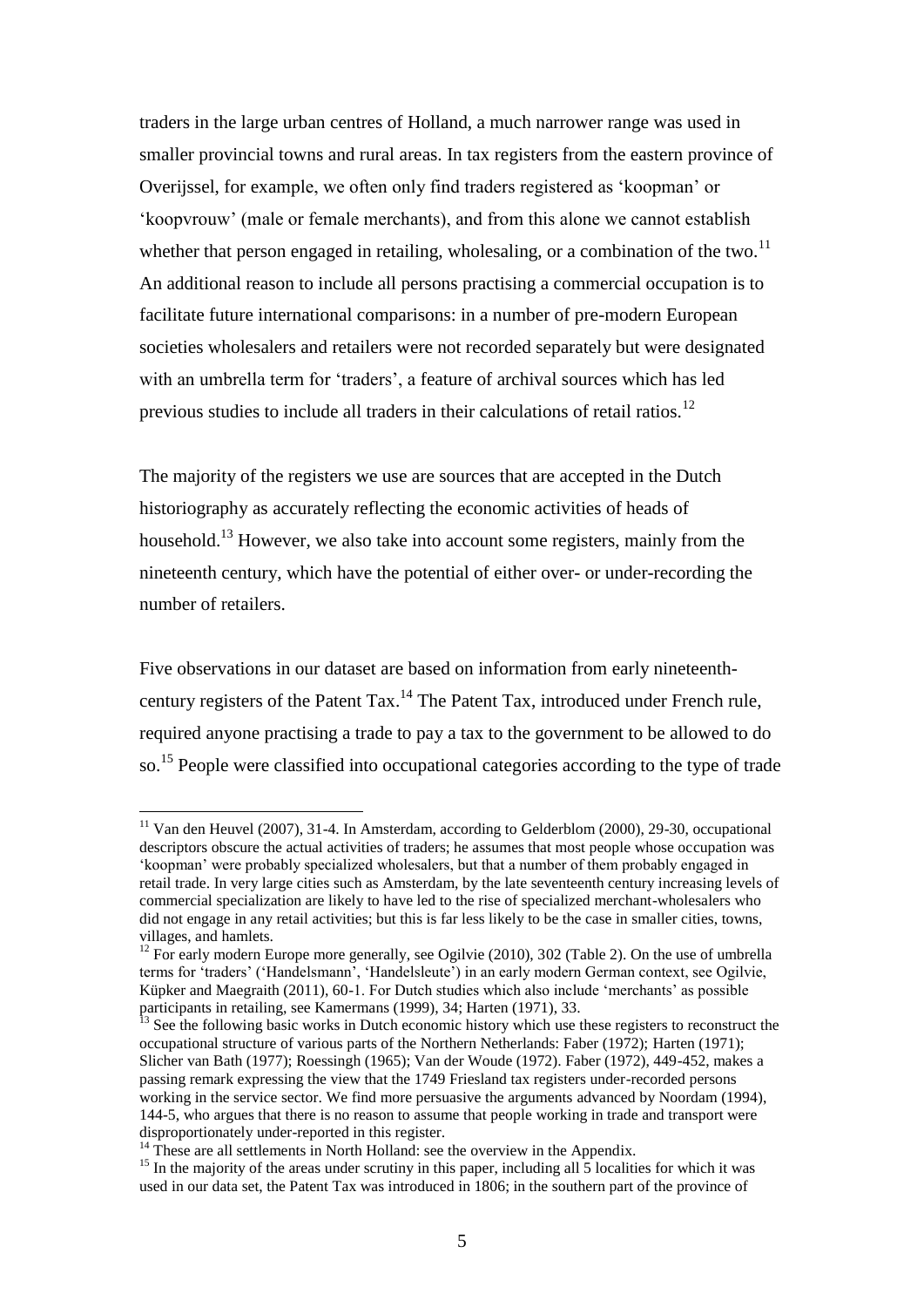traders in the large urban centres of Holland, a much narrower range was used in smaller provincial towns and rural areas. In tax registers from the eastern province of Overijssel, for example, we often only find traders registered as 'koopman' or 'koopvrouw' (male or female merchants), and from this alone we cannot establish whether that person engaged in retailing, wholesaling, or a combination of the two.[11] An additional reason to include all persons practising a commercial occupation is to facilitate future international comparisons: in a number of pre-modern European societies wholesalers and retailers were not recorded separately but were designated with an umbrella term for 'traders', a feature of archival sources which has led previous studies to include all traders in their calculations of retail ratios.[12]

The majority of the registers we use are sources that are accepted in the Dutch historiography as accurately reflecting the economic activities of heads of household.[13] However, we also take into account some registers, mainly from the nineteenth century, which have the potential of either over- or under-recording the number of retailers.

Five observations in our dataset are based on information from early nineteenth-century registers of the Patent Tax.[14] The Patent Tax, introduced under French rule, required anyone practising a trade to pay a tax to the government to be allowed to do so.[15] People were classified into occupational categories according to the type of trade

---

[11] Van den Heuvel (2007), 31-4. In Amsterdam, according to Gelderblom (2000), 29-30, occupational descriptors obscure the actual activities of traders; he assumes that most people whose occupation was 'koopman' were probably specialized wholesalers, but that a number of them probably engaged in retail trade. In very large cities such as Amsterdam, by the late seventeenth century increasing levels of commercial specialization are likely to have led to the rise of specialized merchant-wholesalers who did not engage in any retail activities; but this is far less likely to be the case in smaller cities, towns, villages, and hamlets.

[12] For early modern Europe more generally, see Ogilvie (2010), 302 (Table 2). On the use of umbrella terms for 'traders' ('Handelsmann', 'Handelsleute') in an early modern German context, see Ogilvie, Küpker and Maegraith (2011), 60-1. For Dutch studies which also include 'merchants' as possible participants in retailing, see Kamermans (1999), 34; Harten (1971), 33.

[13] See the following basic works in Dutch economic history which use these registers to reconstruct the occupational structure of various parts of the Northern Netherlands: Faber (1972); Harten (1971); Slicher van Bath (1977); Roessingh (1965); Van der Woude (1972). Faber (1972), 449-452, makes a passing remark expressing the view that the 1749 Friesland tax registers under-recorded persons working in the service sector. We find more persuasive the arguments advanced by Noordam (1994), 144-5, who argues that there is no reason to assume that people working in trade and transport were disproportionately under-reported in this register.

[14] These are all settlements in North Holland: see the overview in the Appendix.

[15] In the majority of the areas under scrutiny in this paper, including all 5 localities for which it was used in our data set, the Patent Tax was introduced in 1806; in the southern part of the province of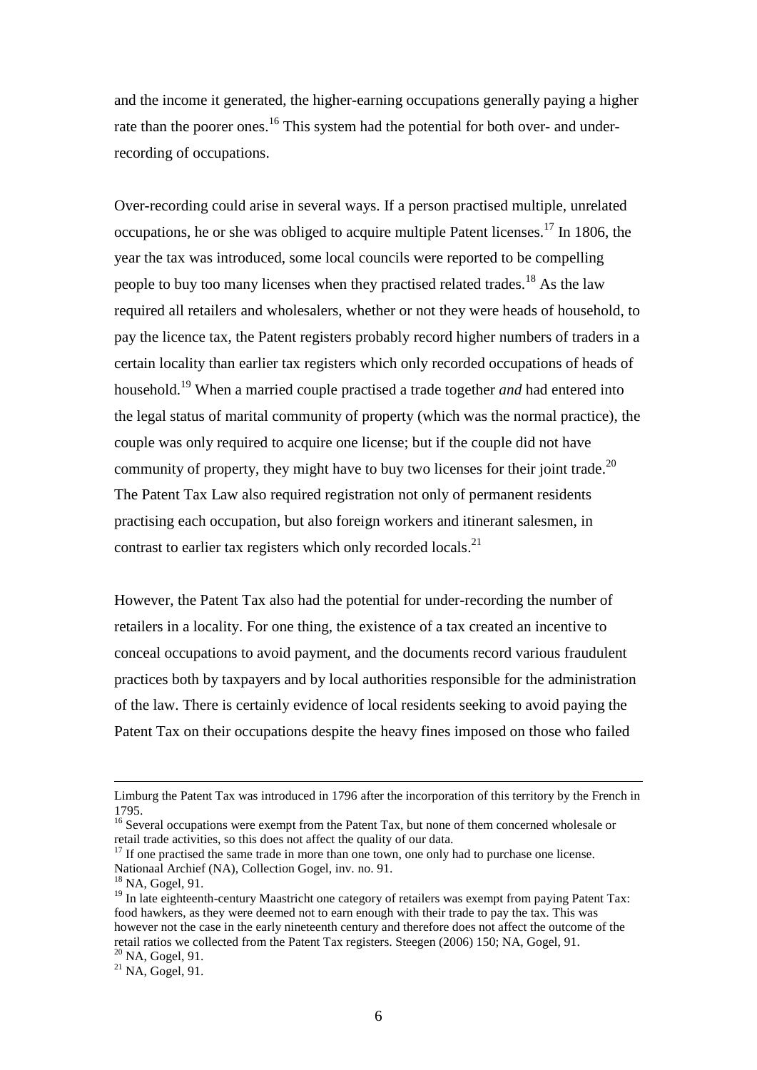and the income it generated, the higher-earning occupations generally paying a higher rate than the poorer ones.[16] This system had the potential for both over- and under-recording of occupations.

Over-recording could arise in several ways. If a person practised multiple, unrelated occupations, he or she was obliged to acquire multiple Patent licenses.[17] In 1806, the year the tax was introduced, some local councils were reported to be compelling people to buy too many licenses when they practised related trades.[18] As the law required all retailers and wholesalers, whether or not they were heads of household, to pay the licence tax, the Patent registers probably record higher numbers of traders in a certain locality than earlier tax registers which only recorded occupations of heads of household.[19] When a married couple practised a trade together *and* had entered into the legal status of marital community of property (which was the normal practice), the couple was only required to acquire one license; but if the couple did not have community of property, they might have to buy two licenses for their joint trade.[20] The Patent Tax Law also required registration not only of permanent residents practising each occupation, but also foreign workers and itinerant salesmen, in contrast to earlier tax registers which only recorded locals.[21]

However, the Patent Tax also had the potential for under-recording the number of retailers in a locality. For one thing, the existence of a tax created an incentive to conceal occupations to avoid payment, and the documents record various fraudulent practices both by taxpayers and by local authorities responsible for the administration of the law. There is certainly evidence of local residents seeking to avoid paying the Patent Tax on their occupations despite the heavy fines imposed on those who failed

---

Limburg the Patent Tax was introduced in 1796 after the incorporation of this territory by the French in 1795.

[16] Several occupations were exempt from the Patent Tax, but none of them concerned wholesale or retail trade activities, so this does not affect the quality of our data.

[17] If one practised the same trade in more than one town, one only had to purchase one license. Nationaal Archief (NA), Collection Gogel, inv. no. 91.

[18] NA, Gogel, 91.

[19] In late eighteenth-century Maastricht one category of retailers was exempt from paying Patent Tax: food hawkers, as they were deemed not to earn enough with their trade to pay the tax. This was however not the case in the early nineteenth century and therefore does not affect the outcome of the retail ratios we collected from the Patent Tax registers. Steegen (2006) 150; NA, Gogel, 91.

[20] NA, Gogel, 91.

[21] NA, Gogel, 91.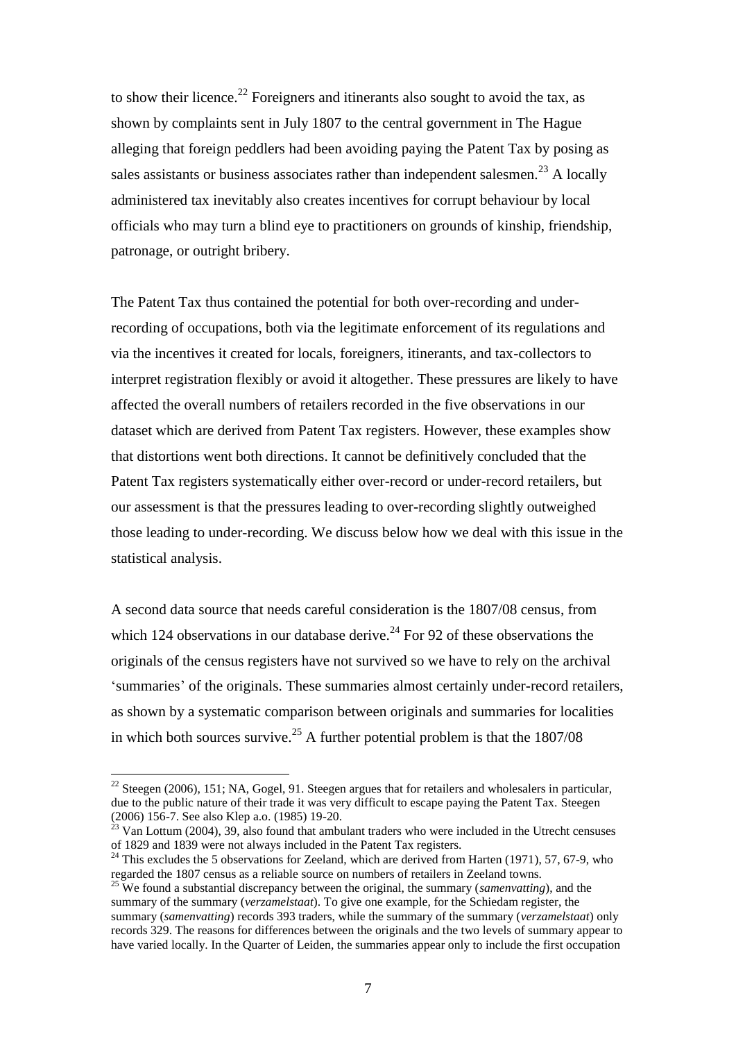to show their licence.[22] Foreigners and itinerants also sought to avoid the tax, as shown by complaints sent in July 1807 to the central government in The Hague alleging that foreign peddlers had been avoiding paying the Patent Tax by posing as sales assistants or business associates rather than independent salesmen.[23] A locally administered tax inevitably also creates incentives for corrupt behaviour by local officials who may turn a blind eye to practitioners on grounds of kinship, friendship, patronage, or outright bribery.

The Patent Tax thus contained the potential for both over-recording and under-recording of occupations, both via the legitimate enforcement of its regulations and via the incentives it created for locals, foreigners, itinerants, and tax-collectors to interpret registration flexibly or avoid it altogether. These pressures are likely to have affected the overall numbers of retailers recorded in the five observations in our dataset which are derived from Patent Tax registers. However, these examples show that distortions went both directions. It cannot be definitively concluded that the Patent Tax registers systematically either over-record or under-record retailers, but our assessment is that the pressures leading to over-recording slightly outweighed those leading to under-recording. We discuss below how we deal with this issue in the statistical analysis.

A second data source that needs careful consideration is the 1807/08 census, from which 124 observations in our database derive.[24] For 92 of these observations the originals of the census registers have not survived so we have to rely on the archival 'summaries' of the originals. These summaries almost certainly under-record retailers, as shown by a systematic comparison between originals and summaries for localities in which both sources survive.[25] A further potential problem is that the 1807/08

---

[22] Steegen (2006), 151; NA, Gogel, 91. Steegen argues that for retailers and wholesalers in particular, due to the public nature of their trade it was very difficult to escape paying the Patent Tax. Steegen (2006) 156-7. See also Klep a.o. (1985) 19-20.

[23] Van Lottum (2004), 39, also found that ambulant traders who were included in the Utrecht censuses of 1829 and 1839 were not always included in the Patent Tax registers.

[24] This excludes the 5 observations for Zeeland, which are derived from Harten (1971), 57, 67-9, who regarded the 1807 census as a reliable source on numbers of retailers in Zeeland towns.

[25] We found a substantial discrepancy between the original, the summary (*samenvatting*), and the summary of the summary (*verzamelstaat*). To give one example, for the Schiedam register, the summary (*samenvatting*) records 393 traders, while the summary of the summary (*verzamelstaat*) only records 329. The reasons for differences between the originals and the two levels of summary appear to have varied locally. In the Quarter of Leiden, the summaries appear only to include the first occupation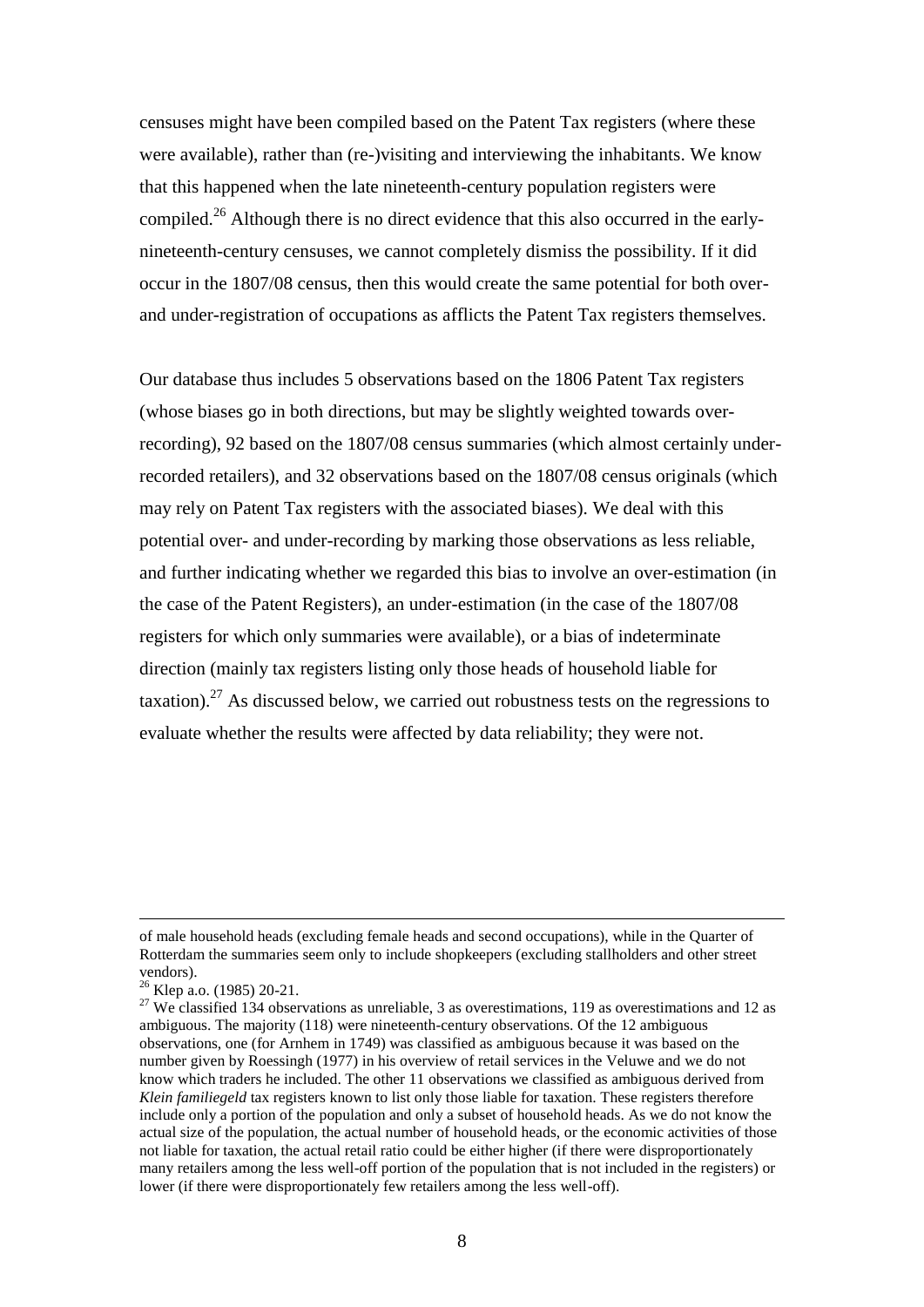censuses might have been compiled based on the Patent Tax registers (where these were available), rather than (re-)visiting and interviewing the inhabitants. We know that this happened when the late nineteenth-century population registers were compiled.[26] Although there is no direct evidence that this also occurred in the early-nineteenth-century censuses, we cannot completely dismiss the possibility. If it did occur in the 1807/08 census, then this would create the same potential for both over- and under-registration of occupations as afflicts the Patent Tax registers themselves.

Our database thus includes 5 observations based on the 1806 Patent Tax registers (whose biases go in both directions, but may be slightly weighted towards over-recording), 92 based on the 1807/08 census summaries (which almost certainly under-recorded retailers), and 32 observations based on the 1807/08 census originals (which may rely on Patent Tax registers with the associated biases). We deal with this potential over- and under-recording by marking those observations as less reliable, and further indicating whether we regarded this bias to involve an over-estimation (in the case of the Patent Registers), an under-estimation (in the case of the 1807/08 registers for which only summaries were available), or a bias of indeterminate direction (mainly tax registers listing only those heads of household liable for taxation).[27] As discussed below, we carried out robustness tests on the regressions to evaluate whether the results were affected by data reliability; they were not.

---

of male household heads (excluding female heads and second occupations), while in the Quarter of Rotterdam the summaries seem only to include shopkeepers (excluding stallholders and other street vendors).

[26] Klep a.o. (1985) 20-21.

[27] We classified 134 observations as unreliable, 3 as overestimations, 119 as overestimations and 12 as ambiguous. The majority (118) were nineteenth-century observations. Of the 12 ambiguous observations, one (for Arnhem in 1749) was classified as ambiguous because it was based on the number given by Roessingh (1977) in his overview of retail services in the Veluwe and we do not know which traders he included. The other 11 observations we classified as ambiguous derived from *Klein familiegeld* tax registers known to list only those liable for taxation. These registers therefore include only a portion of the population and only a subset of household heads. As we do not know the actual size of the population, the actual number of household heads, or the economic activities of those not liable for taxation, the actual retail ratio could be either higher (if there were disproportionately many retailers among the less well-off portion of the population that is not included in the registers) or lower (if there were disproportionately few retailers among the less well-off).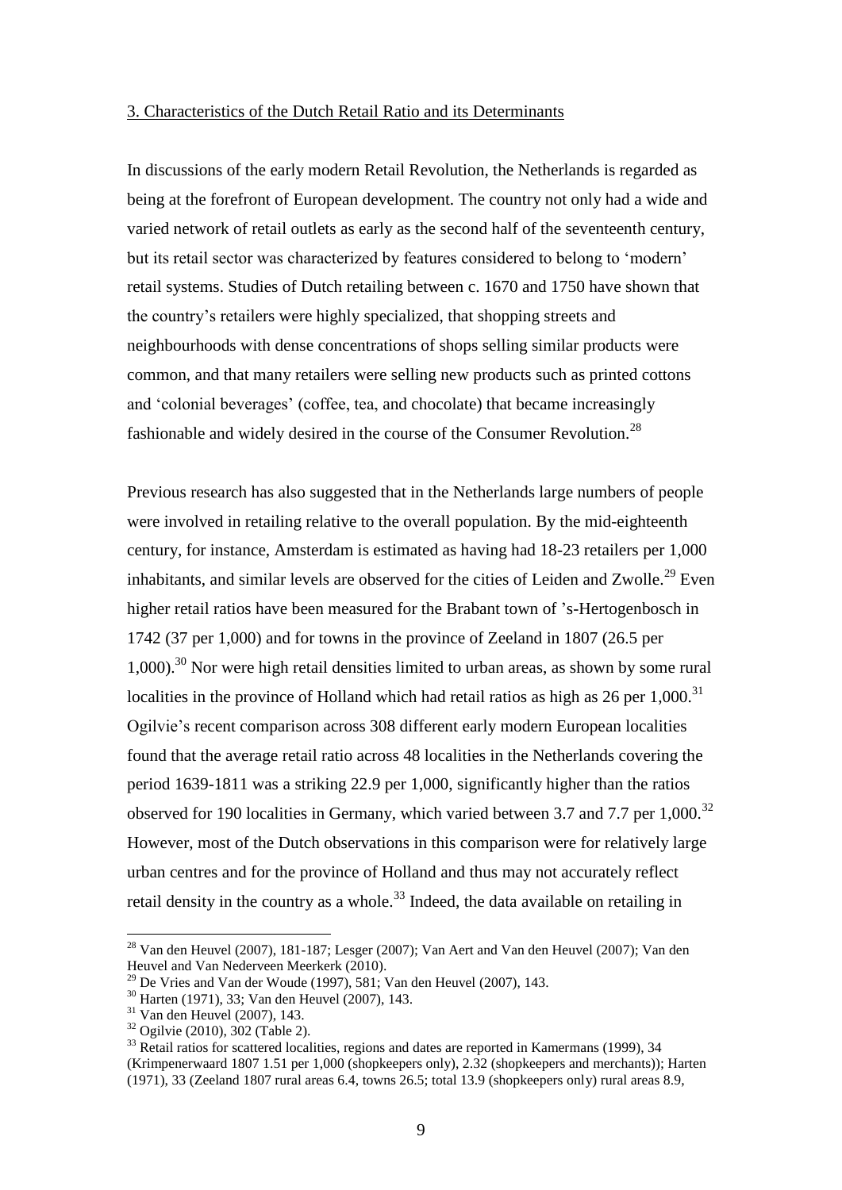3. Characteristics of the Dutch Retail Ratio and its Determinants

In discussions of the early modern Retail Revolution, the Netherlands is regarded as being at the forefront of European development. The country not only had a wide and varied network of retail outlets as early as the second half of the seventeenth century, but its retail sector was characterized by features considered to belong to 'modern' retail systems. Studies of Dutch retailing between c. 1670 and 1750 have shown that the country's retailers were highly specialized, that shopping streets and neighbourhoods with dense concentrations of shops selling similar products were common, and that many retailers were selling new products such as printed cottons and 'colonial beverages' (coffee, tea, and chocolate) that became increasingly fashionable and widely desired in the course of the Consumer Revolution.[28]

Previous research has also suggested that in the Netherlands large numbers of people were involved in retailing relative to the overall population. By the mid-eighteenth century, for instance, Amsterdam is estimated as having had 18-23 retailers per 1,000 inhabitants, and similar levels are observed for the cities of Leiden and Zwolle.[29] Even higher retail ratios have been measured for the Brabant town of 's-Hertogenbosch in 1742 (37 per 1,000) and for towns in the province of Zeeland in 1807 (26.5 per 1,000).[30] Nor were high retail densities limited to urban areas, as shown by some rural localities in the province of Holland which had retail ratios as high as 26 per 1,000.[31] Ogilvie's recent comparison across 308 different early modern European localities found that the average retail ratio across 48 localities in the Netherlands covering the period 1639-1811 was a striking 22.9 per 1,000, significantly higher than the ratios observed for 190 localities in Germany, which varied between 3.7 and 7.7 per 1,000.[32] However, most of the Dutch observations in this comparison were for relatively large urban centres and for the province of Holland and thus may not accurately reflect retail density in the country as a whole.[33] Indeed, the data available on retailing in

---

[28] Van den Heuvel (2007), 181-187; Lesger (2007); Van Aert and Van den Heuvel (2007); Van den Heuvel and Van Nederveen Meerkerk (2010).

[29] De Vries and Van der Woude (1997), 581; Van den Heuvel (2007), 143.

[30] Harten (1971), 33; Van den Heuvel (2007), 143.

[31] Van den Heuvel (2007), 143.

[32] Ogilvie (2010), 302 (Table 2).

[33] Retail ratios for scattered localities, regions and dates are reported in Kamermans (1999), 34 (Krimpenerwaard 1807 1.51 per 1,000 (shopkeepers only), 2.32 (shopkeepers and merchants)); Harten (1971), 33 (Zeeland 1807 rural areas 6.4, towns 26.5; total 13.9 (shopkeepers only) rural areas 8.9,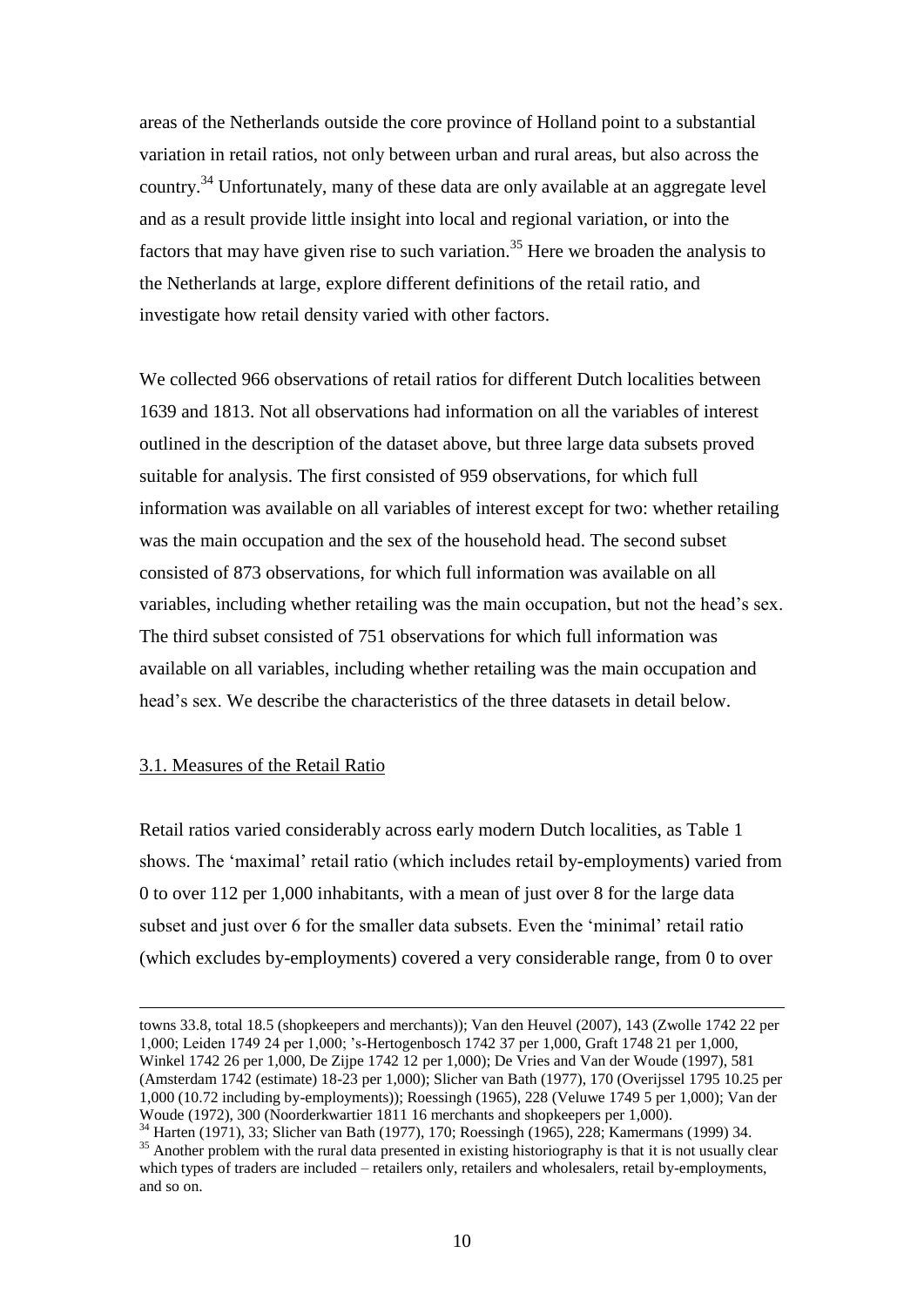areas of the Netherlands outside the core province of Holland point to a substantial variation in retail ratios, not only between urban and rural areas, but also across the country.[34] Unfortunately, many of these data are only available at an aggregate level and as a result provide little insight into local and regional variation, or into the factors that may have given rise to such variation.[35] Here we broaden the analysis to the Netherlands at large, explore different definitions of the retail ratio, and investigate how retail density varied with other factors.

We collected 966 observations of retail ratios for different Dutch localities between 1639 and 1813. Not all observations had information on all the variables of interest outlined in the description of the dataset above, but three large data subsets proved suitable for analysis. The first consisted of 959 observations, for which full information was available on all variables of interest except for two: whether retailing was the main occupation and the sex of the household head. The second subset consisted of 873 observations, for which full information was available on all variables, including whether retailing was the main occupation, but not the head's sex. The third subset consisted of 751 observations for which full information was available on all variables, including whether retailing was the main occupation and head's sex. We describe the characteristics of the three datasets in detail below.

### 3.1. Measures of the Retail Ratio

Retail ratios varied considerably across early modern Dutch localities, as Table 1 shows. The 'maximal' retail ratio (which includes retail by-employments) varied from 0 to over 112 per 1,000 inhabitants, with a mean of just over 8 for the large data subset and just over 6 for the smaller data subsets. Even the 'minimal' retail ratio (which excludes by-employments) covered a very considerable range, from 0 to over

---

towns 33.8, total 18.5 (shopkeepers and merchants)); Van den Heuvel (2007), 143 (Zwolle 1742 22 per 1,000; Leiden 1749 24 per 1,000; 's-Hertogenbosch 1742 37 per 1,000, Graft 1748 21 per 1,000, Winkel 1742 26 per 1,000, De Zijpe 1742 12 per 1,000); De Vries and Van der Woude (1997), 581 (Amsterdam 1742 (estimate) 18-23 per 1,000); Slicher van Bath (1977), 170 (Overijssel 1795 10.25 per 1,000 (10.72 including by-employments)); Roessingh (1965), 228 (Veluwe 1749 5 per 1,000); Van der Woude (1972), 300 (Noorderkwartier 1811 16 merchants and shopkeepers per 1,000).

[34] Harten (1971), 33; Slicher van Bath (1977), 170; Roessingh (1965), 228; Kamermans (1999) 34.

[35] Another problem with the rural data presented in existing historiography is that it is not usually clear which types of traders are included – retailers only, retailers and wholesalers, retail by-employments, and so on.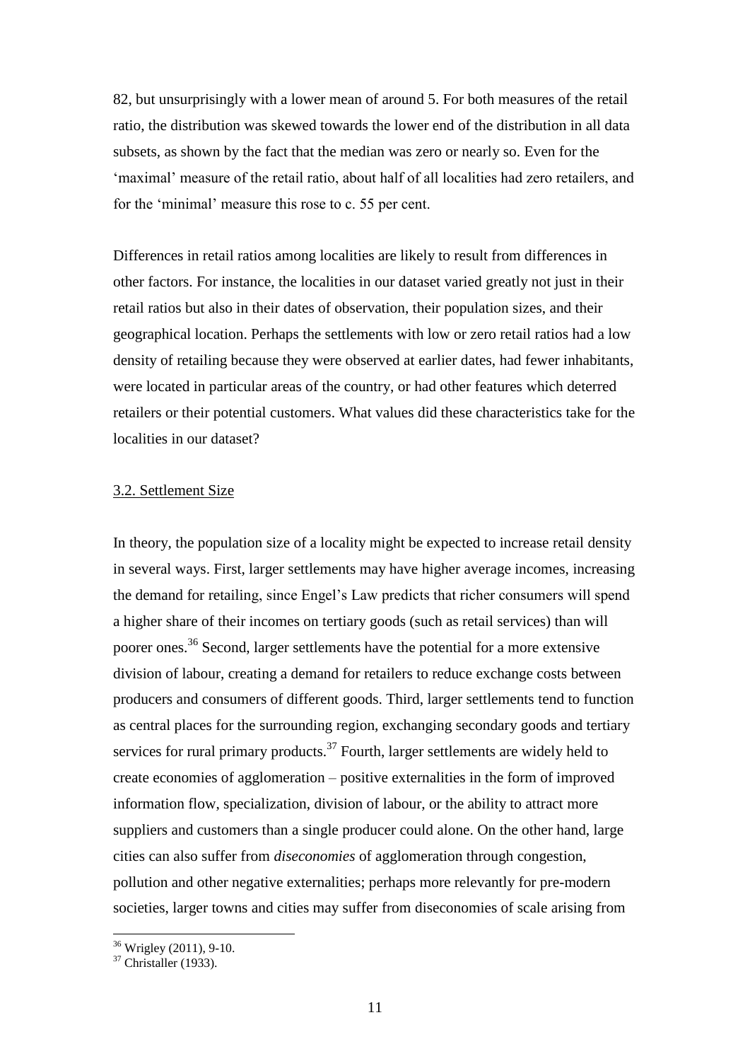82, but unsurprisingly with a lower mean of around 5. For both measures of the retail ratio, the distribution was skewed towards the lower end of the distribution in all data subsets, as shown by the fact that the median was zero or nearly so. Even for the 'maximal' measure of the retail ratio, about half of all localities had zero retailers, and for the 'minimal' measure this rose to c. 55 per cent.

Differences in retail ratios among localities are likely to result from differences in other factors. For instance, the localities in our dataset varied greatly not just in their retail ratios but also in their dates of observation, their population sizes, and their geographical location. Perhaps the settlements with low or zero retail ratios had a low density of retailing because they were observed at earlier dates, had fewer inhabitants, were located in particular areas of the country, or had other features which deterred retailers or their potential customers. What values did these characteristics take for the localities in our dataset?

### 3.2. Settlement Size

In theory, the population size of a locality might be expected to increase retail density in several ways. First, larger settlements may have higher average incomes, increasing the demand for retailing, since Engel's Law predicts that richer consumers will spend a higher share of their incomes on tertiary goods (such as retail services) than will poorer ones.[36] Second, larger settlements have the potential for a more extensive division of labour, creating a demand for retailers to reduce exchange costs between producers and consumers of different goods. Third, larger settlements tend to function as central places for the surrounding region, exchanging secondary goods and tertiary services for rural primary products.[37] Fourth, larger settlements are widely held to create economies of agglomeration – positive externalities in the form of improved information flow, specialization, division of labour, or the ability to attract more suppliers and customers than a single producer could alone. On the other hand, large cities can also suffer from *diseconomies* of agglomeration through congestion, pollution and other negative externalities; perhaps more relevantly for pre-modern societies, larger towns and cities may suffer from diseconomies of scale arising from

[36] Wrigley (2011), 9-10.

[37] Christaller (1933).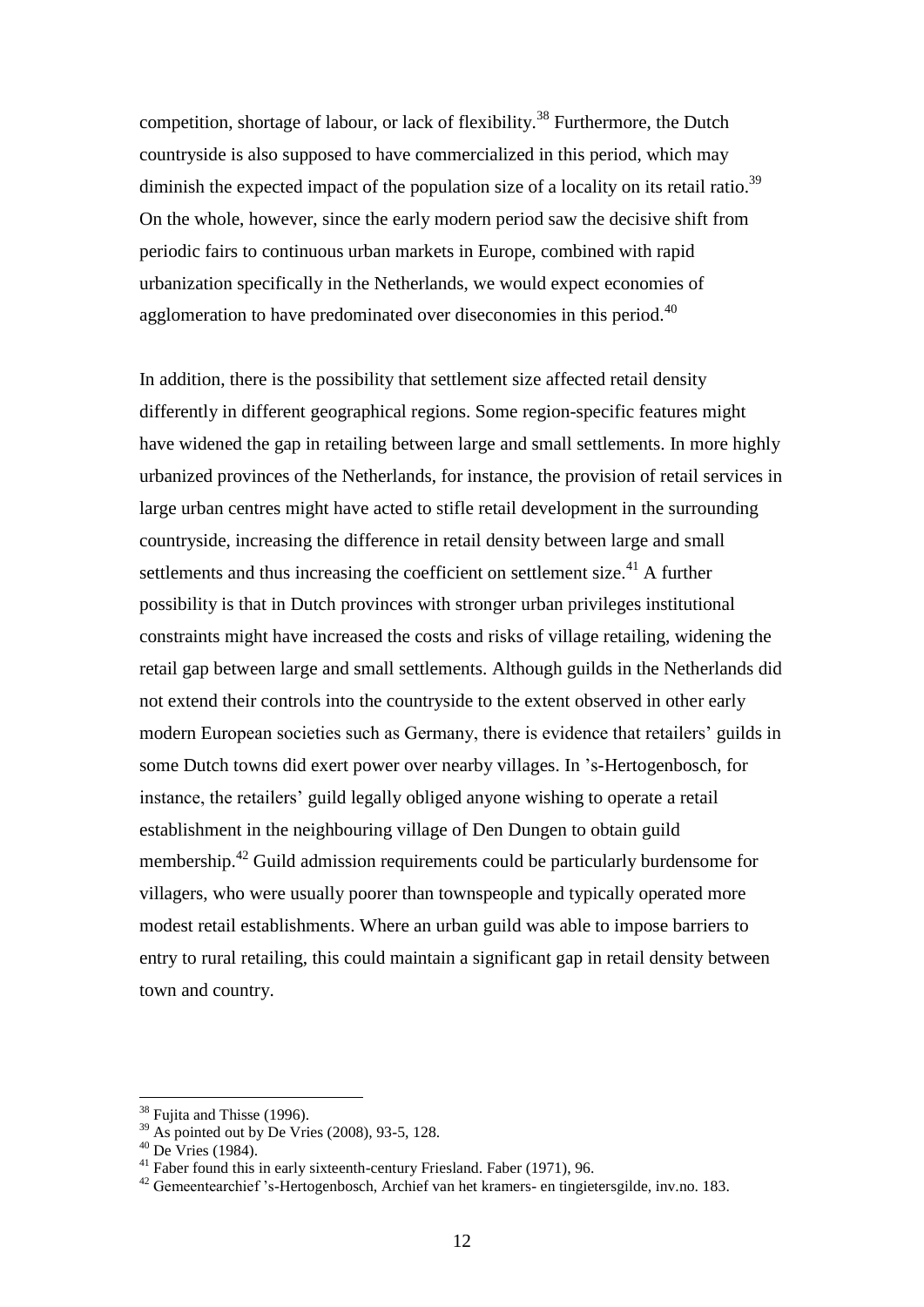competition, shortage of labour, or lack of flexibility.[38] Furthermore, the Dutch countryside is also supposed to have commercialized in this period, which may diminish the expected impact of the population size of a locality on its retail ratio.[39] On the whole, however, since the early modern period saw the decisive shift from periodic fairs to continuous urban markets in Europe, combined with rapid urbanization specifically in the Netherlands, we would expect economies of agglomeration to have predominated over diseconomies in this period.[40]

In addition, there is the possibility that settlement size affected retail density differently in different geographical regions. Some region-specific features might have widened the gap in retailing between large and small settlements. In more highly urbanized provinces of the Netherlands, for instance, the provision of retail services in large urban centres might have acted to stifle retail development in the surrounding countryside, increasing the difference in retail density between large and small settlements and thus increasing the coefficient on settlement size.[41] A further possibility is that in Dutch provinces with stronger urban privileges institutional constraints might have increased the costs and risks of village retailing, widening the retail gap between large and small settlements. Although guilds in the Netherlands did not extend their controls into the countryside to the extent observed in other early modern European societies such as Germany, there is evidence that retailers' guilds in some Dutch towns did exert power over nearby villages. In 's-Hertogenbosch, for instance, the retailers' guild legally obliged anyone wishing to operate a retail establishment in the neighbouring village of Den Dungen to obtain guild membership.[42] Guild admission requirements could be particularly burdensome for villagers, who were usually poorer than townspeople and typically operated more modest retail establishments. Where an urban guild was able to impose barriers to entry to rural retailing, this could maintain a significant gap in retail density between town and country.

---

[38] Fujita and Thisse (1996).

[39] As pointed out by De Vries (2008), 93-5, 128.

[40] De Vries (1984).

[41] Faber found this in early sixteenth-century Friesland. Faber (1971), 96.

[42] Gemeentearchief 's-Hertogenbosch, Archief van het kramers- en tingietersgilde, inv.no. 183.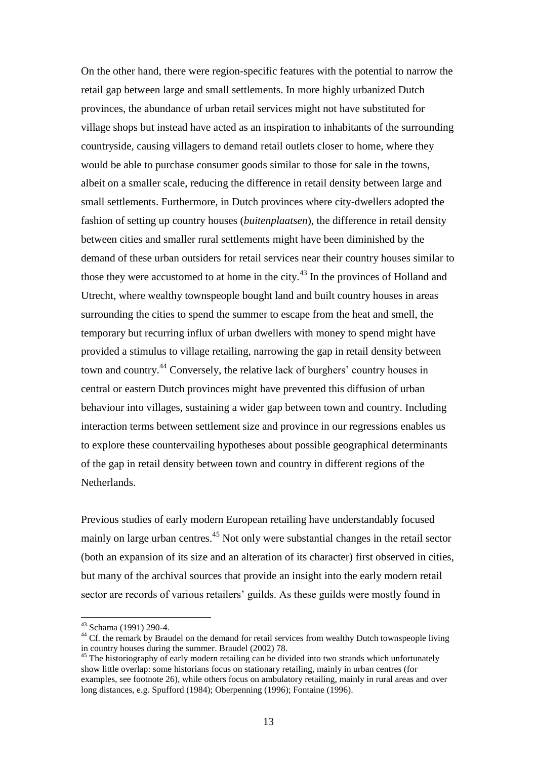On the other hand, there were region-specific features with the potential to narrow the retail gap between large and small settlements. In more highly urbanized Dutch provinces, the abundance of urban retail services might not have substituted for village shops but instead have acted as an inspiration to inhabitants of the surrounding countryside, causing villagers to demand retail outlets closer to home, where they would be able to purchase consumer goods similar to those for sale in the towns, albeit on a smaller scale, reducing the difference in retail density between large and small settlements. Furthermore, in Dutch provinces where city-dwellers adopted the fashion of setting up country houses (*buitenplaatsen*), the difference in retail density between cities and smaller rural settlements might have been diminished by the demand of these urban outsiders for retail services near their country houses similar to those they were accustomed to at home in the city.[43] In the provinces of Holland and Utrecht, where wealthy townspeople bought land and built country houses in areas surrounding the cities to spend the summer to escape from the heat and smell, the temporary but recurring influx of urban dwellers with money to spend might have provided a stimulus to village retailing, narrowing the gap in retail density between town and country.[44] Conversely, the relative lack of burghers' country houses in central or eastern Dutch provinces might have prevented this diffusion of urban behaviour into villages, sustaining a wider gap between town and country. Including interaction terms between settlement size and province in our regressions enables us to explore these countervailing hypotheses about possible geographical determinants of the gap in retail density between town and country in different regions of the Netherlands.

Previous studies of early modern European retailing have understandably focused mainly on large urban centres.[45] Not only were substantial changes in the retail sector (both an expansion of its size and an alteration of its character) first observed in cities, but many of the archival sources that provide an insight into the early modern retail sector are records of various retailers' guilds. As these guilds were mostly found in

[43] Schama (1991) 290-4.

[44] Cf. the remark by Braudel on the demand for retail services from wealthy Dutch townspeople living in country houses during the summer. Braudel (2002) 78.

[45] The historiography of early modern retailing can be divided into two strands which unfortunately show little overlap: some historians focus on stationary retailing, mainly in urban centres (for examples, see footnote 26), while others focus on ambulatory retailing, mainly in rural areas and over long distances, e.g. Spufford (1984); Oberpenning (1996); Fontaine (1996).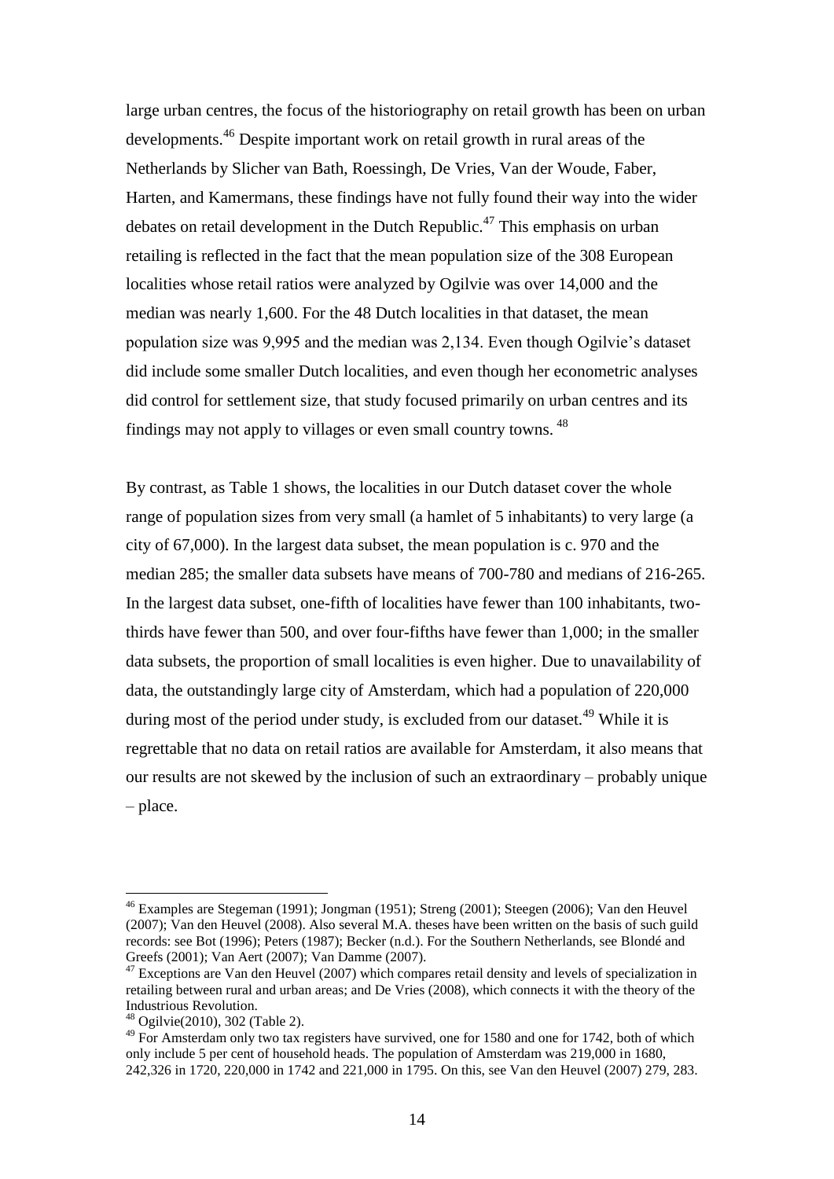large urban centres, the focus of the historiography on retail growth has been on urban developments.[46] Despite important work on retail growth in rural areas of the Netherlands by Slicher van Bath, Roessingh, De Vries, Van der Woude, Faber, Harten, and Kamermans, these findings have not fully found their way into the wider debates on retail development in the Dutch Republic.[47] This emphasis on urban retailing is reflected in the fact that the mean population size of the 308 European localities whose retail ratios were analyzed by Ogilvie was over 14,000 and the median was nearly 1,600. For the 48 Dutch localities in that dataset, the mean population size was 9,995 and the median was 2,134. Even though Ogilvie's dataset did include some smaller Dutch localities, and even though her econometric analyses did control for settlement size, that study focused primarily on urban centres and its findings may not apply to villages or even small country towns. [48]

By contrast, as Table 1 shows, the localities in our Dutch dataset cover the whole range of population sizes from very small (a hamlet of 5 inhabitants) to very large (a city of 67,000). In the largest data subset, the mean population is c. 970 and the median 285; the smaller data subsets have means of 700-780 and medians of 216-265. In the largest data subset, one-fifth of localities have fewer than 100 inhabitants, two-thirds have fewer than 500, and over four-fifths have fewer than 1,000; in the smaller data subsets, the proportion of small localities is even higher. Due to unavailability of data, the outstandingly large city of Amsterdam, which had a population of 220,000 during most of the period under study, is excluded from our dataset.[49] While it is regrettable that no data on retail ratios are available for Amsterdam, it also means that our results are not skewed by the inclusion of such an extraordinary – probably unique – place.

---

[46] Examples are Stegeman (1991); Jongman (1951); Streng (2001); Steegen (2006); Van den Heuvel (2007); Van den Heuvel (2008). Also several M.A. theses have been written on the basis of such guild records: see Bot (1996); Peters (1987); Becker (n.d.). For the Southern Netherlands, see Blondé and Greefs (2001); Van Aert (2007); Van Damme (2007).

[47] Exceptions are Van den Heuvel (2007) which compares retail density and levels of specialization in retailing between rural and urban areas; and De Vries (2008), which connects it with the theory of the Industrious Revolution.

[48] Ogilvie(2010), 302 (Table 2).

[49] For Amsterdam only two tax registers have survived, one for 1580 and one for 1742, both of which only include 5 per cent of household heads. The population of Amsterdam was 219,000 in 1680, 242,326 in 1720, 220,000 in 1742 and 221,000 in 1795. On this, see Van den Heuvel (2007) 279, 283.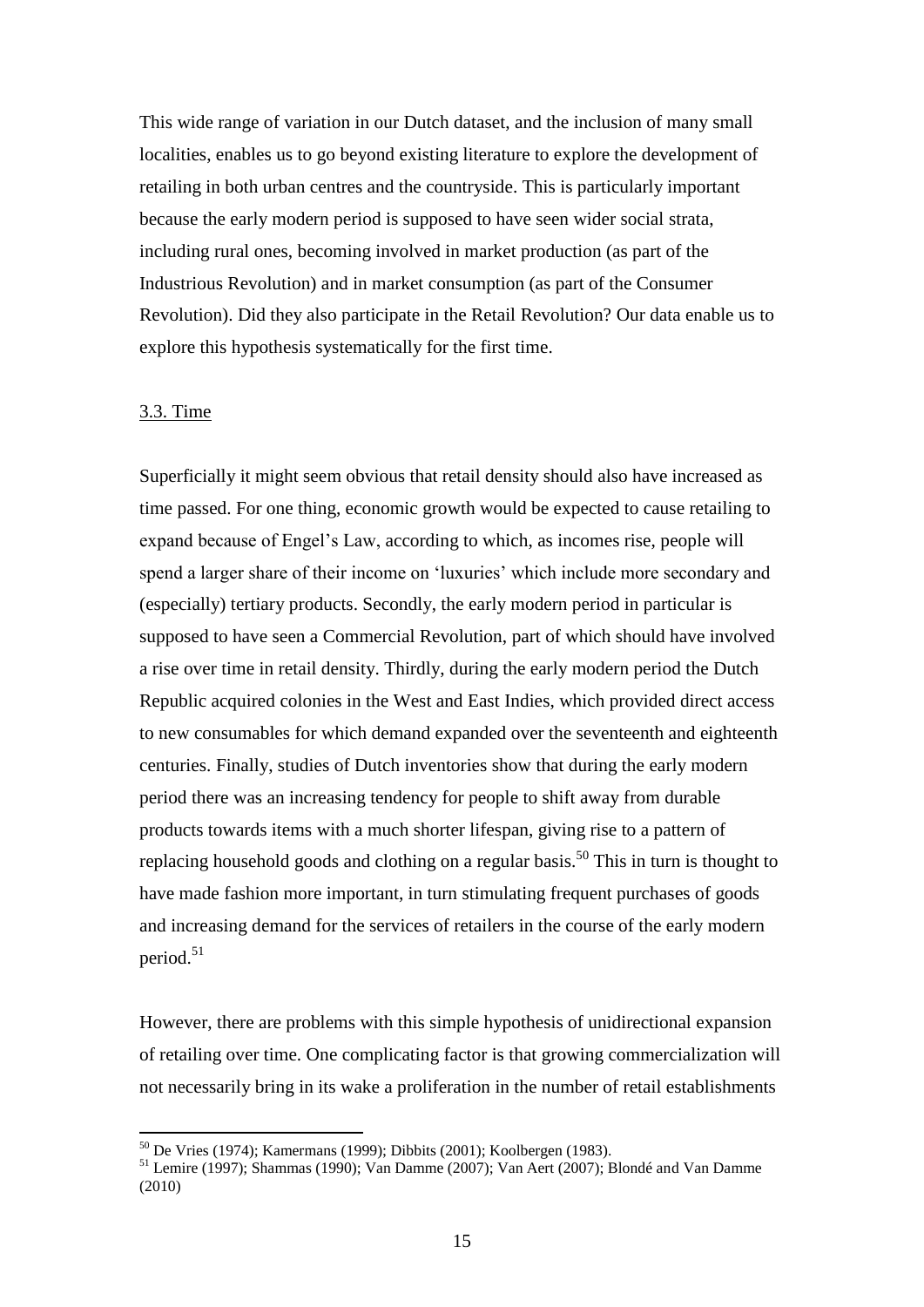This wide range of variation in our Dutch dataset, and the inclusion of many small localities, enables us to go beyond existing literature to explore the development of retailing in both urban centres and the countryside. This is particularly important because the early modern period is supposed to have seen wider social strata, including rural ones, becoming involved in market production (as part of the Industrious Revolution) and in market consumption (as part of the Consumer Revolution). Did they also participate in the Retail Revolution? Our data enable us to explore this hypothesis systematically for the first time.

### 3.3. Time

Superficially it might seem obvious that retail density should also have increased as time passed. For one thing, economic growth would be expected to cause retailing to expand because of Engel's Law, according to which, as incomes rise, people will spend a larger share of their income on 'luxuries' which include more secondary and (especially) tertiary products. Secondly, the early modern period in particular is supposed to have seen a Commercial Revolution, part of which should have involved a rise over time in retail density. Thirdly, during the early modern period the Dutch Republic acquired colonies in the West and East Indies, which provided direct access to new consumables for which demand expanded over the seventeenth and eighteenth centuries. Finally, studies of Dutch inventories show that during the early modern period there was an increasing tendency for people to shift away from durable products towards items with a much shorter lifespan, giving rise to a pattern of replacing household goods and clothing on a regular basis.[50] This in turn is thought to have made fashion more important, in turn stimulating frequent purchases of goods and increasing demand for the services of retailers in the course of the early modern period.[51]

However, there are problems with this simple hypothesis of unidirectional expansion of retailing over time. One complicating factor is that growing commercialization will not necessarily bring in its wake a proliferation in the number of retail establishments

[50] De Vries (1974); Kamermans (1999); Dibbits (2001); Koolbergen (1983).

[51] Lemire (1997); Shammas (1990); Van Damme (2007); Van Aert (2007); Blondé and Van Damme (2010)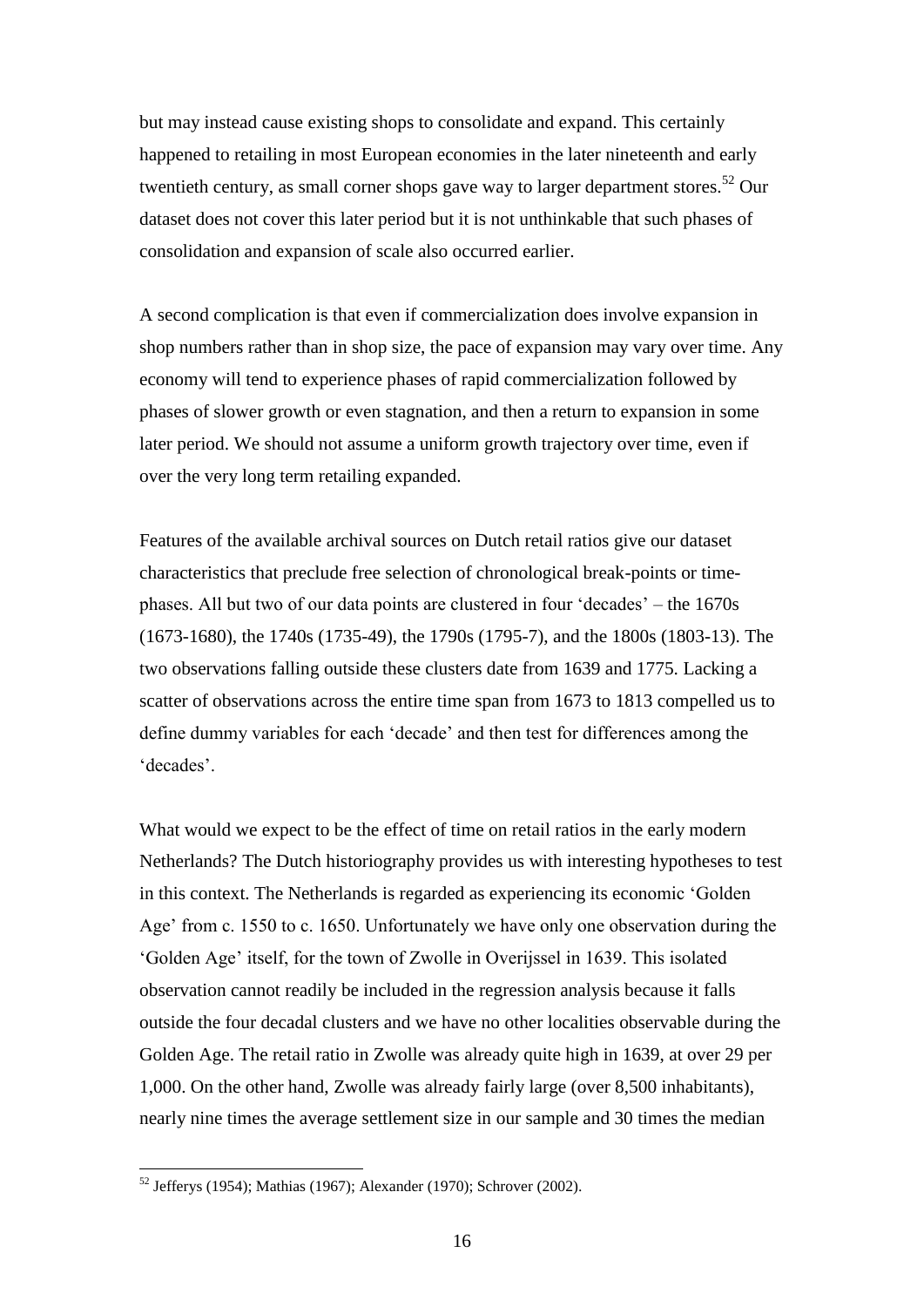but may instead cause existing shops to consolidate and expand. This certainly happened to retailing in most European economies in the later nineteenth and early twentieth century, as small corner shops gave way to larger department stores.[52] Our dataset does not cover this later period but it is not unthinkable that such phases of consolidation and expansion of scale also occurred earlier.

A second complication is that even if commercialization does involve expansion in shop numbers rather than in shop size, the pace of expansion may vary over time. Any economy will tend to experience phases of rapid commercialization followed by phases of slower growth or even stagnation, and then a return to expansion in some later period. We should not assume a uniform growth trajectory over time, even if over the very long term retailing expanded.

Features of the available archival sources on Dutch retail ratios give our dataset characteristics that preclude free selection of chronological break-points or time-phases. All but two of our data points are clustered in four 'decades' – the 1670s (1673-1680), the 1740s (1735-49), the 1790s (1795-7), and the 1800s (1803-13). The two observations falling outside these clusters date from 1639 and 1775. Lacking a scatter of observations across the entire time span from 1673 to 1813 compelled us to define dummy variables for each 'decade' and then test for differences among the 'decades'.

What would we expect to be the effect of time on retail ratios in the early modern Netherlands? The Dutch historiography provides us with interesting hypotheses to test in this context. The Netherlands is regarded as experiencing its economic 'Golden Age' from c. 1550 to c. 1650. Unfortunately we have only one observation during the 'Golden Age' itself, for the town of Zwolle in Overijssel in 1639. This isolated observation cannot readily be included in the regression analysis because it falls outside the four decadal clusters and we have no other localities observable during the Golden Age. The retail ratio in Zwolle was already quite high in 1639, at over 29 per 1,000. On the other hand, Zwolle was already fairly large (over 8,500 inhabitants), nearly nine times the average settlement size in our sample and 30 times the median

[52] Jefferys (1954); Mathias (1967); Alexander (1970); Schrover (2002).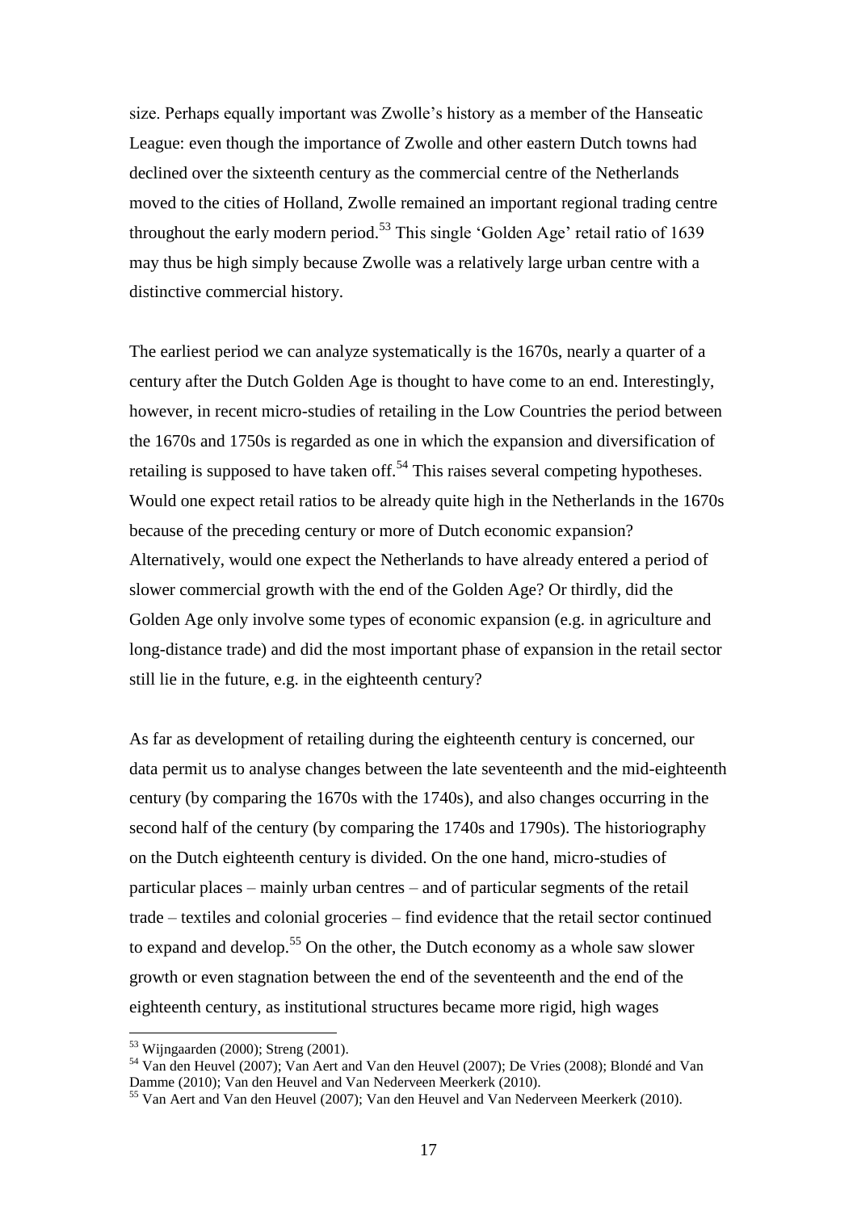size. Perhaps equally important was Zwolle's history as a member of the Hanseatic League: even though the importance of Zwolle and other eastern Dutch towns had declined over the sixteenth century as the commercial centre of the Netherlands moved to the cities of Holland, Zwolle remained an important regional trading centre throughout the early modern period.[53] This single 'Golden Age' retail ratio of 1639 may thus be high simply because Zwolle was a relatively large urban centre with a distinctive commercial history.

The earliest period we can analyze systematically is the 1670s, nearly a quarter of a century after the Dutch Golden Age is thought to have come to an end. Interestingly, however, in recent micro-studies of retailing in the Low Countries the period between the 1670s and 1750s is regarded as one in which the expansion and diversification of retailing is supposed to have taken off.[54] This raises several competing hypotheses. Would one expect retail ratios to be already quite high in the Netherlands in the 1670s because of the preceding century or more of Dutch economic expansion? Alternatively, would one expect the Netherlands to have already entered a period of slower commercial growth with the end of the Golden Age? Or thirdly, did the Golden Age only involve some types of economic expansion (e.g. in agriculture and long-distance trade) and did the most important phase of expansion in the retail sector still lie in the future, e.g. in the eighteenth century?

As far as development of retailing during the eighteenth century is concerned, our data permit us to analyse changes between the late seventeenth and the mid-eighteenth century (by comparing the 1670s with the 1740s), and also changes occurring in the second half of the century (by comparing the 1740s and 1790s). The historiography on the Dutch eighteenth century is divided. On the one hand, micro-studies of particular places – mainly urban centres – and of particular segments of the retail trade – textiles and colonial groceries – find evidence that the retail sector continued to expand and develop.[55] On the other, the Dutch economy as a whole saw slower growth or even stagnation between the end of the seventeenth and the end of the eighteenth century, as institutional structures became more rigid, high wages

[53] Wijngaarden (2000); Streng (2001).

[54] Van den Heuvel (2007); Van Aert and Van den Heuvel (2007); De Vries (2008); Blondé and Van Damme (2010); Van den Heuvel and Van Nederveen Meerkerk (2010).

[55] Van Aert and Van den Heuvel (2007); Van den Heuvel and Van Nederveen Meerkerk (2010).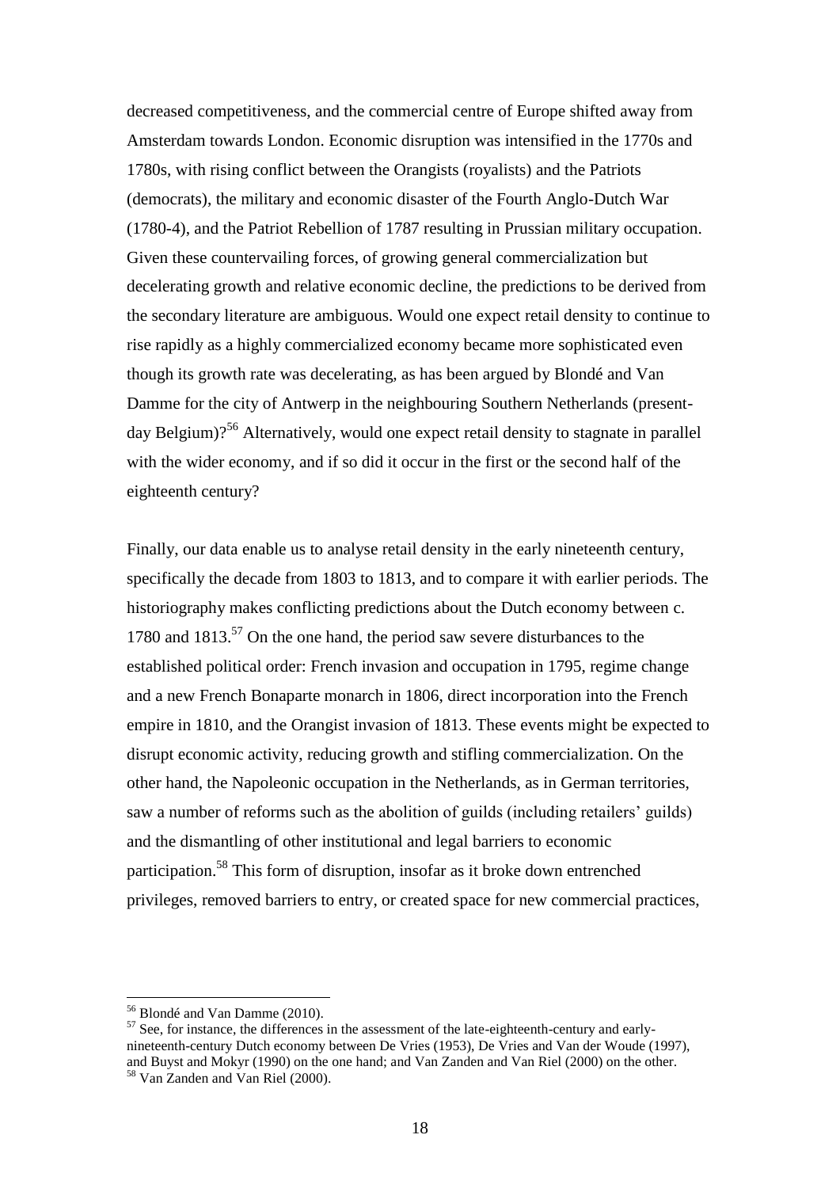decreased competitiveness, and the commercial centre of Europe shifted away from Amsterdam towards London. Economic disruption was intensified in the 1770s and 1780s, with rising conflict between the Orangists (royalists) and the Patriots (democrats), the military and economic disaster of the Fourth Anglo-Dutch War (1780-4), and the Patriot Rebellion of 1787 resulting in Prussian military occupation. Given these countervailing forces, of growing general commercialization but decelerating growth and relative economic decline, the predictions to be derived from the secondary literature are ambiguous. Would one expect retail density to continue to rise rapidly as a highly commercialized economy became more sophisticated even though its growth rate was decelerating, as has been argued by Blondé and Van Damme for the city of Antwerp in the neighbouring Southern Netherlands (present-day Belgium)?[56] Alternatively, would one expect retail density to stagnate in parallel with the wider economy, and if so did it occur in the first or the second half of the eighteenth century?

Finally, our data enable us to analyse retail density in the early nineteenth century, specifically the decade from 1803 to 1813, and to compare it with earlier periods. The historiography makes conflicting predictions about the Dutch economy between c. 1780 and 1813.[57] On the one hand, the period saw severe disturbances to the established political order: French invasion and occupation in 1795, regime change and a new French Bonaparte monarch in 1806, direct incorporation into the French empire in 1810, and the Orangist invasion of 1813. These events might be expected to disrupt economic activity, reducing growth and stifling commercialization. On the other hand, the Napoleonic occupation in the Netherlands, as in German territories, saw a number of reforms such as the abolition of guilds (including retailers' guilds) and the dismantling of other institutional and legal barriers to economic participation.[58] This form of disruption, insofar as it broke down entrenched privileges, removed barriers to entry, or created space for new commercial practices,

[56] Blondé and Van Damme (2010).

[57] See, for instance, the differences in the assessment of the late-eighteenth-century and early-nineteenth-century Dutch economy between De Vries (1953), De Vries and Van der Woude (1997), and Buyst and Mokyr (1990) on the one hand; and Van Zanden and Van Riel (2000) on the other.

[58] Van Zanden and Van Riel (2000).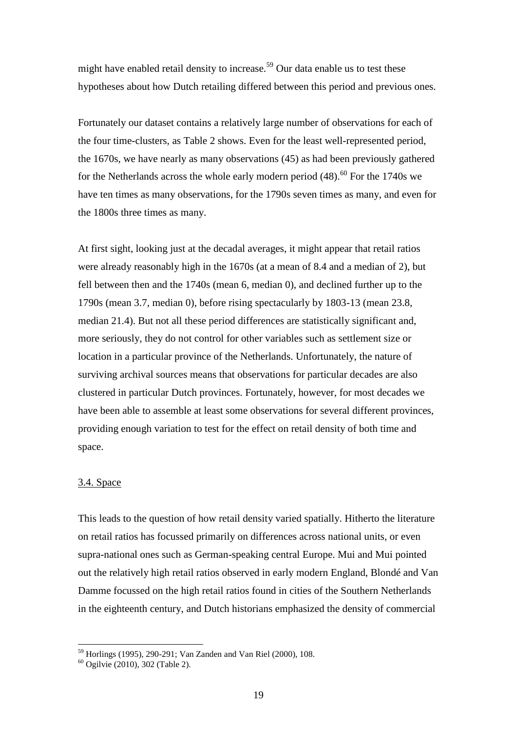might have enabled retail density to increase.[59] Our data enable us to test these hypotheses about how Dutch retailing differed between this period and previous ones.

Fortunately our dataset contains a relatively large number of observations for each of the four time-clusters, as Table 2 shows. Even for the least well-represented period, the 1670s, we have nearly as many observations (45) as had been previously gathered for the Netherlands across the whole early modern period (48).[60] For the 1740s we have ten times as many observations, for the 1790s seven times as many, and even for the 1800s three times as many.

At first sight, looking just at the decadal averages, it might appear that retail ratios were already reasonably high in the 1670s (at a mean of 8.4 and a median of 2), but fell between then and the 1740s (mean 6, median 0), and declined further up to the 1790s (mean 3.7, median 0), before rising spectacularly by 1803-13 (mean 23.8, median 21.4). But not all these period differences are statistically significant and, more seriously, they do not control for other variables such as settlement size or location in a particular province of the Netherlands. Unfortunately, the nature of surviving archival sources means that observations for particular decades are also clustered in particular Dutch provinces. Fortunately, however, for most decades we have been able to assemble at least some observations for several different provinces, providing enough variation to test for the effect on retail density of both time and space.

### 3.4. Space

This leads to the question of how retail density varied spatially. Hitherto the literature on retail ratios has focussed primarily on differences across national units, or even supra-national ones such as German-speaking central Europe. Mui and Mui pointed out the relatively high retail ratios observed in early modern England, Blondé and Van Damme focussed on the high retail ratios found in cities of the Southern Netherlands in the eighteenth century, and Dutch historians emphasized the density of commercial

---

[59] Horlings (1995), 290-291; Van Zanden and Van Riel (2000), 108.

[60] Ogilvie (2010), 302 (Table 2).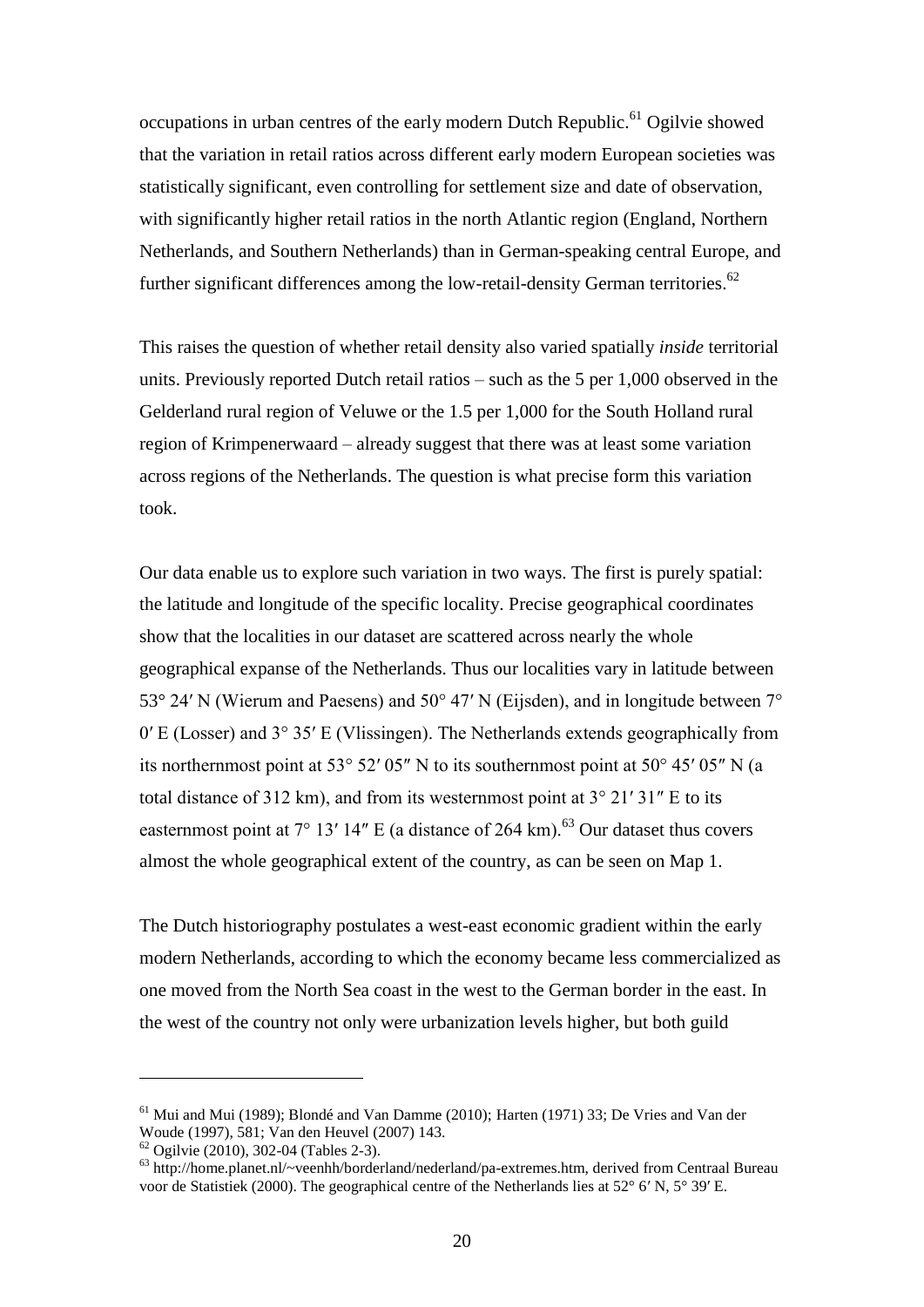occupations in urban centres of the early modern Dutch Republic.[61] Ogilvie showed that the variation in retail ratios across different early modern European societies was statistically significant, even controlling for settlement size and date of observation, with significantly higher retail ratios in the north Atlantic region (England, Northern Netherlands, and Southern Netherlands) than in German-speaking central Europe, and further significant differences among the low-retail-density German territories.[62]

This raises the question of whether retail density also varied spatially *inside* territorial units. Previously reported Dutch retail ratios – such as the 5 per 1,000 observed in the Gelderland rural region of Veluwe or the 1.5 per 1,000 for the South Holland rural region of Krimpenerwaard – already suggest that there was at least some variation across regions of the Netherlands. The question is what precise form this variation took.

Our data enable us to explore such variation in two ways. The first is purely spatial: the latitude and longitude of the specific locality. Precise geographical coordinates show that the localities in our dataset are scattered across nearly the whole geographical expanse of the Netherlands. Thus our localities vary in latitude between 53° 24′ N (Wierum and Paesens) and 50° 47′ N (Eijsden), and in longitude between 7° 0′ E (Losser) and 3° 35′ E (Vlissingen). The Netherlands extends geographically from its northernmost point at 53° 52′ 05″ N to its southernmost point at 50° 45′ 05″ N (a total distance of 312 km), and from its westernmost point at 3° 21′ 31″ E to its easternmost point at 7° 13′ 14″ E (a distance of 264 km).[63] Our dataset thus covers almost the whole geographical extent of the country, as can be seen on Map 1.

The Dutch historiography postulates a west-east economic gradient within the early modern Netherlands, according to which the economy became less commercialized as one moved from the North Sea coast in the west to the German border in the east. In the west of the country not only were urbanization levels higher, but both guild

---

[61] Mui and Mui (1989); Blondé and Van Damme (2010); Harten (1971) 33; De Vries and Van der Woude (1997), 581; Van den Heuvel (2007) 143.

[62] Ogilvie (2010), 302-04 (Tables 2-3).

[63] http://home.planet.nl/~veenhh/borderland/nederland/pa-extremes.htm, derived from Centraal Bureau voor de Statistiek (2000). The geographical centre of the Netherlands lies at 52° 6′ N, 5° 39′ E.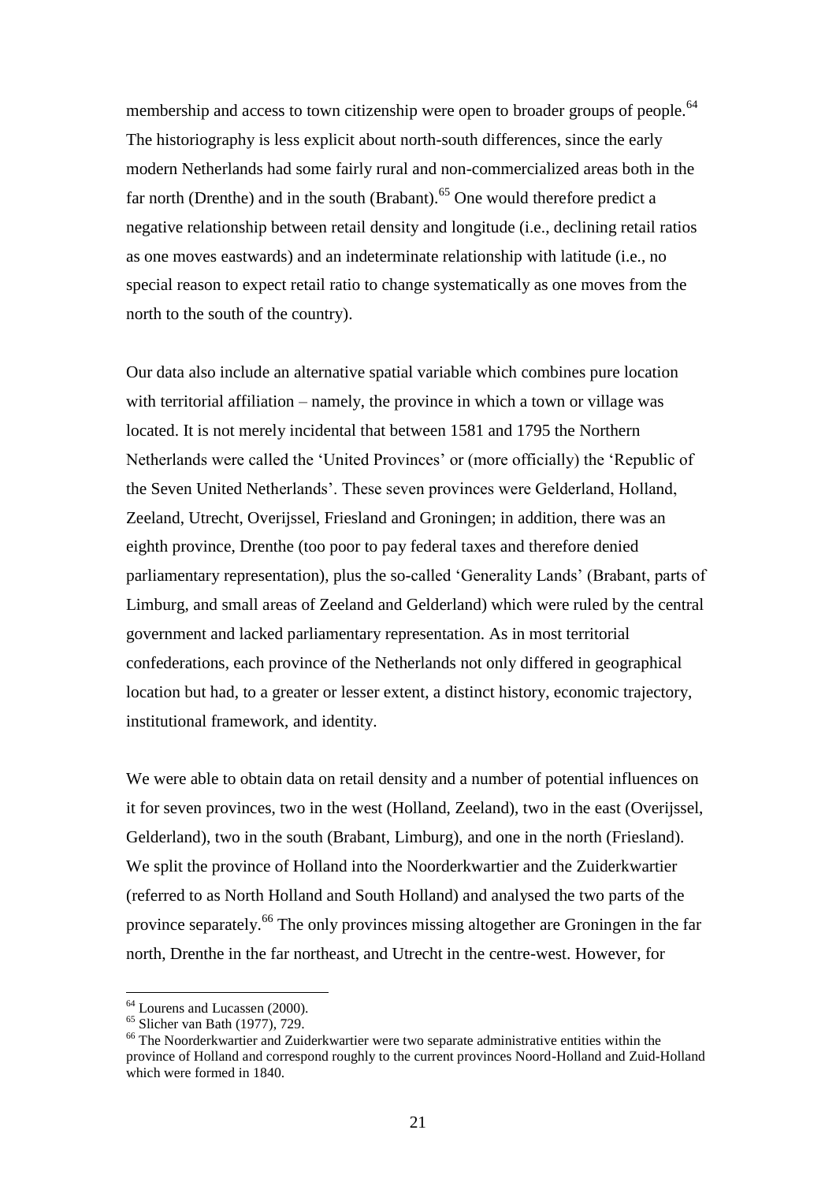membership and access to town citizenship were open to broader groups of people.[64] The historiography is less explicit about north-south differences, since the early modern Netherlands had some fairly rural and non-commercialized areas both in the far north (Drenthe) and in the south (Brabant).[65] One would therefore predict a negative relationship between retail density and longitude (i.e., declining retail ratios as one moves eastwards) and an indeterminate relationship with latitude (i.e., no special reason to expect retail ratio to change systematically as one moves from the north to the south of the country).

Our data also include an alternative spatial variable which combines pure location with territorial affiliation – namely, the province in which a town or village was located. It is not merely incidental that between 1581 and 1795 the Northern Netherlands were called the 'United Provinces' or (more officially) the 'Republic of the Seven United Netherlands'. These seven provinces were Gelderland, Holland, Zeeland, Utrecht, Overijssel, Friesland and Groningen; in addition, there was an eighth province, Drenthe (too poor to pay federal taxes and therefore denied parliamentary representation), plus the so-called 'Generality Lands' (Brabant, parts of Limburg, and small areas of Zeeland and Gelderland) which were ruled by the central government and lacked parliamentary representation. As in most territorial confederations, each province of the Netherlands not only differed in geographical location but had, to a greater or lesser extent, a distinct history, economic trajectory, institutional framework, and identity.

We were able to obtain data on retail density and a number of potential influences on it for seven provinces, two in the west (Holland, Zeeland), two in the east (Overijssel, Gelderland), two in the south (Brabant, Limburg), and one in the north (Friesland). We split the province of Holland into the Noorderkwartier and the Zuiderkwartier (referred to as North Holland and South Holland) and analysed the two parts of the province separately.[66] The only provinces missing altogether are Groningen in the far north, Drenthe in the far northeast, and Utrecht in the centre-west. However, for

[64] Lourens and Lucassen (2000).

[65] Slicher van Bath (1977), 729.

[66] The Noorderkwartier and Zuiderkwartier were two separate administrative entities within the province of Holland and correspond roughly to the current provinces Noord-Holland and Zuid-Holland which were formed in 1840.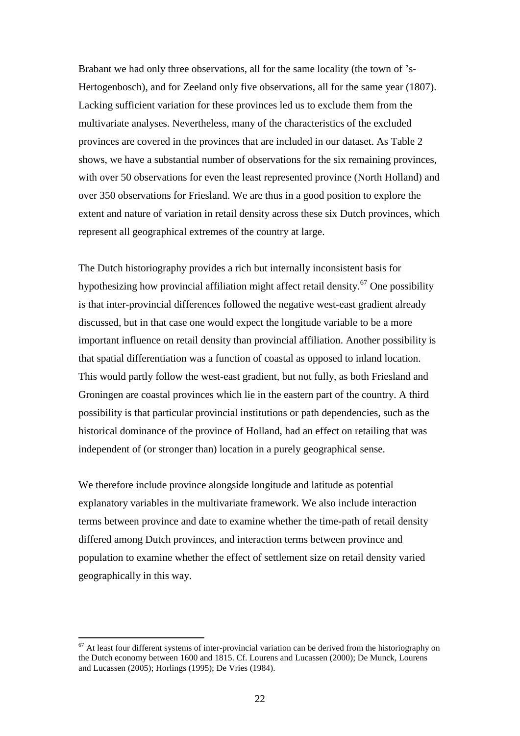Brabant we had only three observations, all for the same locality (the town of 's-Hertogenbosch), and for Zeeland only five observations, all for the same year (1807). Lacking sufficient variation for these provinces led us to exclude them from the multivariate analyses. Nevertheless, many of the characteristics of the excluded provinces are covered in the provinces that are included in our dataset. As Table 2 shows, we have a substantial number of observations for the six remaining provinces, with over 50 observations for even the least represented province (North Holland) and over 350 observations for Friesland. We are thus in a good position to explore the extent and nature of variation in retail density across these six Dutch provinces, which represent all geographical extremes of the country at large.

The Dutch historiography provides a rich but internally inconsistent basis for hypothesizing how provincial affiliation might affect retail density.[67] One possibility is that inter-provincial differences followed the negative west-east gradient already discussed, but in that case one would expect the longitude variable to be a more important influence on retail density than provincial affiliation. Another possibility is that spatial differentiation was a function of coastal as opposed to inland location. This would partly follow the west-east gradient, but not fully, as both Friesland and Groningen are coastal provinces which lie in the eastern part of the country. A third possibility is that particular provincial institutions or path dependencies, such as the historical dominance of the province of Holland, had an effect on retailing that was independent of (or stronger than) location in a purely geographical sense.

We therefore include province alongside longitude and latitude as potential explanatory variables in the multivariate framework. We also include interaction terms between province and date to examine whether the time-path of retail density differed among Dutch provinces, and interaction terms between province and population to examine whether the effect of settlement size on retail density varied geographically in this way.

[67] At least four different systems of inter-provincial variation can be derived from the historiography on the Dutch economy between 1600 and 1815. Cf. Lourens and Lucassen (2000); De Munck, Lourens and Lucassen (2005); Horlings (1995); De Vries (1984).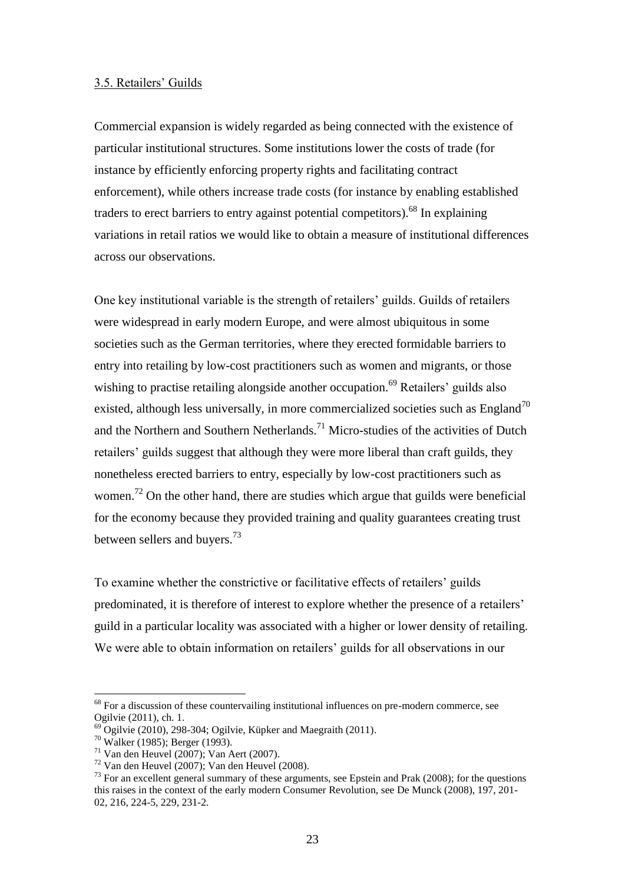### 3.5. Retailers' Guilds

Commercial expansion is widely regarded as being connected with the existence of particular institutional structures. Some institutions lower the costs of trade (for instance by efficiently enforcing property rights and facilitating contract enforcement), while others increase trade costs (for instance by enabling established traders to erect barriers to entry against potential competitors).[68] In explaining variations in retail ratios we would like to obtain a measure of institutional differences across our observations.

One key institutional variable is the strength of retailers' guilds. Guilds of retailers were widespread in early modern Europe, and were almost ubiquitous in some societies such as the German territories, where they erected formidable barriers to entry into retailing by low-cost practitioners such as women and migrants, or those wishing to practise retailing alongside another occupation.[69] Retailers' guilds also existed, although less universally, in more commercialized societies such as England[70] and the Northern and Southern Netherlands.[71] Micro-studies of the activities of Dutch retailers' guilds suggest that although they were more liberal than craft guilds, they nonetheless erected barriers to entry, especially by low-cost practitioners such as women.[72] On the other hand, there are studies which argue that guilds were beneficial for the economy because they provided training and quality guarantees creating trust between sellers and buyers.[73]

To examine whether the constrictive or facilitative effects of retailers' guilds predominated, it is therefore of interest to explore whether the presence of a retailers' guild in a particular locality was associated with a higher or lower density of retailing. We were able to obtain information on retailers' guilds for all observations in our

---

[68] For a discussion of these countervailing institutional influences on pre-modern commerce, see Ogilvie (2011), ch. 1.

[69] Ogilvie (2010), 298-304; Ogilvie, Küpker and Maegraith (2011).

[70] Walker (1985); Berger (1993).

[71] Van den Heuvel (2007); Van Aert (2007).

[72] Van den Heuvel (2007); Van den Heuvel (2008).

[73] For an excellent general summary of these arguments, see Epstein and Prak (2008); for the questions this raises in the context of the early modern Consumer Revolution, see De Munck (2008), 197, 201-02, 216, 224-5, 229, 231-2.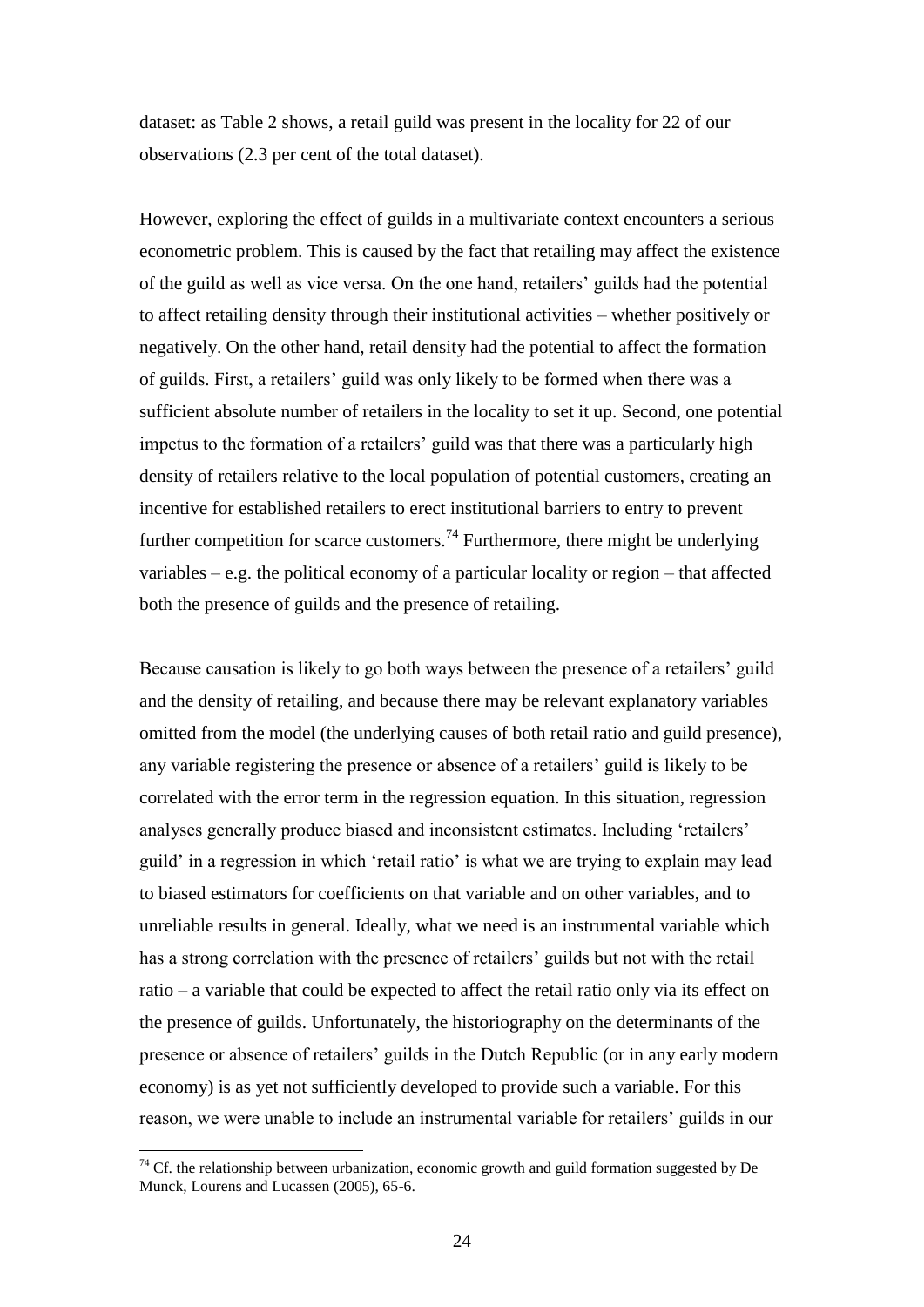dataset: as Table 2 shows, a retail guild was present in the locality for 22 of our observations (2.3 per cent of the total dataset).

However, exploring the effect of guilds in a multivariate context encounters a serious econometric problem. This is caused by the fact that retailing may affect the existence of the guild as well as vice versa. On the one hand, retailers' guilds had the potential to affect retailing density through their institutional activities – whether positively or negatively. On the other hand, retail density had the potential to affect the formation of guilds. First, a retailers' guild was only likely to be formed when there was a sufficient absolute number of retailers in the locality to set it up. Second, one potential impetus to the formation of a retailers' guild was that there was a particularly high density of retailers relative to the local population of potential customers, creating an incentive for established retailers to erect institutional barriers to entry to prevent further competition for scarce customers.[74] Furthermore, there might be underlying variables – e.g. the political economy of a particular locality or region – that affected both the presence of guilds and the presence of retailing.

Because causation is likely to go both ways between the presence of a retailers' guild and the density of retailing, and because there may be relevant explanatory variables omitted from the model (the underlying causes of both retail ratio and guild presence), any variable registering the presence or absence of a retailers' guild is likely to be correlated with the error term in the regression equation. In this situation, regression analyses generally produce biased and inconsistent estimates. Including 'retailers' guild' in a regression in which 'retail ratio' is what we are trying to explain may lead to biased estimators for coefficients on that variable and on other variables, and to unreliable results in general. Ideally, what we need is an instrumental variable which has a strong correlation with the presence of retailers' guilds but not with the retail ratio – a variable that could be expected to affect the retail ratio only via its effect on the presence of guilds. Unfortunately, the historiography on the determinants of the presence or absence of retailers' guilds in the Dutch Republic (or in any early modern economy) is as yet not sufficiently developed to provide such a variable. For this reason, we were unable to include an instrumental variable for retailers' guilds in our

[74] Cf. the relationship between urbanization, economic growth and guild formation suggested by De Munck, Lourens and Lucassen (2005), 65-6.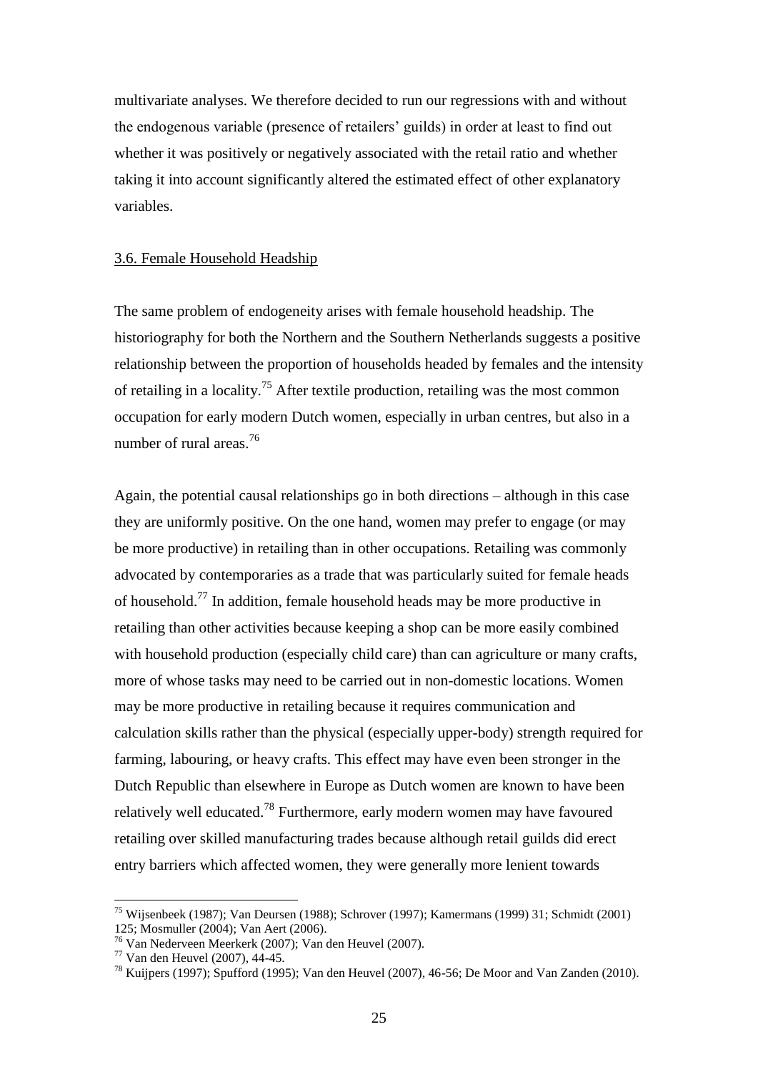multivariate analyses. We therefore decided to run our regressions with and without the endogenous variable (presence of retailers' guilds) in order at least to find out whether it was positively or negatively associated with the retail ratio and whether taking it into account significantly altered the estimated effect of other explanatory variables.

### 3.6. Female Household Headship

The same problem of endogeneity arises with female household headship. The historiography for both the Northern and the Southern Netherlands suggests a positive relationship between the proportion of households headed by females and the intensity of retailing in a locality.[75] After textile production, retailing was the most common occupation for early modern Dutch women, especially in urban centres, but also in a number of rural areas.[76]

Again, the potential causal relationships go in both directions – although in this case they are uniformly positive. On the one hand, women may prefer to engage (or may be more productive) in retailing than in other occupations. Retailing was commonly advocated by contemporaries as a trade that was particularly suited for female heads of household.[77] In addition, female household heads may be more productive in retailing than other activities because keeping a shop can be more easily combined with household production (especially child care) than can agriculture or many crafts, more of whose tasks may need to be carried out in non-domestic locations. Women may be more productive in retailing because it requires communication and calculation skills rather than the physical (especially upper-body) strength required for farming, labouring, or heavy crafts. This effect may have even been stronger in the Dutch Republic than elsewhere in Europe as Dutch women are known to have been relatively well educated.[78] Furthermore, early modern women may have favoured retailing over skilled manufacturing trades because although retail guilds did erect entry barriers which affected women, they were generally more lenient towards

---

[75] Wijsenbeek (1987); Van Deursen (1988); Schrover (1997); Kamermans (1999) 31; Schmidt (2001) 125; Mosmuller (2004); Van Aert (2006).

[76] Van Nederveen Meerkerk (2007); Van den Heuvel (2007).

[77] Van den Heuvel (2007), 44-45.

[78] Kuijpers (1997); Spufford (1995); Van den Heuvel (2007), 46-56; De Moor and Van Zanden (2010).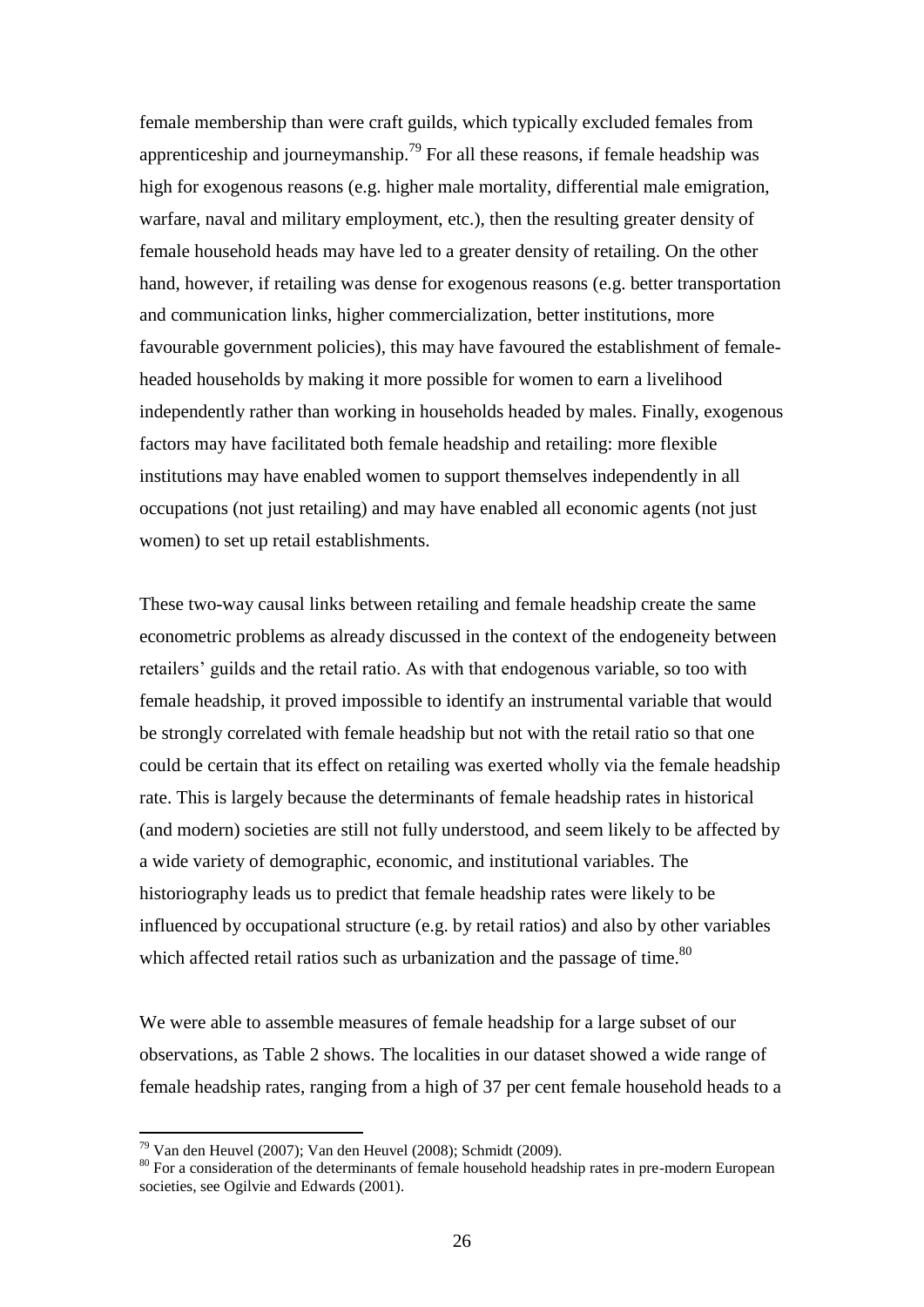female membership than were craft guilds, which typically excluded females from apprenticeship and journeymanship.[79] For all these reasons, if female headship was high for exogenous reasons (e.g. higher male mortality, differential male emigration, warfare, naval and military employment, etc.), then the resulting greater density of female household heads may have led to a greater density of retailing. On the other hand, however, if retailing was dense for exogenous reasons (e.g. better transportation and communication links, higher commercialization, better institutions, more favourable government policies), this may have favoured the establishment of female-headed households by making it more possible for women to earn a livelihood independently rather than working in households headed by males. Finally, exogenous factors may have facilitated both female headship and retailing: more flexible institutions may have enabled women to support themselves independently in all occupations (not just retailing) and may have enabled all economic agents (not just women) to set up retail establishments.

These two-way causal links between retailing and female headship create the same econometric problems as already discussed in the context of the endogeneity between retailers' guilds and the retail ratio. As with that endogenous variable, so too with female headship, it proved impossible to identify an instrumental variable that would be strongly correlated with female headship but not with the retail ratio so that one could be certain that its effect on retailing was exerted wholly via the female headship rate. This is largely because the determinants of female headship rates in historical (and modern) societies are still not fully understood, and seem likely to be affected by a wide variety of demographic, economic, and institutional variables. The historiography leads us to predict that female headship rates were likely to be influenced by occupational structure (e.g. by retail ratios) and also by other variables which affected retail ratios such as urbanization and the passage of time.[80]

We were able to assemble measures of female headship for a large subset of our observations, as Table 2 shows. The localities in our dataset showed a wide range of female headship rates, ranging from a high of 37 per cent female household heads to a

[79] Van den Heuvel (2007); Van den Heuvel (2008); Schmidt (2009).

[80] For a consideration of the determinants of female household headship rates in pre-modern European societies, see Ogilvie and Edwards (2001).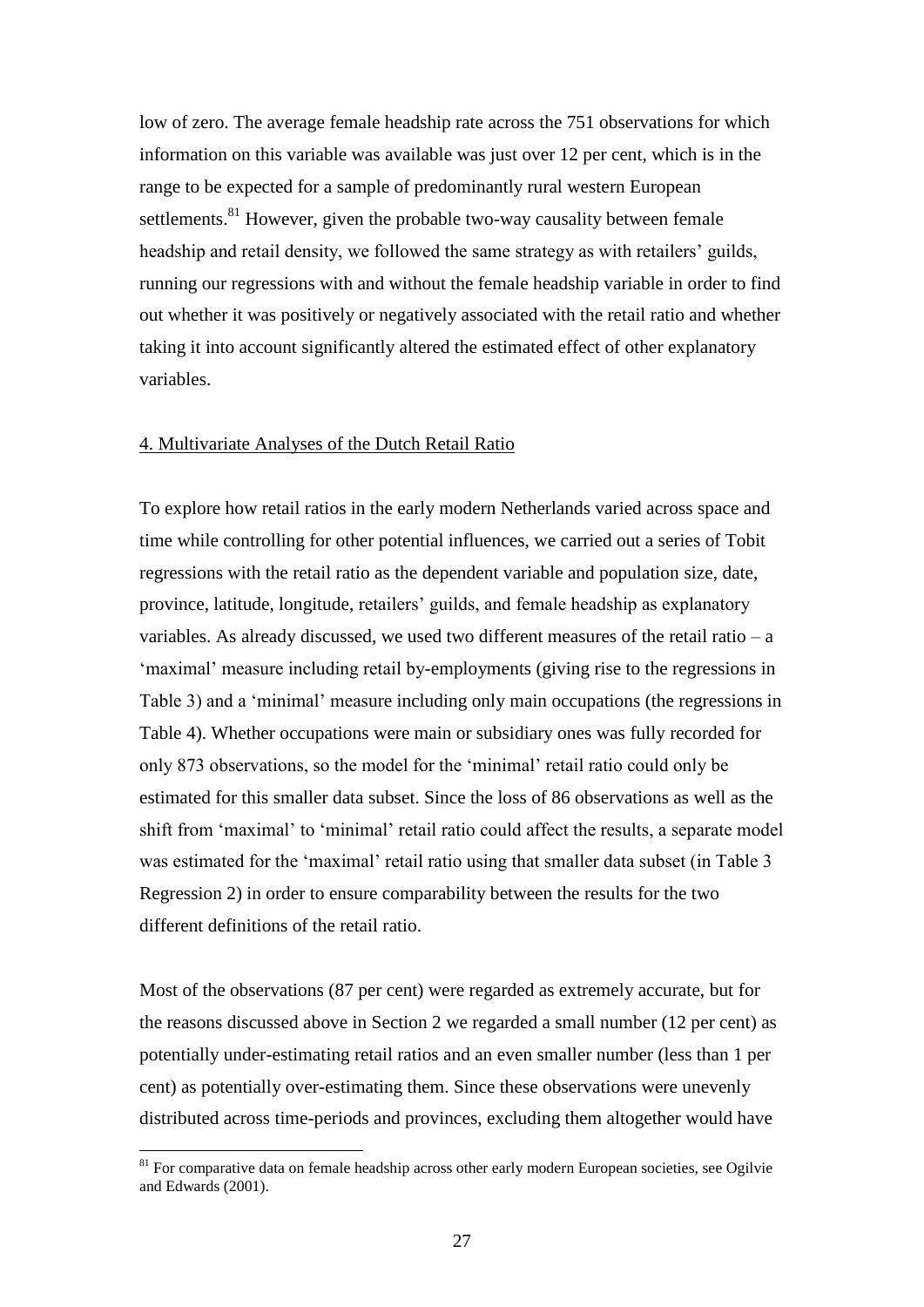low of zero. The average female headship rate across the 751 observations for which information on this variable was available was just over 12 per cent, which is in the range to be expected for a sample of predominantly rural western European settlements.[81] However, given the probable two-way causality between female headship and retail density, we followed the same strategy as with retailers' guilds, running our regressions with and without the female headship variable in order to find out whether it was positively or negatively associated with the retail ratio and whether taking it into account significantly altered the estimated effect of other explanatory variables.

## 4. Multivariate Analyses of the Dutch Retail Ratio

To explore how retail ratios in the early modern Netherlands varied across space and time while controlling for other potential influences, we carried out a series of Tobit regressions with the retail ratio as the dependent variable and population size, date, province, latitude, longitude, retailers' guilds, and female headship as explanatory variables. As already discussed, we used two different measures of the retail ratio – a 'maximal' measure including retail by-employments (giving rise to the regressions in Table 3) and a 'minimal' measure including only main occupations (the regressions in Table 4). Whether occupations were main or subsidiary ones was fully recorded for only 873 observations, so the model for the 'minimal' retail ratio could only be estimated for this smaller data subset. Since the loss of 86 observations as well as the shift from 'maximal' to 'minimal' retail ratio could affect the results, a separate model was estimated for the 'maximal' retail ratio using that smaller data subset (in Table 3 Regression 2) in order to ensure comparability between the results for the two different definitions of the retail ratio.

Most of the observations (87 per cent) were regarded as extremely accurate, but for the reasons discussed above in Section 2 we regarded a small number (12 per cent) as potentially under-estimating retail ratios and an even smaller number (less than 1 per cent) as potentially over-estimating them. Since these observations were unevenly distributed across time-periods and provinces, excluding them altogether would have

[81] For comparative data on female headship across other early modern European societies, see Ogilvie and Edwards (2001).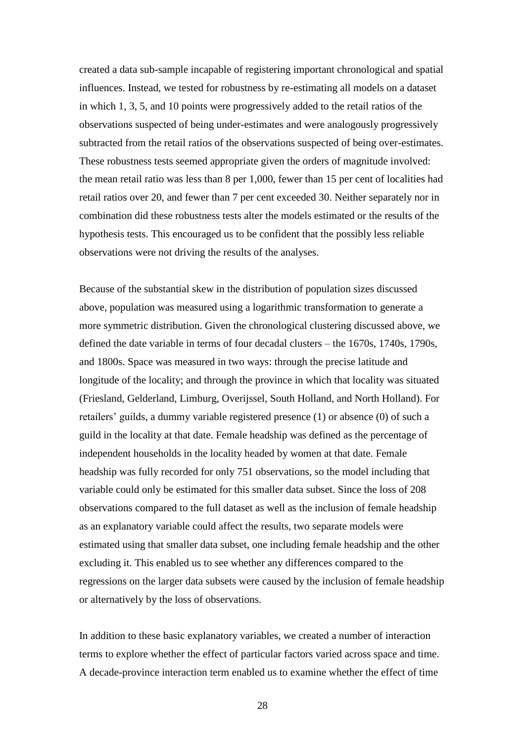created a data sub-sample incapable of registering important chronological and spatial influences. Instead, we tested for robustness by re-estimating all models on a dataset in which 1, 3, 5, and 10 points were progressively added to the retail ratios of the observations suspected of being under-estimates and were analogously progressively subtracted from the retail ratios of the observations suspected of being over-estimates. These robustness tests seemed appropriate given the orders of magnitude involved: the mean retail ratio was less than 8 per 1,000, fewer than 15 per cent of localities had retail ratios over 20, and fewer than 7 per cent exceeded 30. Neither separately nor in combination did these robustness tests alter the models estimated or the results of the hypothesis tests. This encouraged us to be confident that the possibly less reliable observations were not driving the results of the analyses.

Because of the substantial skew in the distribution of population sizes discussed above, population was measured using a logarithmic transformation to generate a more symmetric distribution. Given the chronological clustering discussed above, we defined the date variable in terms of four decadal clusters – the 1670s, 1740s, 1790s, and 1800s. Space was measured in two ways: through the precise latitude and longitude of the locality; and through the province in which that locality was situated (Friesland, Gelderland, Limburg, Overijssel, South Holland, and North Holland). For retailers' guilds, a dummy variable registered presence (1) or absence (0) of such a guild in the locality at that date. Female headship was defined as the percentage of independent households in the locality headed by women at that date. Female headship was fully recorded for only 751 observations, so the model including that variable could only be estimated for this smaller data subset. Since the loss of 208 observations compared to the full dataset as well as the inclusion of female headship as an explanatory variable could affect the results, two separate models were estimated using that smaller data subset, one including female headship and the other excluding it. This enabled us to see whether any differences compared to the regressions on the larger data subsets were caused by the inclusion of female headship or alternatively by the loss of observations.

In addition to these basic explanatory variables, we created a number of interaction terms to explore whether the effect of particular factors varied across space and time. A decade-province interaction term enabled us to examine whether the effect of time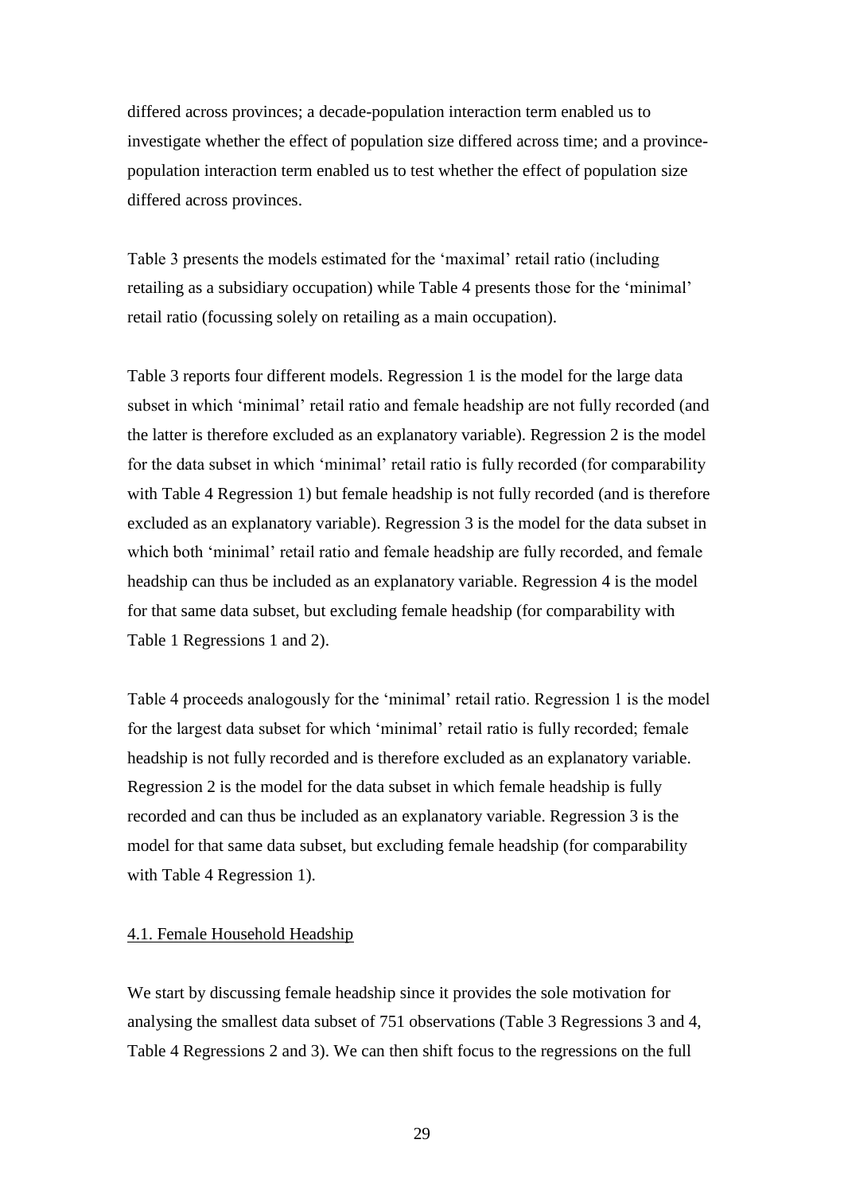differed across provinces; a decade-population interaction term enabled us to investigate whether the effect of population size differed across time; and a province-population interaction term enabled us to test whether the effect of population size differed across provinces.

Table 3 presents the models estimated for the 'maximal' retail ratio (including retailing as a subsidiary occupation) while Table 4 presents those for the 'minimal' retail ratio (focussing solely on retailing as a main occupation).

Table 3 reports four different models. Regression 1 is the model for the large data subset in which 'minimal' retail ratio and female headship are not fully recorded (and the latter is therefore excluded as an explanatory variable). Regression 2 is the model for the data subset in which 'minimal' retail ratio is fully recorded (for comparability with Table 4 Regression 1) but female headship is not fully recorded (and is therefore excluded as an explanatory variable). Regression 3 is the model for the data subset in which both 'minimal' retail ratio and female headship are fully recorded, and female headship can thus be included as an explanatory variable. Regression 4 is the model for that same data subset, but excluding female headship (for comparability with Table 1 Regressions 1 and 2).

Table 4 proceeds analogously for the 'minimal' retail ratio. Regression 1 is the model for the largest data subset for which 'minimal' retail ratio is fully recorded; female headship is not fully recorded and is therefore excluded as an explanatory variable. Regression 2 is the model for the data subset in which female headship is fully recorded and can thus be included as an explanatory variable. Regression 3 is the model for that same data subset, but excluding female headship (for comparability with Table 4 Regression 1).

## 4.1. Female Household Headship

We start by discussing female headship since it provides the sole motivation for analysing the smallest data subset of 751 observations (Table 3 Regressions 3 and 4, Table 4 Regressions 2 and 3). We can then shift focus to the regressions on the full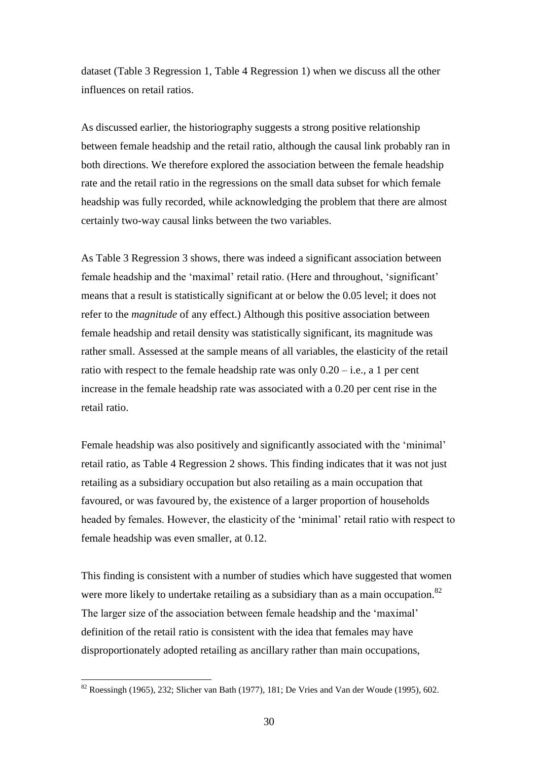dataset (Table 3 Regression 1, Table 4 Regression 1) when we discuss all the other influences on retail ratios.

As discussed earlier, the historiography suggests a strong positive relationship between female headship and the retail ratio, although the causal link probably ran in both directions. We therefore explored the association between the female headship rate and the retail ratio in the regressions on the small data subset for which female headship was fully recorded, while acknowledging the problem that there are almost certainly two-way causal links between the two variables.

As Table 3 Regression 3 shows, there was indeed a significant association between female headship and the 'maximal' retail ratio. (Here and throughout, 'significant' means that a result is statistically significant at or below the 0.05 level; it does not refer to the *magnitude* of any effect.) Although this positive association between female headship and retail density was statistically significant, its magnitude was rather small. Assessed at the sample means of all variables, the elasticity of the retail ratio with respect to the female headship rate was only 0.20 – i.e., a 1 per cent increase in the female headship rate was associated with a 0.20 per cent rise in the retail ratio.

Female headship was also positively and significantly associated with the 'minimal' retail ratio, as Table 4 Regression 2 shows. This finding indicates that it was not just retailing as a subsidiary occupation but also retailing as a main occupation that favoured, or was favoured by, the existence of a larger proportion of households headed by females. However, the elasticity of the 'minimal' retail ratio with respect to female headship was even smaller, at 0.12.

This finding is consistent with a number of studies which have suggested that women were more likely to undertake retailing as a subsidiary than as a main occupation.[82] The larger size of the association between female headship and the 'maximal' definition of the retail ratio is consistent with the idea that females may have disproportionately adopted retailing as ancillary rather than main occupations,

[82] Roessingh (1965), 232; Slicher van Bath (1977), 181; De Vries and Van der Woude (1995), 602.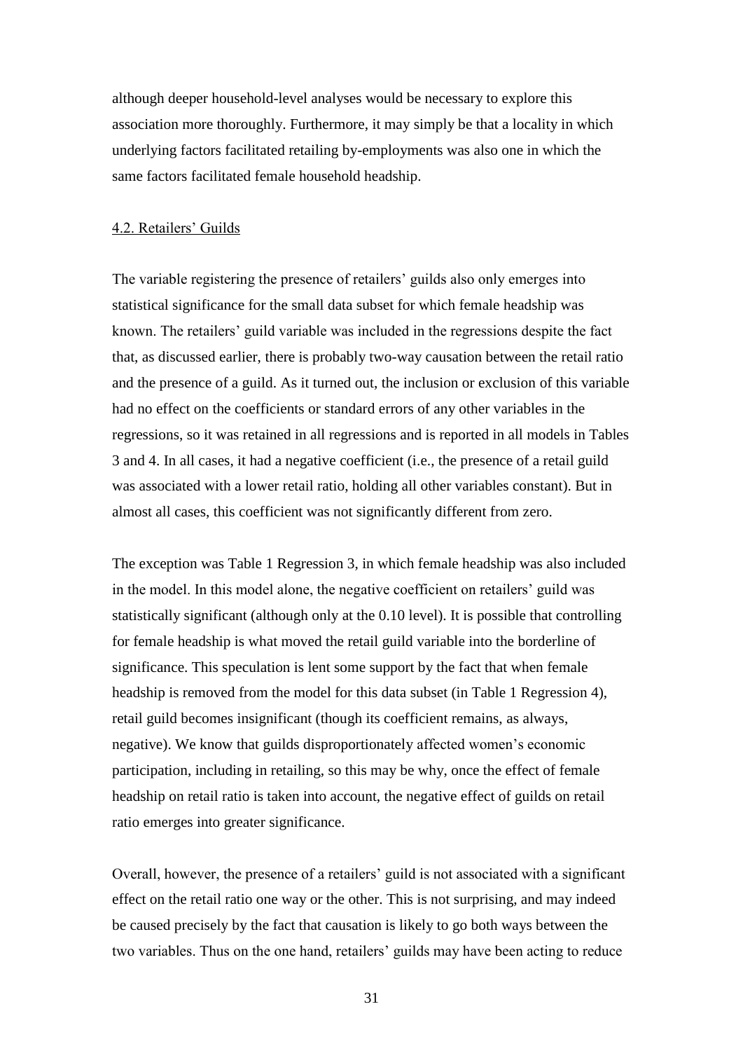although deeper household-level analyses would be necessary to explore this association more thoroughly. Furthermore, it may simply be that a locality in which underlying factors facilitated retailing by-employments was also one in which the same factors facilitated female household headship.

### 4.2. Retailers' Guilds

The variable registering the presence of retailers' guilds also only emerges into statistical significance for the small data subset for which female headship was known. The retailers' guild variable was included in the regressions despite the fact that, as discussed earlier, there is probably two-way causation between the retail ratio and the presence of a guild. As it turned out, the inclusion or exclusion of this variable had no effect on the coefficients or standard errors of any other variables in the regressions, so it was retained in all regressions and is reported in all models in Tables 3 and 4. In all cases, it had a negative coefficient (i.e., the presence of a retail guild was associated with a lower retail ratio, holding all other variables constant). But in almost all cases, this coefficient was not significantly different from zero.

The exception was Table 1 Regression 3, in which female headship was also included in the model. In this model alone, the negative coefficient on retailers' guild was statistically significant (although only at the 0.10 level). It is possible that controlling for female headship is what moved the retail guild variable into the borderline of significance. This speculation is lent some support by the fact that when female headship is removed from the model for this data subset (in Table 1 Regression 4), retail guild becomes insignificant (though its coefficient remains, as always, negative). We know that guilds disproportionately affected women's economic participation, including in retailing, so this may be why, once the effect of female headship on retail ratio is taken into account, the negative effect of guilds on retail ratio emerges into greater significance.

Overall, however, the presence of a retailers' guild is not associated with a significant effect on the retail ratio one way or the other. This is not surprising, and may indeed be caused precisely by the fact that causation is likely to go both ways between the two variables. Thus on the one hand, retailers' guilds may have been acting to reduce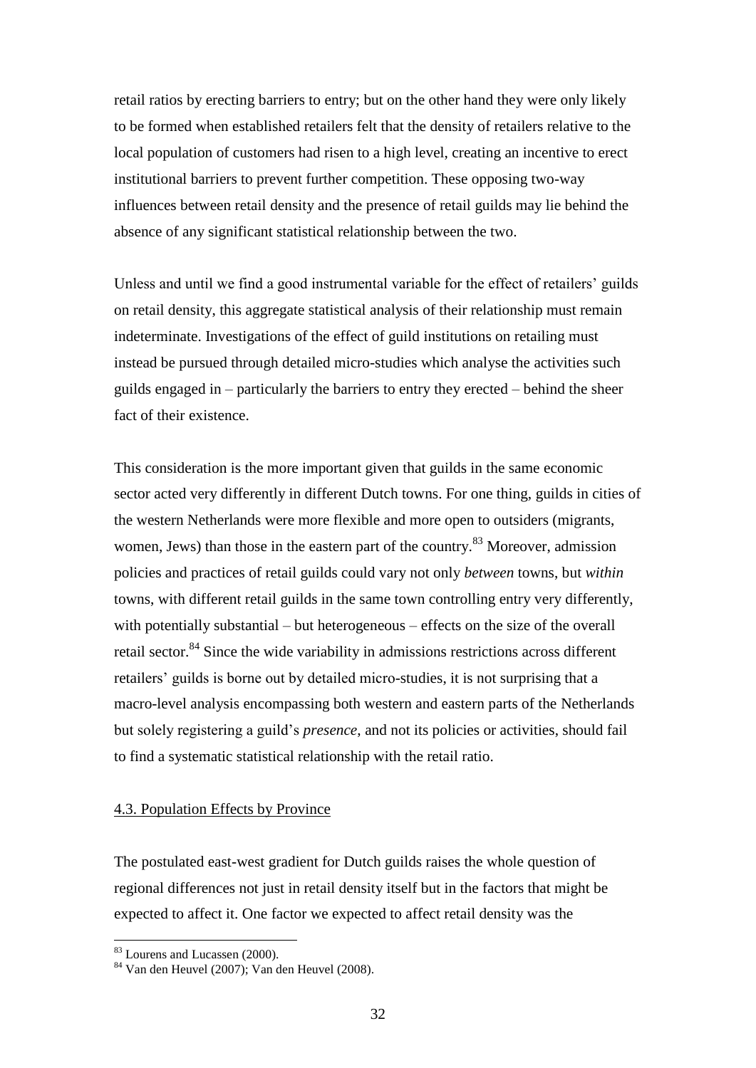retail ratios by erecting barriers to entry; but on the other hand they were only likely to be formed when established retailers felt that the density of retailers relative to the local population of customers had risen to a high level, creating an incentive to erect institutional barriers to prevent further competition. These opposing two-way influences between retail density and the presence of retail guilds may lie behind the absence of any significant statistical relationship between the two.

Unless and until we find a good instrumental variable for the effect of retailers' guilds on retail density, this aggregate statistical analysis of their relationship must remain indeterminate. Investigations of the effect of guild institutions on retailing must instead be pursued through detailed micro-studies which analyse the activities such guilds engaged in – particularly the barriers to entry they erected – behind the sheer fact of their existence.

This consideration is the more important given that guilds in the same economic sector acted very differently in different Dutch towns. For one thing, guilds in cities of the western Netherlands were more flexible and more open to outsiders (migrants, women, Jews) than those in the eastern part of the country.[83] Moreover, admission policies and practices of retail guilds could vary not only *between* towns, but *within* towns, with different retail guilds in the same town controlling entry very differently, with potentially substantial – but heterogeneous – effects on the size of the overall retail sector.[84] Since the wide variability in admissions restrictions across different retailers' guilds is borne out by detailed micro-studies, it is not surprising that a macro-level analysis encompassing both western and eastern parts of the Netherlands but solely registering a guild's *presence*, and not its policies or activities, should fail to find a systematic statistical relationship with the retail ratio.

## 4.3. Population Effects by Province

The postulated east-west gradient for Dutch guilds raises the whole question of regional differences not just in retail density itself but in the factors that might be expected to affect it. One factor we expected to affect retail density was the

[83] Lourens and Lucassen (2000).

[84] Van den Heuvel (2007); Van den Heuvel (2008).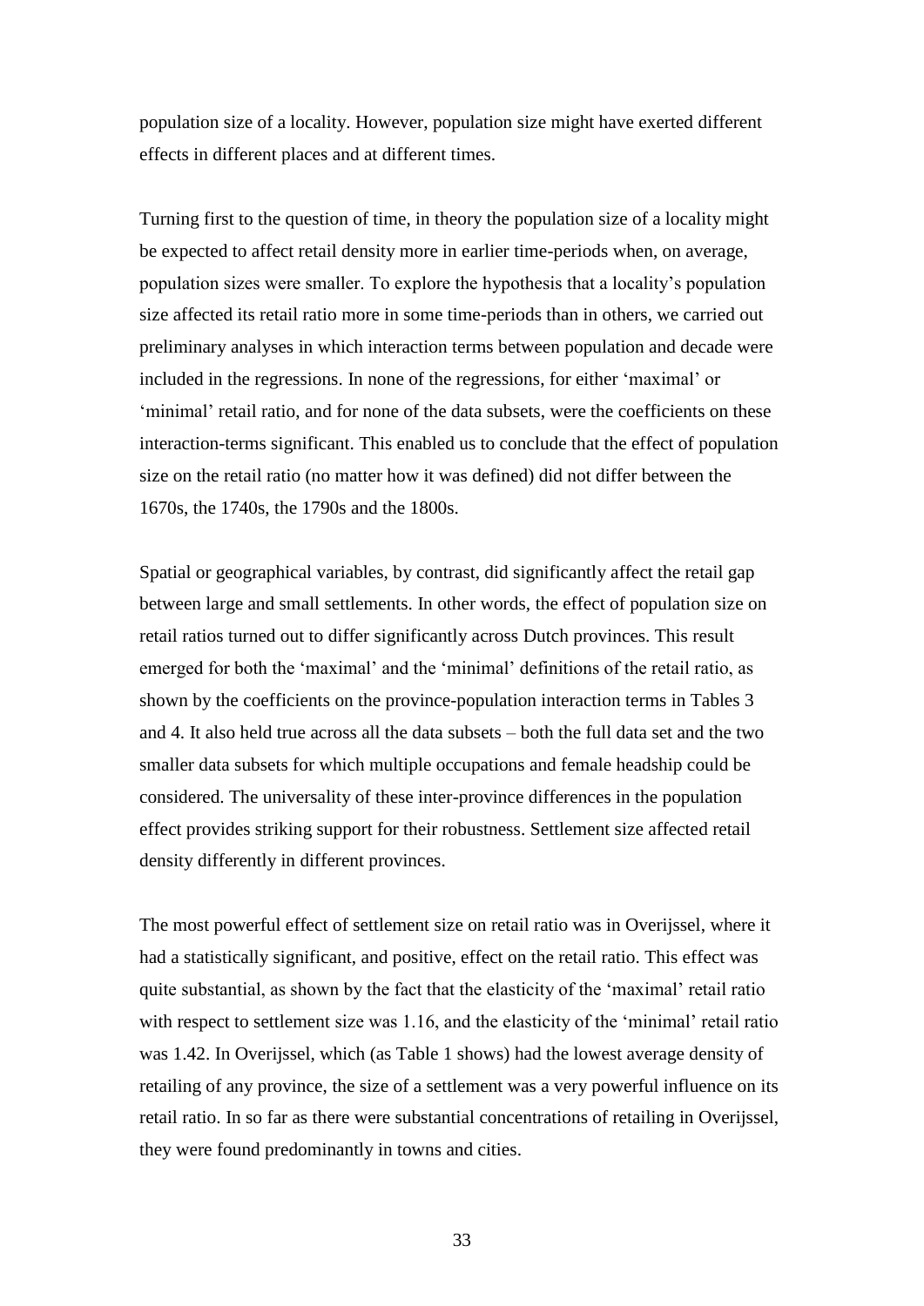population size of a locality. However, population size might have exerted different effects in different places and at different times.

Turning first to the question of time, in theory the population size of a locality might be expected to affect retail density more in earlier time-periods when, on average, population sizes were smaller. To explore the hypothesis that a locality's population size affected its retail ratio more in some time-periods than in others, we carried out preliminary analyses in which interaction terms between population and decade were included in the regressions. In none of the regressions, for either 'maximal' or 'minimal' retail ratio, and for none of the data subsets, were the coefficients on these interaction-terms significant. This enabled us to conclude that the effect of population size on the retail ratio (no matter how it was defined) did not differ between the 1670s, the 1740s, the 1790s and the 1800s.

Spatial or geographical variables, by contrast, did significantly affect the retail gap between large and small settlements. In other words, the effect of population size on retail ratios turned out to differ significantly across Dutch provinces. This result emerged for both the 'maximal' and the 'minimal' definitions of the retail ratio, as shown by the coefficients on the province-population interaction terms in Tables 3 and 4. It also held true across all the data subsets – both the full data set and the two smaller data subsets for which multiple occupations and female headship could be considered. The universality of these inter-province differences in the population effect provides striking support for their robustness. Settlement size affected retail density differently in different provinces.

The most powerful effect of settlement size on retail ratio was in Overijssel, where it had a statistically significant, and positive, effect on the retail ratio. This effect was quite substantial, as shown by the fact that the elasticity of the 'maximal' retail ratio with respect to settlement size was 1.16, and the elasticity of the 'minimal' retail ratio was 1.42. In Overijssel, which (as Table 1 shows) had the lowest average density of retailing of any province, the size of a settlement was a very powerful influence on its retail ratio. In so far as there were substantial concentrations of retailing in Overijssel, they were found predominantly in towns and cities.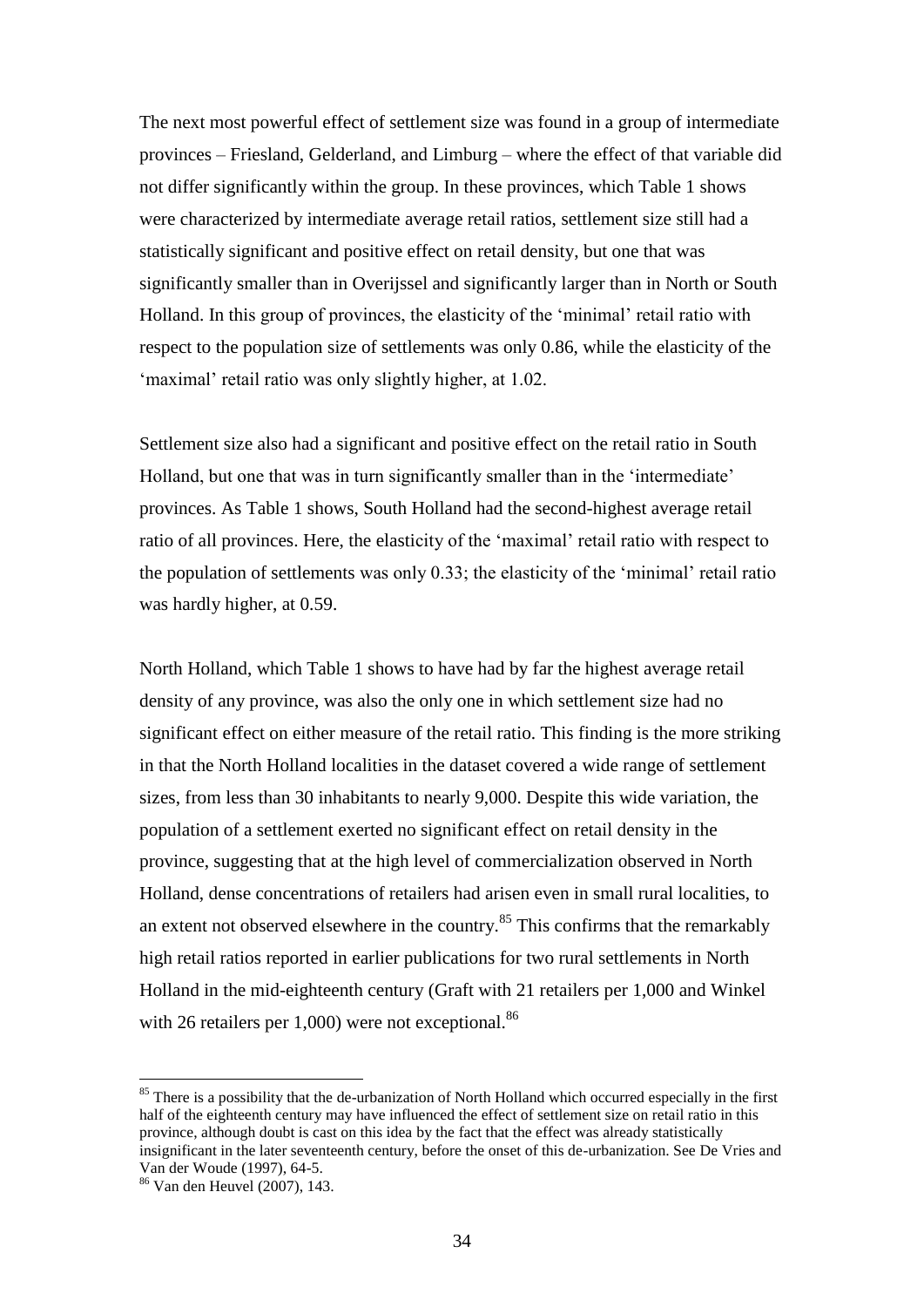The next most powerful effect of settlement size was found in a group of intermediate provinces – Friesland, Gelderland, and Limburg – where the effect of that variable did not differ significantly within the group. In these provinces, which Table 1 shows were characterized by intermediate average retail ratios, settlement size still had a statistically significant and positive effect on retail density, but one that was significantly smaller than in Overijssel and significantly larger than in North or South Holland. In this group of provinces, the elasticity of the 'minimal' retail ratio with respect to the population size of settlements was only 0.86, while the elasticity of the 'maximal' retail ratio was only slightly higher, at 1.02.

Settlement size also had a significant and positive effect on the retail ratio in South Holland, but one that was in turn significantly smaller than in the 'intermediate' provinces. As Table 1 shows, South Holland had the second-highest average retail ratio of all provinces. Here, the elasticity of the 'maximal' retail ratio with respect to the population of settlements was only 0.33; the elasticity of the 'minimal' retail ratio was hardly higher, at 0.59.

North Holland, which Table 1 shows to have had by far the highest average retail density of any province, was also the only one in which settlement size had no significant effect on either measure of the retail ratio. This finding is the more striking in that the North Holland localities in the dataset covered a wide range of settlement sizes, from less than 30 inhabitants to nearly 9,000. Despite this wide variation, the population of a settlement exerted no significant effect on retail density in the province, suggesting that at the high level of commercialization observed in North Holland, dense concentrations of retailers had arisen even in small rural localities, to an extent not observed elsewhere in the country.[85] This confirms that the remarkably high retail ratios reported in earlier publications for two rural settlements in North Holland in the mid-eighteenth century (Graft with 21 retailers per 1,000 and Winkel with 26 retailers per 1,000) were not exceptional.[86]

---

[85] There is a possibility that the de-urbanization of North Holland which occurred especially in the first half of the eighteenth century may have influenced the effect of settlement size on retail ratio in this province, although doubt is cast on this idea by the fact that the effect was already statistically insignificant in the later seventeenth century, before the onset of this de-urbanization. See De Vries and Van der Woude (1997), 64-5.

[86] Van den Heuvel (2007), 143.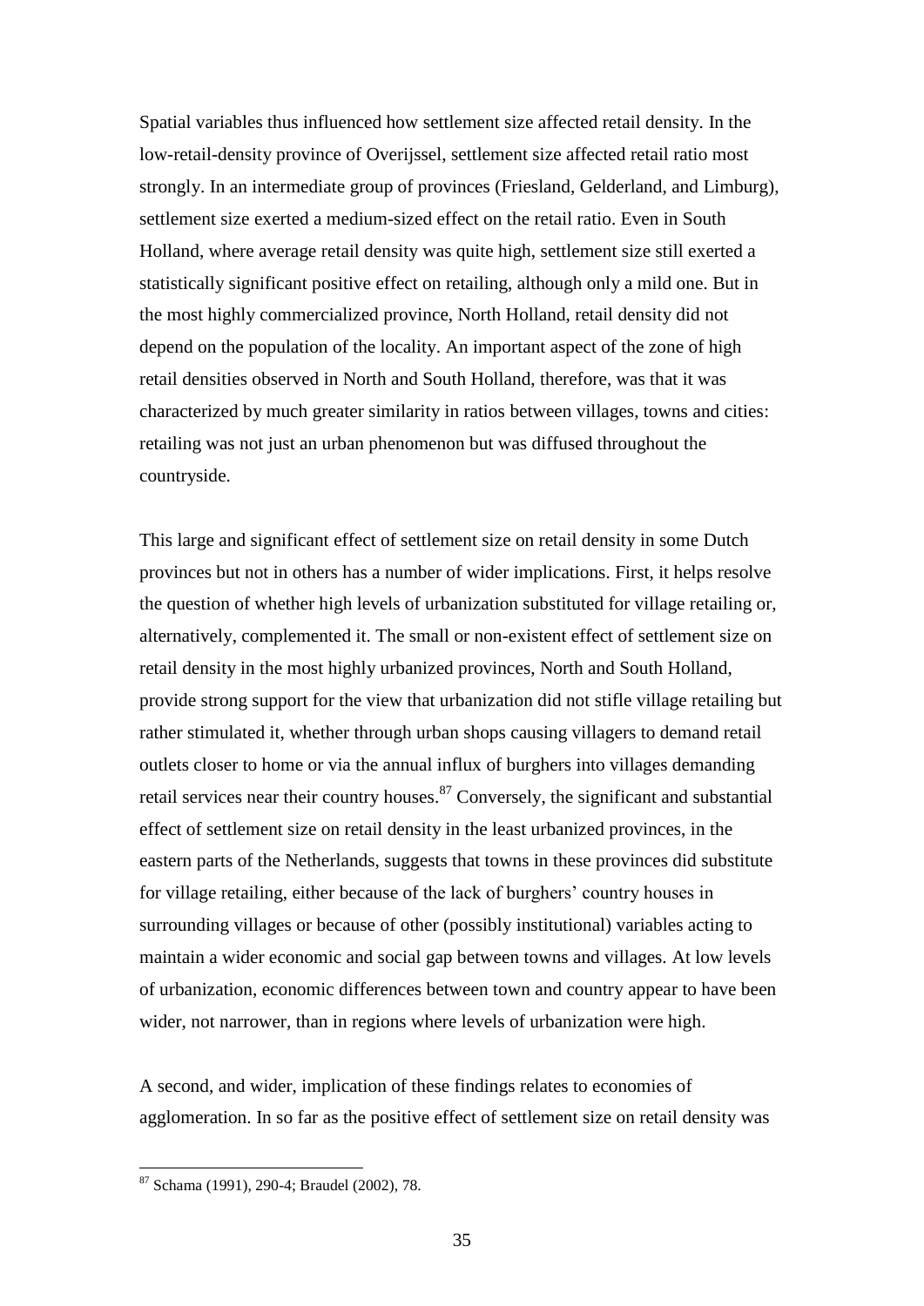Spatial variables thus influenced how settlement size affected retail density. In the low-retail-density province of Overijssel, settlement size affected retail ratio most strongly. In an intermediate group of provinces (Friesland, Gelderland, and Limburg), settlement size exerted a medium-sized effect on the retail ratio. Even in South Holland, where average retail density was quite high, settlement size still exerted a statistically significant positive effect on retailing, although only a mild one. But in the most highly commercialized province, North Holland, retail density did not depend on the population of the locality. An important aspect of the zone of high retail densities observed in North and South Holland, therefore, was that it was characterized by much greater similarity in ratios between villages, towns and cities: retailing was not just an urban phenomenon but was diffused throughout the countryside.

This large and significant effect of settlement size on retail density in some Dutch provinces but not in others has a number of wider implications. First, it helps resolve the question of whether high levels of urbanization substituted for village retailing or, alternatively, complemented it. The small or non-existent effect of settlement size on retail density in the most highly urbanized provinces, North and South Holland, provide strong support for the view that urbanization did not stifle village retailing but rather stimulated it, whether through urban shops causing villagers to demand retail outlets closer to home or via the annual influx of burghers into villages demanding retail services near their country houses.[87] Conversely, the significant and substantial effect of settlement size on retail density in the least urbanized provinces, in the eastern parts of the Netherlands, suggests that towns in these provinces did substitute for village retailing, either because of the lack of burghers' country houses in surrounding villages or because of other (possibly institutional) variables acting to maintain a wider economic and social gap between towns and villages. At low levels of urbanization, economic differences between town and country appear to have been wider, not narrower, than in regions where levels of urbanization were high.

A second, and wider, implication of these findings relates to economies of agglomeration. In so far as the positive effect of settlement size on retail density was

[87] Schama (1991), 290-4; Braudel (2002), 78.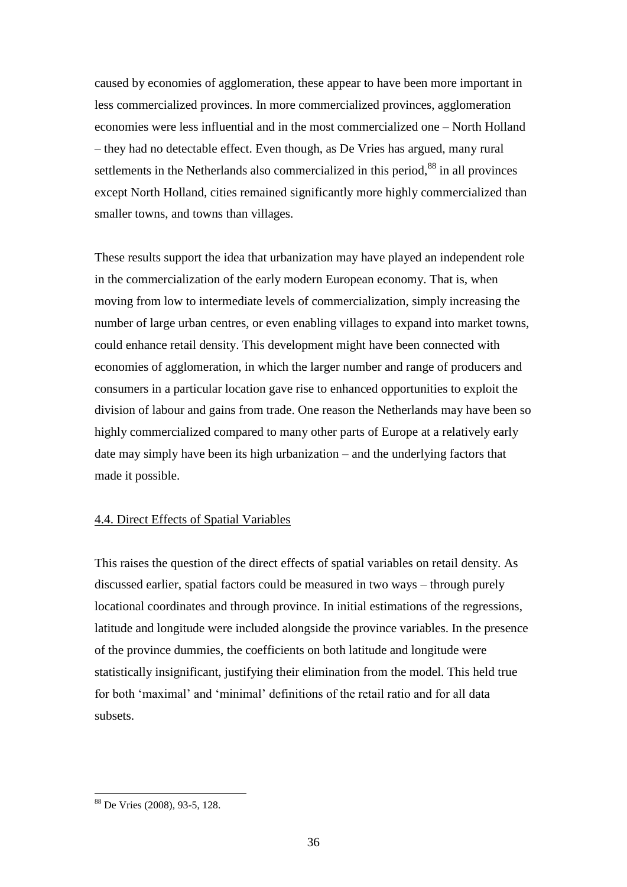caused by economies of agglomeration, these appear to have been more important in less commercialized provinces. In more commercialized provinces, agglomeration economies were less influential and in the most commercialized one – North Holland – they had no detectable effect. Even though, as De Vries has argued, many rural settlements in the Netherlands also commercialized in this period,[88] in all provinces except North Holland, cities remained significantly more highly commercialized than smaller towns, and towns than villages.

These results support the idea that urbanization may have played an independent role in the commercialization of the early modern European economy. That is, when moving from low to intermediate levels of commercialization, simply increasing the number of large urban centres, or even enabling villages to expand into market towns, could enhance retail density. This development might have been connected with economies of agglomeration, in which the larger number and range of producers and consumers in a particular location gave rise to enhanced opportunities to exploit the division of labour and gains from trade. One reason the Netherlands may have been so highly commercialized compared to many other parts of Europe at a relatively early date may simply have been its high urbanization – and the underlying factors that made it possible.

### 4.4. Direct Effects of Spatial Variables

This raises the question of the direct effects of spatial variables on retail density. As discussed earlier, spatial factors could be measured in two ways – through purely locational coordinates and through province. In initial estimations of the regressions, latitude and longitude were included alongside the province variables. In the presence of the province dummies, the coefficients on both latitude and longitude were statistically insignificant, justifying their elimination from the model. This held true for both 'maximal' and 'minimal' definitions of the retail ratio and for all data subsets.

---

[88] De Vries (2008), 93-5, 128.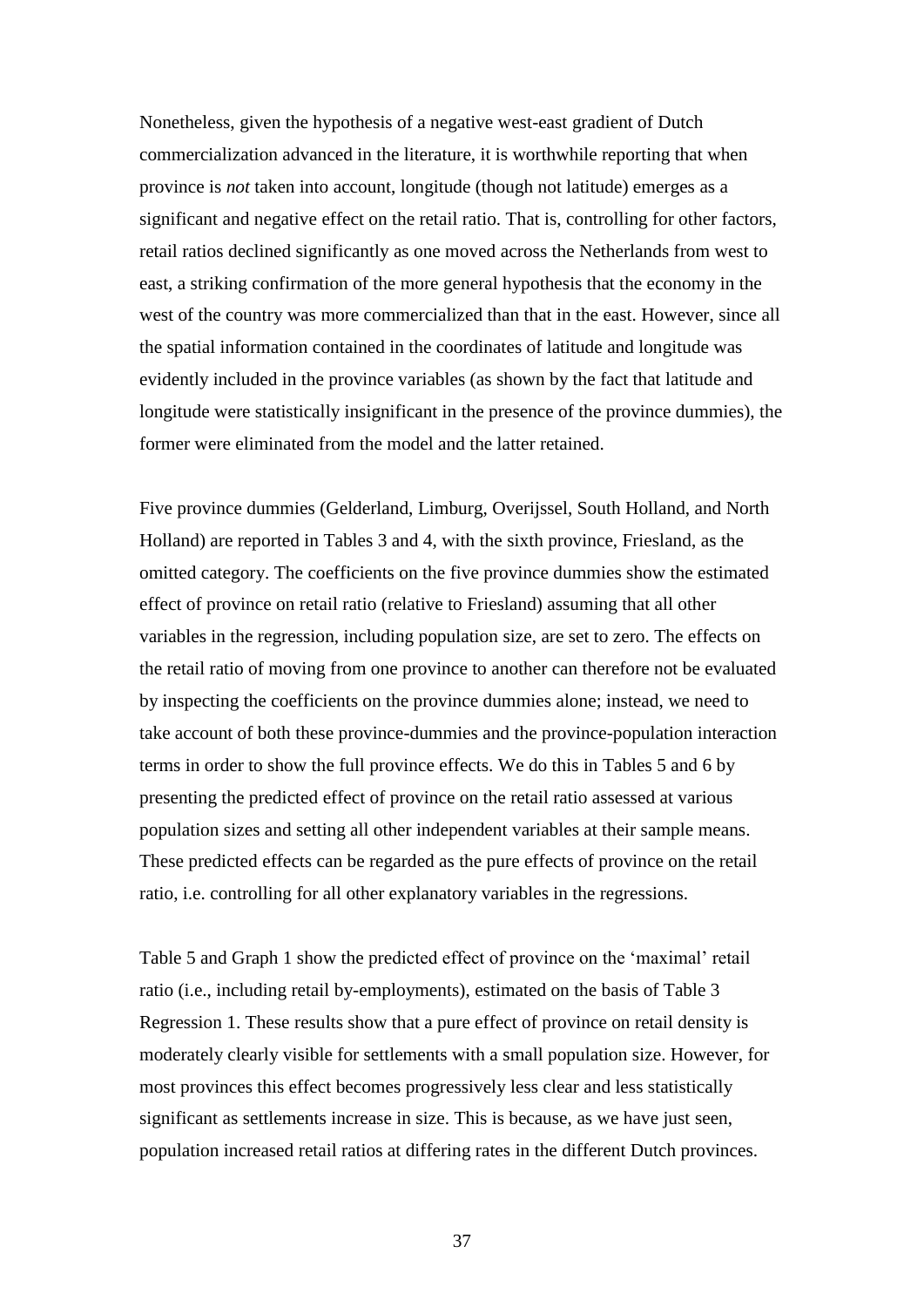Nonetheless, given the hypothesis of a negative west-east gradient of Dutch commercialization advanced in the literature, it is worthwhile reporting that when province is *not* taken into account, longitude (though not latitude) emerges as a significant and negative effect on the retail ratio. That is, controlling for other factors, retail ratios declined significantly as one moved across the Netherlands from west to east, a striking confirmation of the more general hypothesis that the economy in the west of the country was more commercialized than that in the east. However, since all the spatial information contained in the coordinates of latitude and longitude was evidently included in the province variables (as shown by the fact that latitude and longitude were statistically insignificant in the presence of the province dummies), the former were eliminated from the model and the latter retained.

Five province dummies (Gelderland, Limburg, Overijssel, South Holland, and North Holland) are reported in Tables 3 and 4, with the sixth province, Friesland, as the omitted category. The coefficients on the five province dummies show the estimated effect of province on retail ratio (relative to Friesland) assuming that all other variables in the regression, including population size, are set to zero. The effects on the retail ratio of moving from one province to another can therefore not be evaluated by inspecting the coefficients on the province dummies alone; instead, we need to take account of both these province-dummies and the province-population interaction terms in order to show the full province effects. We do this in Tables 5 and 6 by presenting the predicted effect of province on the retail ratio assessed at various population sizes and setting all other independent variables at their sample means. These predicted effects can be regarded as the pure effects of province on the retail ratio, i.e. controlling for all other explanatory variables in the regressions.

Table 5 and Graph 1 show the predicted effect of province on the 'maximal' retail ratio (i.e., including retail by-employments), estimated on the basis of Table 3 Regression 1. These results show that a pure effect of province on retail density is moderately clearly visible for settlements with a small population size. However, for most provinces this effect becomes progressively less clear and less statistically significant as settlements increase in size. This is because, as we have just seen, population increased retail ratios at differing rates in the different Dutch provinces.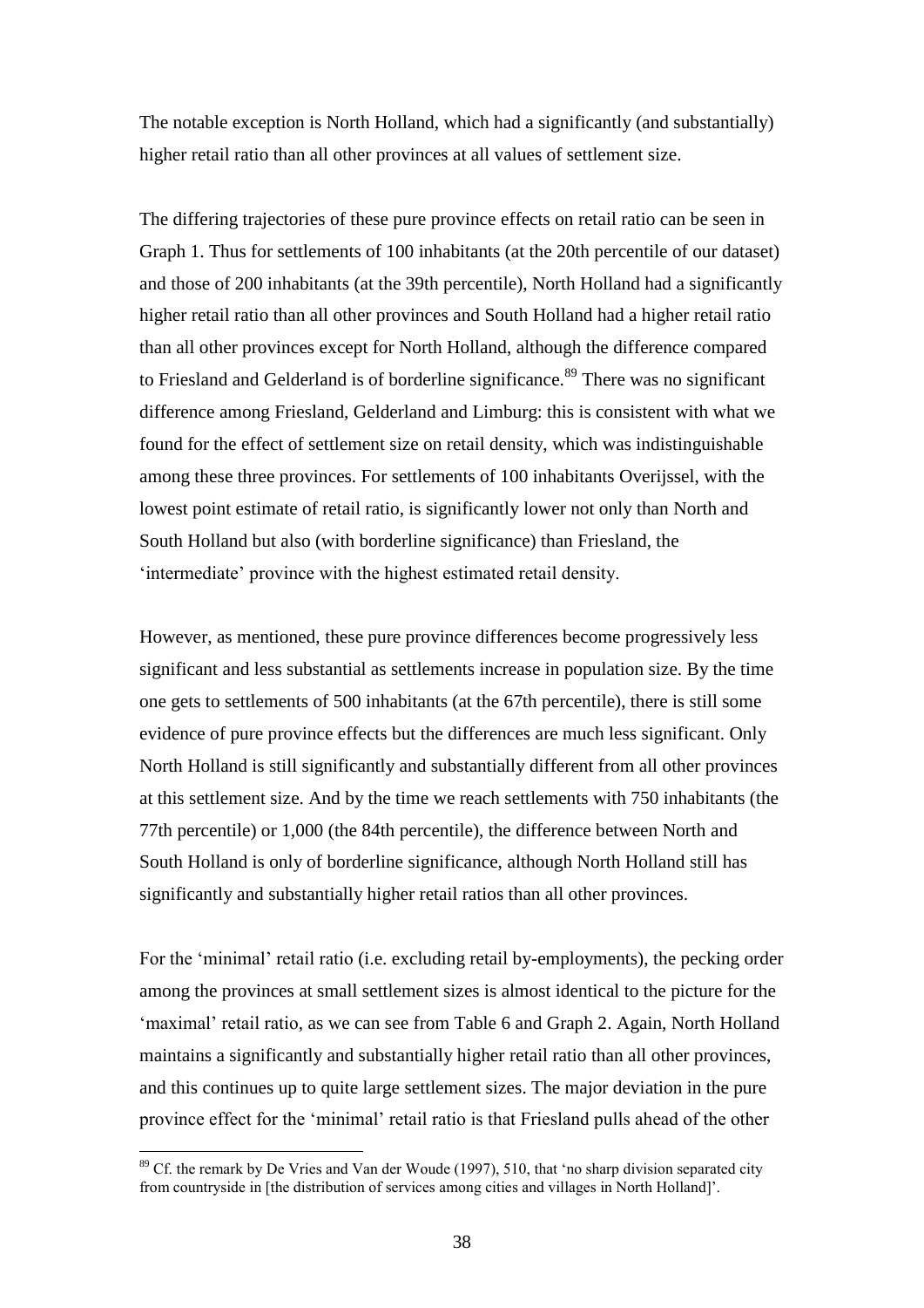The notable exception is North Holland, which had a significantly (and substantially) higher retail ratio than all other provinces at all values of settlement size.

The differing trajectories of these pure province effects on retail ratio can be seen in Graph 1. Thus for settlements of 100 inhabitants (at the 20th percentile of our dataset) and those of 200 inhabitants (at the 39th percentile), North Holland had a significantly higher retail ratio than all other provinces and South Holland had a higher retail ratio than all other provinces except for North Holland, although the difference compared to Friesland and Gelderland is of borderline significance.[89] There was no significant difference among Friesland, Gelderland and Limburg: this is consistent with what we found for the effect of settlement size on retail density, which was indistinguishable among these three provinces. For settlements of 100 inhabitants Overijssel, with the lowest point estimate of retail ratio, is significantly lower not only than North and South Holland but also (with borderline significance) than Friesland, the 'intermediate' province with the highest estimated retail density.

However, as mentioned, these pure province differences become progressively less significant and less substantial as settlements increase in population size. By the time one gets to settlements of 500 inhabitants (at the 67th percentile), there is still some evidence of pure province effects but the differences are much less significant. Only North Holland is still significantly and substantially different from all other provinces at this settlement size. And by the time we reach settlements with 750 inhabitants (the 77th percentile) or 1,000 (the 84th percentile), the difference between North and South Holland is only of borderline significance, although North Holland still has significantly and substantially higher retail ratios than all other provinces.

For the 'minimal' retail ratio (i.e. excluding retail by-employments), the pecking order among the provinces at small settlement sizes is almost identical to the picture for the 'maximal' retail ratio, as we can see from Table 6 and Graph 2. Again, North Holland maintains a significantly and substantially higher retail ratio than all other provinces, and this continues up to quite large settlement sizes. The major deviation in the pure province effect for the 'minimal' retail ratio is that Friesland pulls ahead of the other

[89] Cf. the remark by De Vries and Van der Woude (1997), 510, that 'no sharp division separated city from countryside in [the distribution of services among cities and villages in North Holland]'.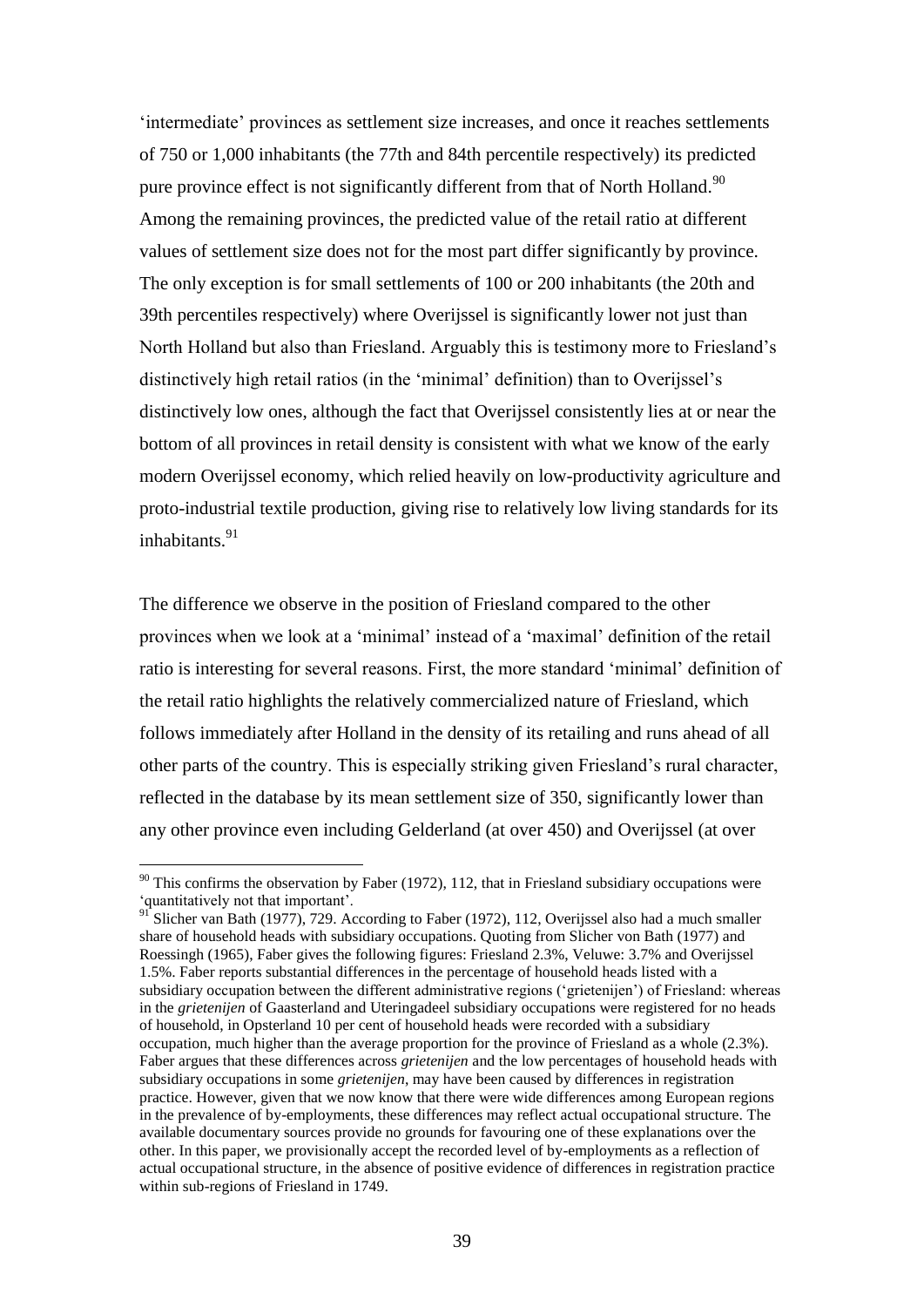'intermediate' provinces as settlement size increases, and once it reaches settlements of 750 or 1,000 inhabitants (the 77th and 84th percentile respectively) its predicted pure province effect is not significantly different from that of North Holland.[90] Among the remaining provinces, the predicted value of the retail ratio at different values of settlement size does not for the most part differ significantly by province. The only exception is for small settlements of 100 or 200 inhabitants (the 20th and 39th percentiles respectively) where Overijssel is significantly lower not just than North Holland but also than Friesland. Arguably this is testimony more to Friesland's distinctively high retail ratios (in the 'minimal' definition) than to Overijssel's distinctively low ones, although the fact that Overijssel consistently lies at or near the bottom of all provinces in retail density is consistent with what we know of the early modern Overijssel economy, which relied heavily on low-productivity agriculture and proto-industrial textile production, giving rise to relatively low living standards for its inhabitants.[91]

The difference we observe in the position of Friesland compared to the other provinces when we look at a 'minimal' instead of a 'maximal' definition of the retail ratio is interesting for several reasons. First, the more standard 'minimal' definition of the retail ratio highlights the relatively commercialized nature of Friesland, which follows immediately after Holland in the density of its retailing and runs ahead of all other parts of the country. This is especially striking given Friesland's rural character, reflected in the database by its mean settlement size of 350, significantly lower than any other province even including Gelderland (at over 450) and Overijssel (at over

---

[90] This confirms the observation by Faber (1972), 112, that in Friesland subsidiary occupations were 'quantitatively not that important'.

[91] Slicher van Bath (1977), 729. According to Faber (1972), 112, Overijssel also had a much smaller share of household heads with subsidiary occupations. Quoting from Slicher von Bath (1977) and Roessingh (1965), Faber gives the following figures: Friesland 2.3%, Veluwe: 3.7% and Overijssel 1.5%. Faber reports substantial differences in the percentage of household heads listed with a subsidiary occupation between the different administrative regions ('grietenijen') of Friesland: whereas in the *grietenijen* of Gaasterland and Uteringadeel subsidiary occupations were registered for no heads of household, in Opsterland 10 per cent of household heads were recorded with a subsidiary occupation, much higher than the average proportion for the province of Friesland as a whole (2.3%). Faber argues that these differences across *grietenijen* and the low percentages of household heads with subsidiary occupations in some *grietenijen*, may have been caused by differences in registration practice. However, given that we now know that there were wide differences among European regions in the prevalence of by-employments, these differences may reflect actual occupational structure. The available documentary sources provide no grounds for favouring one of these explanations over the other. In this paper, we provisionally accept the recorded level of by-employments as a reflection of actual occupational structure, in the absence of positive evidence of differences in registration practice within sub-regions of Friesland in 1749.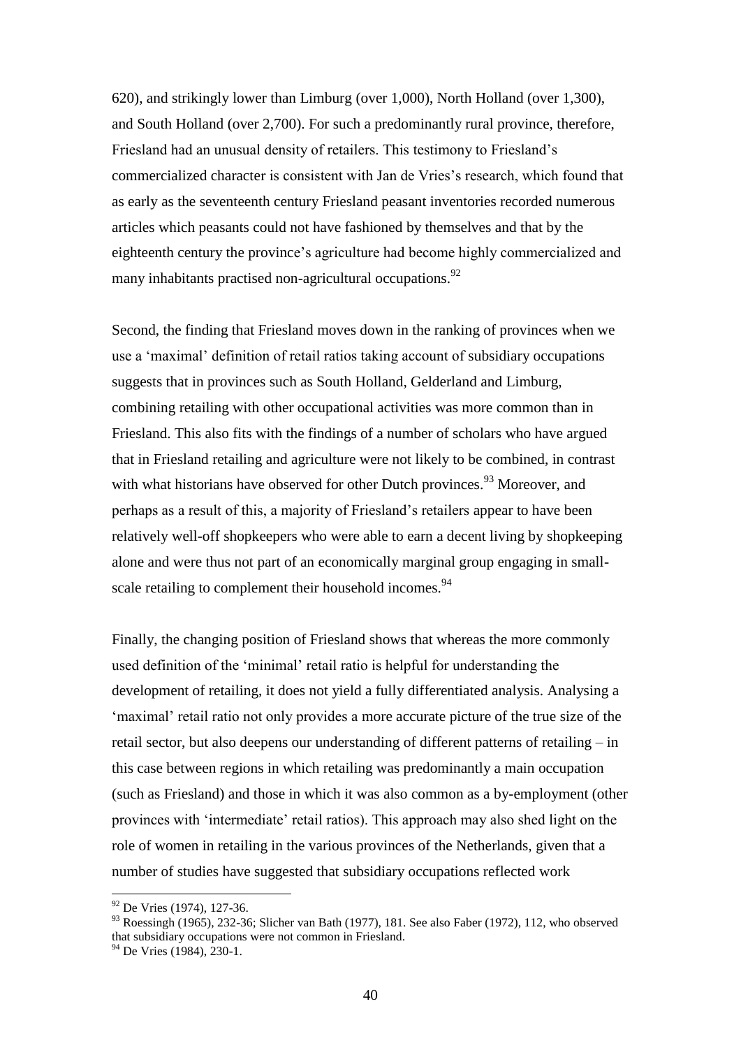620), and strikingly lower than Limburg (over 1,000), North Holland (over 1,300), and South Holland (over 2,700). For such a predominantly rural province, therefore, Friesland had an unusual density of retailers. This testimony to Friesland's commercialized character is consistent with Jan de Vries's research, which found that as early as the seventeenth century Friesland peasant inventories recorded numerous articles which peasants could not have fashioned by themselves and that by the eighteenth century the province's agriculture had become highly commercialized and many inhabitants practised non-agricultural occupations.[92]

Second, the finding that Friesland moves down in the ranking of provinces when we use a 'maximal' definition of retail ratios taking account of subsidiary occupations suggests that in provinces such as South Holland, Gelderland and Limburg, combining retailing with other occupational activities was more common than in Friesland. This also fits with the findings of a number of scholars who have argued that in Friesland retailing and agriculture were not likely to be combined, in contrast with what historians have observed for other Dutch provinces.[93] Moreover, and perhaps as a result of this, a majority of Friesland's retailers appear to have been relatively well-off shopkeepers who were able to earn a decent living by shopkeeping alone and were thus not part of an economically marginal group engaging in small-scale retailing to complement their household incomes.[94]

Finally, the changing position of Friesland shows that whereas the more commonly used definition of the 'minimal' retail ratio is helpful for understanding the development of retailing, it does not yield a fully differentiated analysis. Analysing a 'maximal' retail ratio not only provides a more accurate picture of the true size of the retail sector, but also deepens our understanding of different patterns of retailing – in this case between regions in which retailing was predominantly a main occupation (such as Friesland) and those in which it was also common as a by-employment (other provinces with 'intermediate' retail ratios). This approach may also shed light on the role of women in retailing in the various provinces of the Netherlands, given that a number of studies have suggested that subsidiary occupations reflected work

---

[92] De Vries (1974), 127-36.

[93] Roessingh (1965), 232-36; Slicher van Bath (1977), 181. See also Faber (1972), 112, who observed that subsidiary occupations were not common in Friesland.

[94] De Vries (1984), 230-1.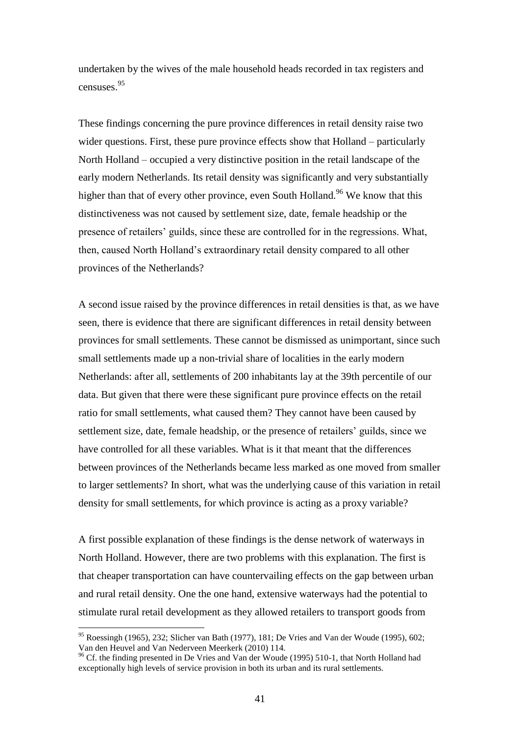undertaken by the wives of the male household heads recorded in tax registers and censuses.[95]

These findings concerning the pure province differences in retail density raise two wider questions. First, these pure province effects show that Holland – particularly North Holland – occupied a very distinctive position in the retail landscape of the early modern Netherlands. Its retail density was significantly and very substantially higher than that of every other province, even South Holland.[96] We know that this distinctiveness was not caused by settlement size, date, female headship or the presence of retailers' guilds, since these are controlled for in the regressions. What, then, caused North Holland's extraordinary retail density compared to all other provinces of the Netherlands?

A second issue raised by the province differences in retail densities is that, as we have seen, there is evidence that there are significant differences in retail density between provinces for small settlements. These cannot be dismissed as unimportant, since such small settlements made up a non-trivial share of localities in the early modern Netherlands: after all, settlements of 200 inhabitants lay at the 39th percentile of our data. But given that there were these significant pure province effects on the retail ratio for small settlements, what caused them? They cannot have been caused by settlement size, date, female headship, or the presence of retailers' guilds, since we have controlled for all these variables. What is it that meant that the differences between provinces of the Netherlands became less marked as one moved from smaller to larger settlements? In short, what was the underlying cause of this variation in retail density for small settlements, for which province is acting as a proxy variable?

A first possible explanation of these findings is the dense network of waterways in North Holland. However, there are two problems with this explanation. The first is that cheaper transportation can have countervailing effects on the gap between urban and rural retail density. One the one hand, extensive waterways had the potential to stimulate rural retail development as they allowed retailers to transport goods from

---

[95] Roessingh (1965), 232; Slicher van Bath (1977), 181; De Vries and Van der Woude (1995), 602; Van den Heuvel and Van Nederveen Meerkerk (2010) 114.

[96] Cf. the finding presented in De Vries and Van der Woude (1995) 510-1, that North Holland had exceptionally high levels of service provision in both its urban and its rural settlements.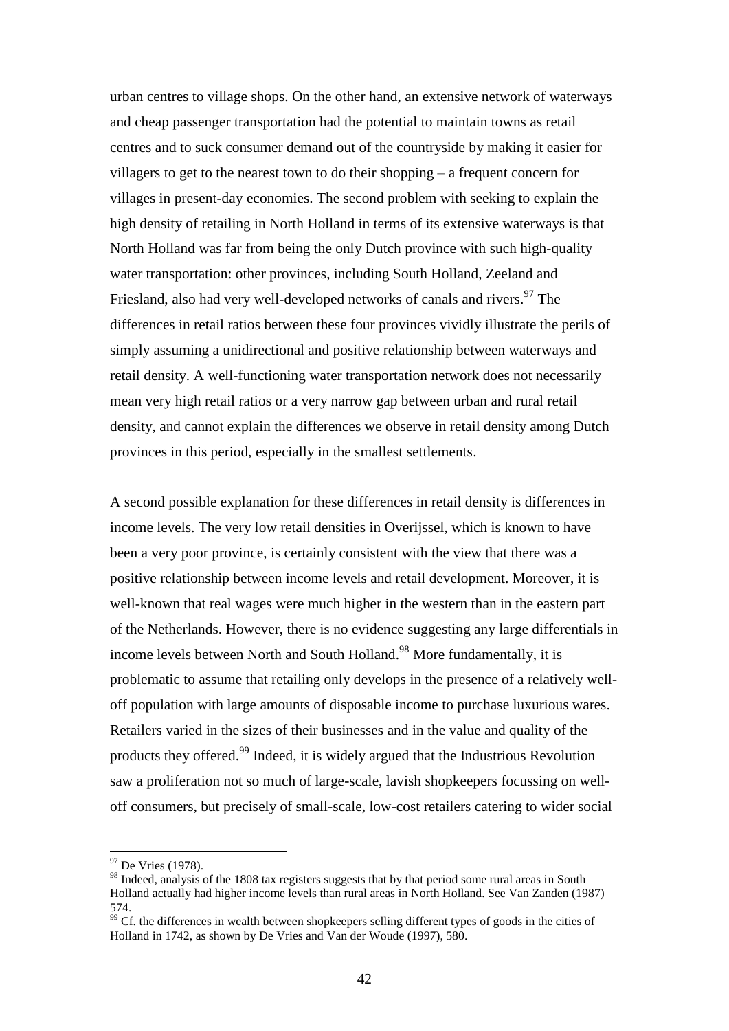urban centres to village shops. On the other hand, an extensive network of waterways and cheap passenger transportation had the potential to maintain towns as retail centres and to suck consumer demand out of the countryside by making it easier for villagers to get to the nearest town to do their shopping – a frequent concern for villages in present-day economies. The second problem with seeking to explain the high density of retailing in North Holland in terms of its extensive waterways is that North Holland was far from being the only Dutch province with such high-quality water transportation: other provinces, including South Holland, Zeeland and Friesland, also had very well-developed networks of canals and rivers.[97] The differences in retail ratios between these four provinces vividly illustrate the perils of simply assuming a unidirectional and positive relationship between waterways and retail density. A well-functioning water transportation network does not necessarily mean very high retail ratios or a very narrow gap between urban and rural retail density, and cannot explain the differences we observe in retail density among Dutch provinces in this period, especially in the smallest settlements.

A second possible explanation for these differences in retail density is differences in income levels. The very low retail densities in Overijssel, which is known to have been a very poor province, is certainly consistent with the view that there was a positive relationship between income levels and retail development. Moreover, it is well-known that real wages were much higher in the western than in the eastern part of the Netherlands. However, there is no evidence suggesting any large differentials in income levels between North and South Holland.[98] More fundamentally, it is problematic to assume that retailing only develops in the presence of a relatively well-off population with large amounts of disposable income to purchase luxurious wares. Retailers varied in the sizes of their businesses and in the value and quality of the products they offered.[99] Indeed, it is widely argued that the Industrious Revolution saw a proliferation not so much of large-scale, lavish shopkeepers focussing on well-off consumers, but precisely of small-scale, low-cost retailers catering to wider social

[97] De Vries (1978).

[98] Indeed, analysis of the 1808 tax registers suggests that by that period some rural areas in South Holland actually had higher income levels than rural areas in North Holland. See Van Zanden (1987) 574.

[99] Cf. the differences in wealth between shopkeepers selling different types of goods in the cities of Holland in 1742, as shown by De Vries and Van der Woude (1997), 580.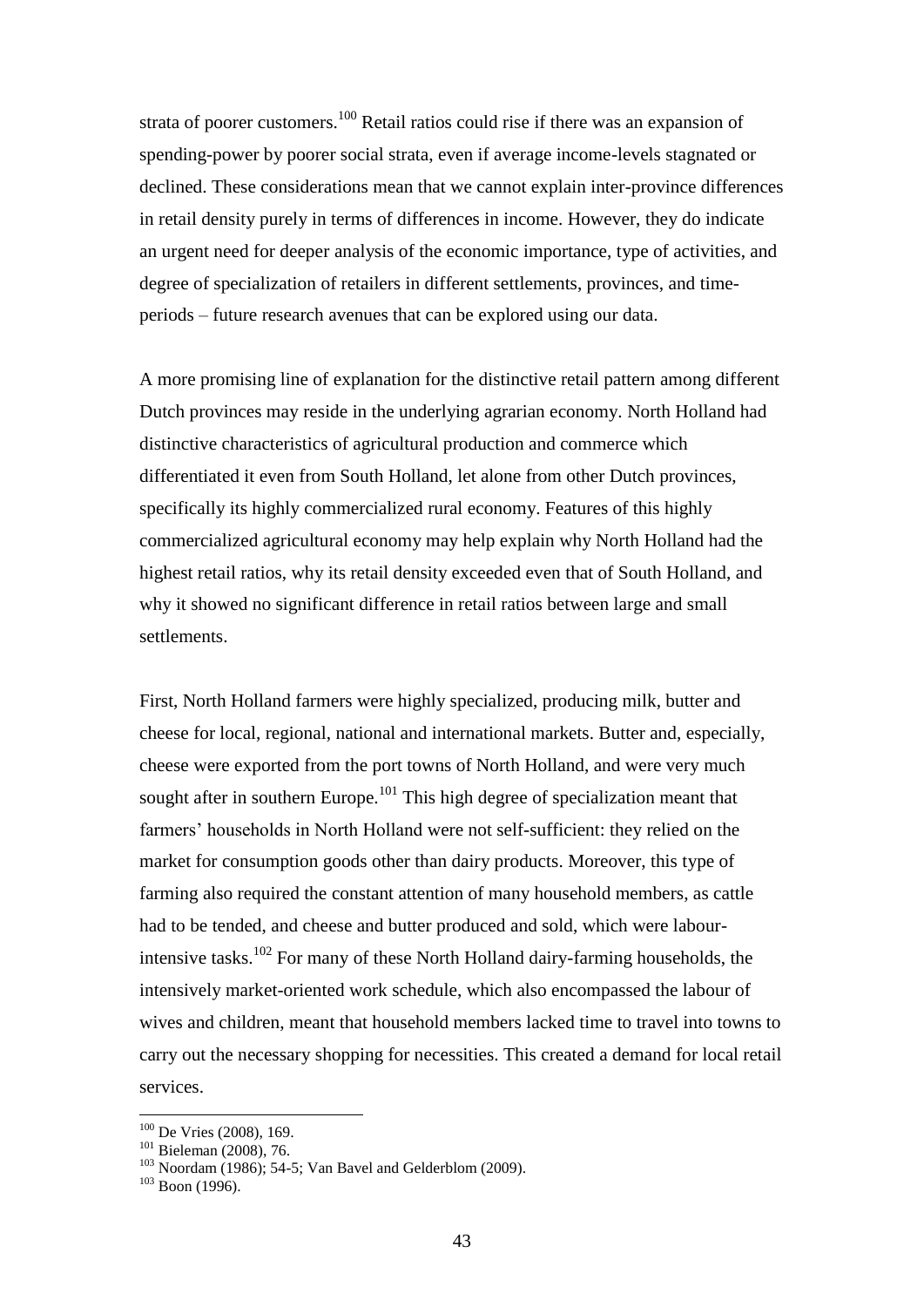strata of poorer customers.[100] Retail ratios could rise if there was an expansion of spending-power by poorer social strata, even if average income-levels stagnated or declined. These considerations mean that we cannot explain inter-province differences in retail density purely in terms of differences in income. However, they do indicate an urgent need for deeper analysis of the economic importance, type of activities, and degree of specialization of retailers in different settlements, provinces, and time-periods – future research avenues that can be explored using our data.

A more promising line of explanation for the distinctive retail pattern among different Dutch provinces may reside in the underlying agrarian economy. North Holland had distinctive characteristics of agricultural production and commerce which differentiated it even from South Holland, let alone from other Dutch provinces, specifically its highly commercialized rural economy. Features of this highly commercialized agricultural economy may help explain why North Holland had the highest retail ratios, why its retail density exceeded even that of South Holland, and why it showed no significant difference in retail ratios between large and small settlements.

First, North Holland farmers were highly specialized, producing milk, butter and cheese for local, regional, national and international markets. Butter and, especially, cheese were exported from the port towns of North Holland, and were very much sought after in southern Europe.[101] This high degree of specialization meant that farmers' households in North Holland were not self-sufficient: they relied on the market for consumption goods other than dairy products. Moreover, this type of farming also required the constant attention of many household members, as cattle had to be tended, and cheese and butter produced and sold, which were labour-intensive tasks.[102] For many of these North Holland dairy-farming households, the intensively market-oriented work schedule, which also encompassed the labour of wives and children, meant that household members lacked time to travel into towns to carry out the necessary shopping for necessities. This created a demand for local retail services.

---

[100] De Vries (2008), 169.

[101] Bieleman (2008), 76.

[103] Noordam (1986); 54-5; Van Bavel and Gelderblom (2009).

[103] Boon (1996).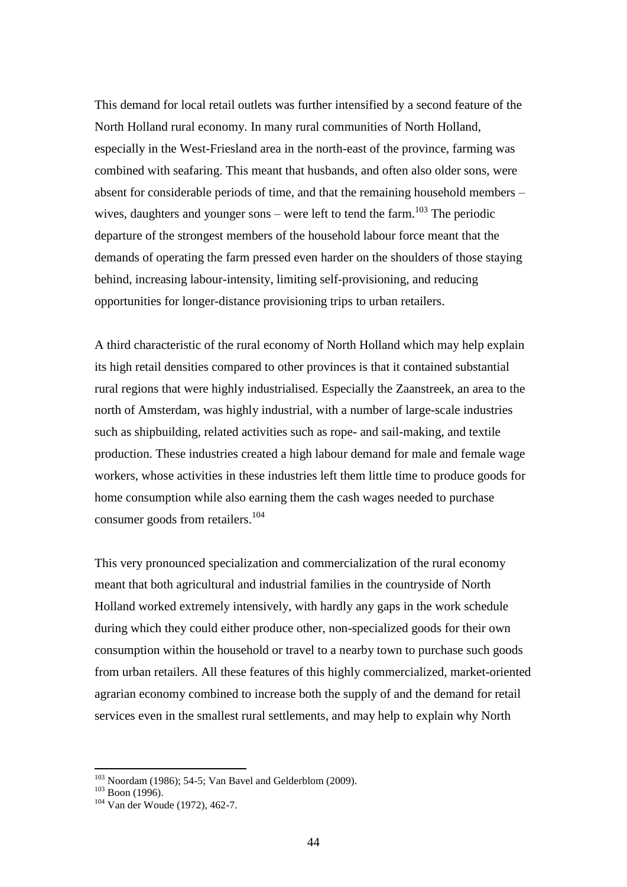This demand for local retail outlets was further intensified by a second feature of the North Holland rural economy. In many rural communities of North Holland, especially in the West-Friesland area in the north-east of the province, farming was combined with seafaring. This meant that husbands, and often also older sons, were absent for considerable periods of time, and that the remaining household members – wives, daughters and younger sons – were left to tend the farm.[103] The periodic departure of the strongest members of the household labour force meant that the demands of operating the farm pressed even harder on the shoulders of those staying behind, increasing labour-intensity, limiting self-provisioning, and reducing opportunities for longer-distance provisioning trips to urban retailers.

A third characteristic of the rural economy of North Holland which may help explain its high retail densities compared to other provinces is that it contained substantial rural regions that were highly industrialised. Especially the Zaanstreek, an area to the north of Amsterdam, was highly industrial, with a number of large-scale industries such as shipbuilding, related activities such as rope- and sail-making, and textile production. These industries created a high labour demand for male and female wage workers, whose activities in these industries left them little time to produce goods for home consumption while also earning them the cash wages needed to purchase consumer goods from retailers.[104]

This very pronounced specialization and commercialization of the rural economy meant that both agricultural and industrial families in the countryside of North Holland worked extremely intensively, with hardly any gaps in the work schedule during which they could either produce other, non-specialized goods for their own consumption within the household or travel to a nearby town to purchase such goods from urban retailers. All these features of this highly commercialized, market-oriented agrarian economy combined to increase both the supply of and the demand for retail services even in the smallest rural settlements, and may help to explain why North

---

[103] Noordam (1986); 54-5; Van Bavel and Gelderblom (2009).

[103] Boon (1996).

[104] Van der Woude (1972), 462-7.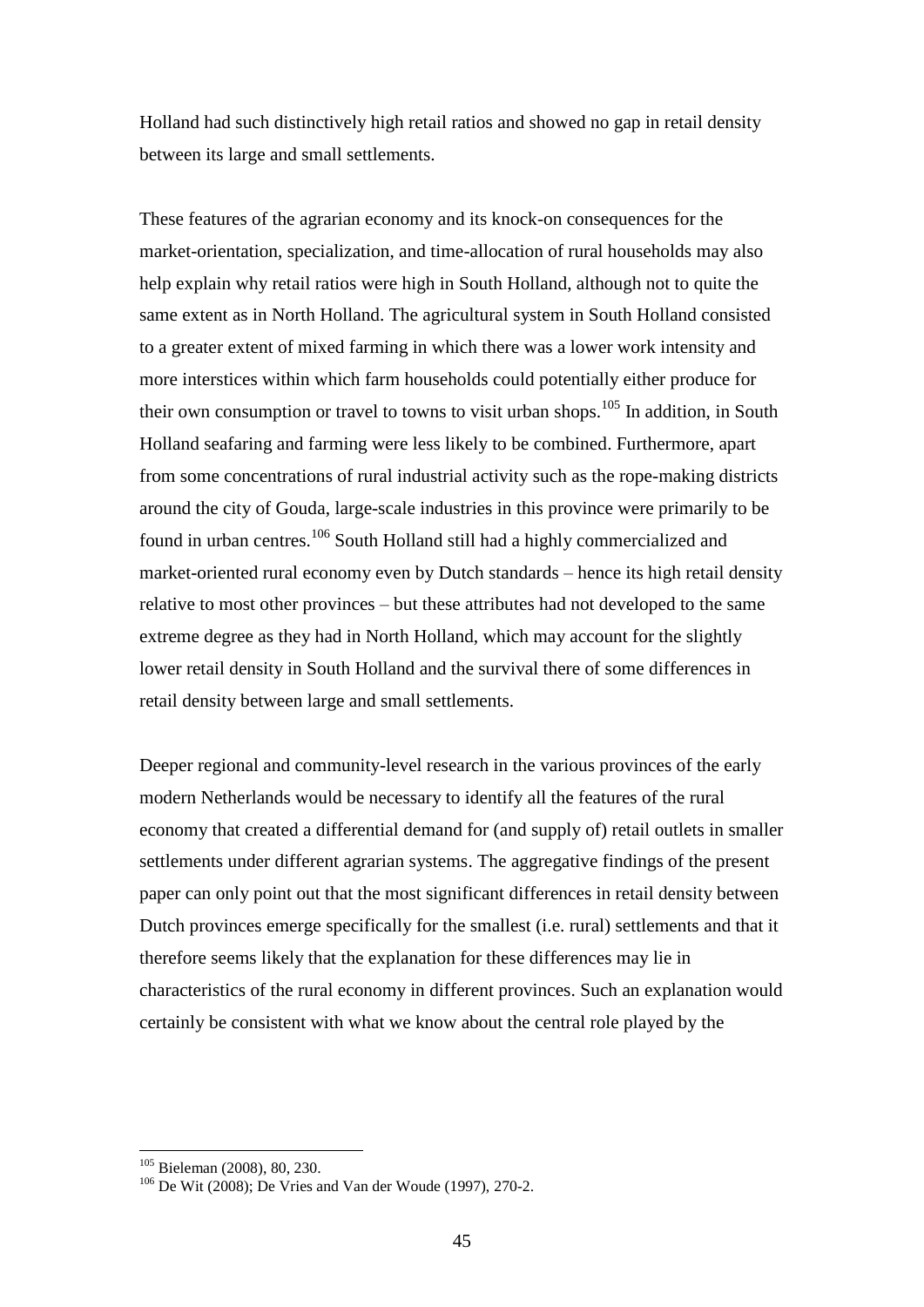Holland had such distinctively high retail ratios and showed no gap in retail density between its large and small settlements.

These features of the agrarian economy and its knock-on consequences for the market-orientation, specialization, and time-allocation of rural households may also help explain why retail ratios were high in South Holland, although not to quite the same extent as in North Holland. The agricultural system in South Holland consisted to a greater extent of mixed farming in which there was a lower work intensity and more interstices within which farm households could potentially either produce for their own consumption or travel to towns to visit urban shops.[105] In addition, in South Holland seafaring and farming were less likely to be combined. Furthermore, apart from some concentrations of rural industrial activity such as the rope-making districts around the city of Gouda, large-scale industries in this province were primarily to be found in urban centres.[106] South Holland still had a highly commercialized and market-oriented rural economy even by Dutch standards – hence its high retail density relative to most other provinces – but these attributes had not developed to the same extreme degree as they had in North Holland, which may account for the slightly lower retail density in South Holland and the survival there of some differences in retail density between large and small settlements.

Deeper regional and community-level research in the various provinces of the early modern Netherlands would be necessary to identify all the features of the rural economy that created a differential demand for (and supply of) retail outlets in smaller settlements under different agrarian systems. The aggregative findings of the present paper can only point out that the most significant differences in retail density between Dutch provinces emerge specifically for the smallest (i.e. rural) settlements and that it therefore seems likely that the explanation for these differences may lie in characteristics of the rural economy in different provinces. Such an explanation would certainly be consistent with what we know about the central role played by the

[105] Bieleman (2008), 80, 230.

[106] De Wit (2008); De Vries and Van der Woude (1997), 270-2.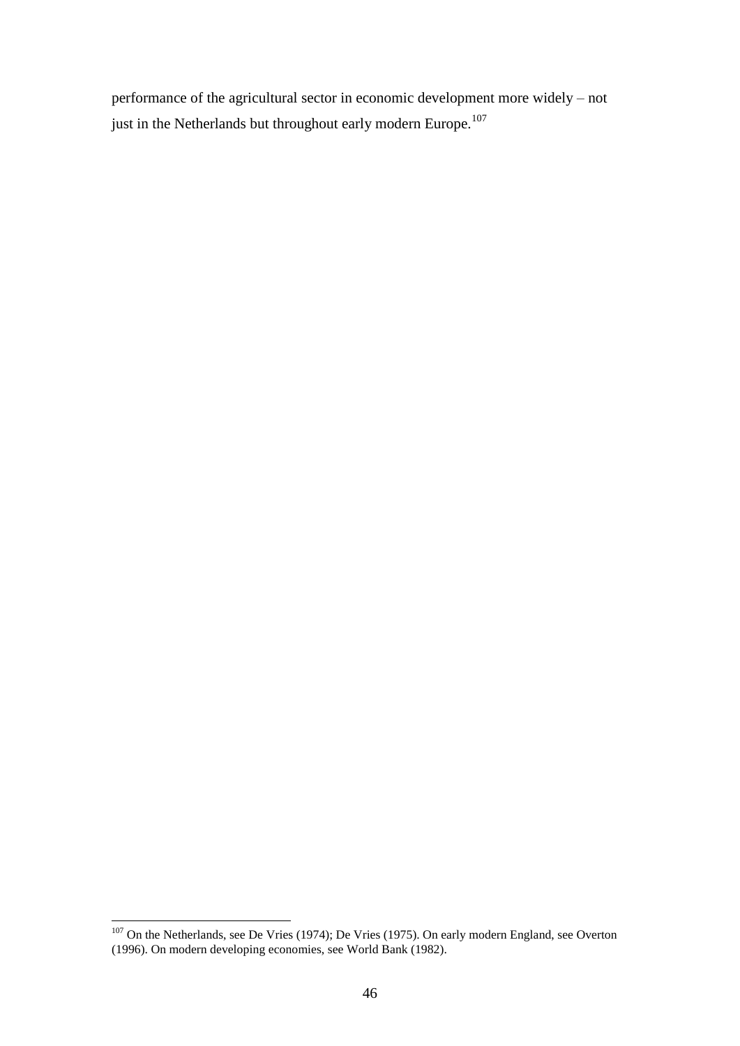performance of the agricultural sector in economic development more widely – not just in the Netherlands but throughout early modern Europe.[107]

[107] On the Netherlands, see De Vries (1974); De Vries (1975). On early modern England, see Overton (1996). On modern developing economies, see World Bank (1982).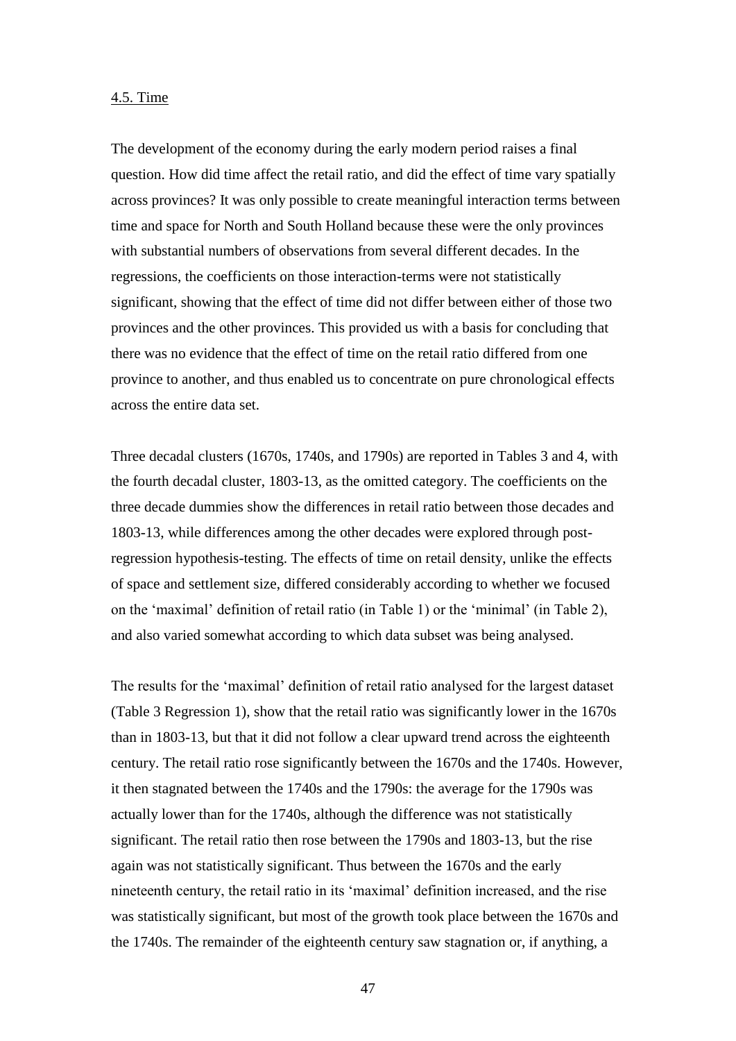4.5. Time

The development of the economy during the early modern period raises a final question. How did time affect the retail ratio, and did the effect of time vary spatially across provinces? It was only possible to create meaningful interaction terms between time and space for North and South Holland because these were the only provinces with substantial numbers of observations from several different decades. In the regressions, the coefficients on those interaction-terms were not statistically significant, showing that the effect of time did not differ between either of those two provinces and the other provinces. This provided us with a basis for concluding that there was no evidence that the effect of time on the retail ratio differed from one province to another, and thus enabled us to concentrate on pure chronological effects across the entire data set.

Three decadal clusters (1670s, 1740s, and 1790s) are reported in Tables 3 and 4, with the fourth decadal cluster, 1803-13, as the omitted category. The coefficients on the three decade dummies show the differences in retail ratio between those decades and 1803-13, while differences among the other decades were explored through post-regression hypothesis-testing. The effects of time on retail density, unlike the effects of space and settlement size, differed considerably according to whether we focused on the 'maximal' definition of retail ratio (in Table 1) or the 'minimal' (in Table 2), and also varied somewhat according to which data subset was being analysed.

The results for the 'maximal' definition of retail ratio analysed for the largest dataset (Table 3 Regression 1), show that the retail ratio was significantly lower in the 1670s than in 1803-13, but that it did not follow a clear upward trend across the eighteenth century. The retail ratio rose significantly between the 1670s and the 1740s. However, it then stagnated between the 1740s and the 1790s: the average for the 1790s was actually lower than for the 1740s, although the difference was not statistically significant. The retail ratio then rose between the 1790s and 1803-13, but the rise again was not statistically significant. Thus between the 1670s and the early nineteenth century, the retail ratio in its 'maximal' definition increased, and the rise was statistically significant, but most of the growth took place between the 1670s and the 1740s. The remainder of the eighteenth century saw stagnation or, if anything, a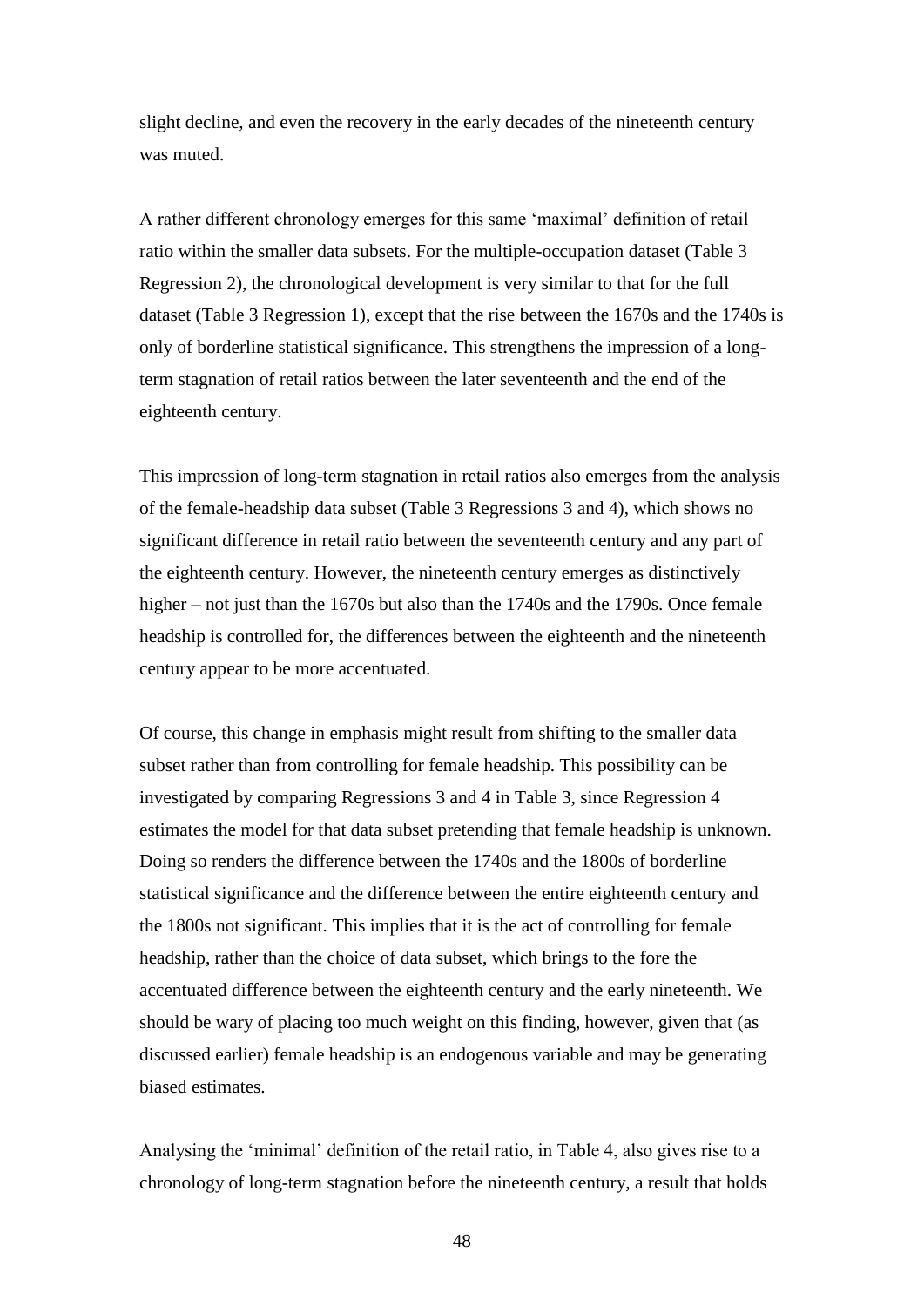slight decline, and even the recovery in the early decades of the nineteenth century was muted.

A rather different chronology emerges for this same 'maximal' definition of retail ratio within the smaller data subsets. For the multiple-occupation dataset (Table 3 Regression 2), the chronological development is very similar to that for the full dataset (Table 3 Regression 1), except that the rise between the 1670s and the 1740s is only of borderline statistical significance. This strengthens the impression of a long-term stagnation of retail ratios between the later seventeenth and the end of the eighteenth century.

This impression of long-term stagnation in retail ratios also emerges from the analysis of the female-headship data subset (Table 3 Regressions 3 and 4), which shows no significant difference in retail ratio between the seventeenth century and any part of the eighteenth century. However, the nineteenth century emerges as distinctively higher – not just than the 1670s but also than the 1740s and the 1790s. Once female headship is controlled for, the differences between the eighteenth and the nineteenth century appear to be more accentuated.

Of course, this change in emphasis might result from shifting to the smaller data subset rather than from controlling for female headship. This possibility can be investigated by comparing Regressions 3 and 4 in Table 3, since Regression 4 estimates the model for that data subset pretending that female headship is unknown. Doing so renders the difference between the 1740s and the 1800s of borderline statistical significance and the difference between the entire eighteenth century and the 1800s not significant. This implies that it is the act of controlling for female headship, rather than the choice of data subset, which brings to the fore the accentuated difference between the eighteenth century and the early nineteenth. We should be wary of placing too much weight on this finding, however, given that (as discussed earlier) female headship is an endogenous variable and may be generating biased estimates.

Analysing the 'minimal' definition of the retail ratio, in Table 4, also gives rise to a chronology of long-term stagnation before the nineteenth century, a result that holds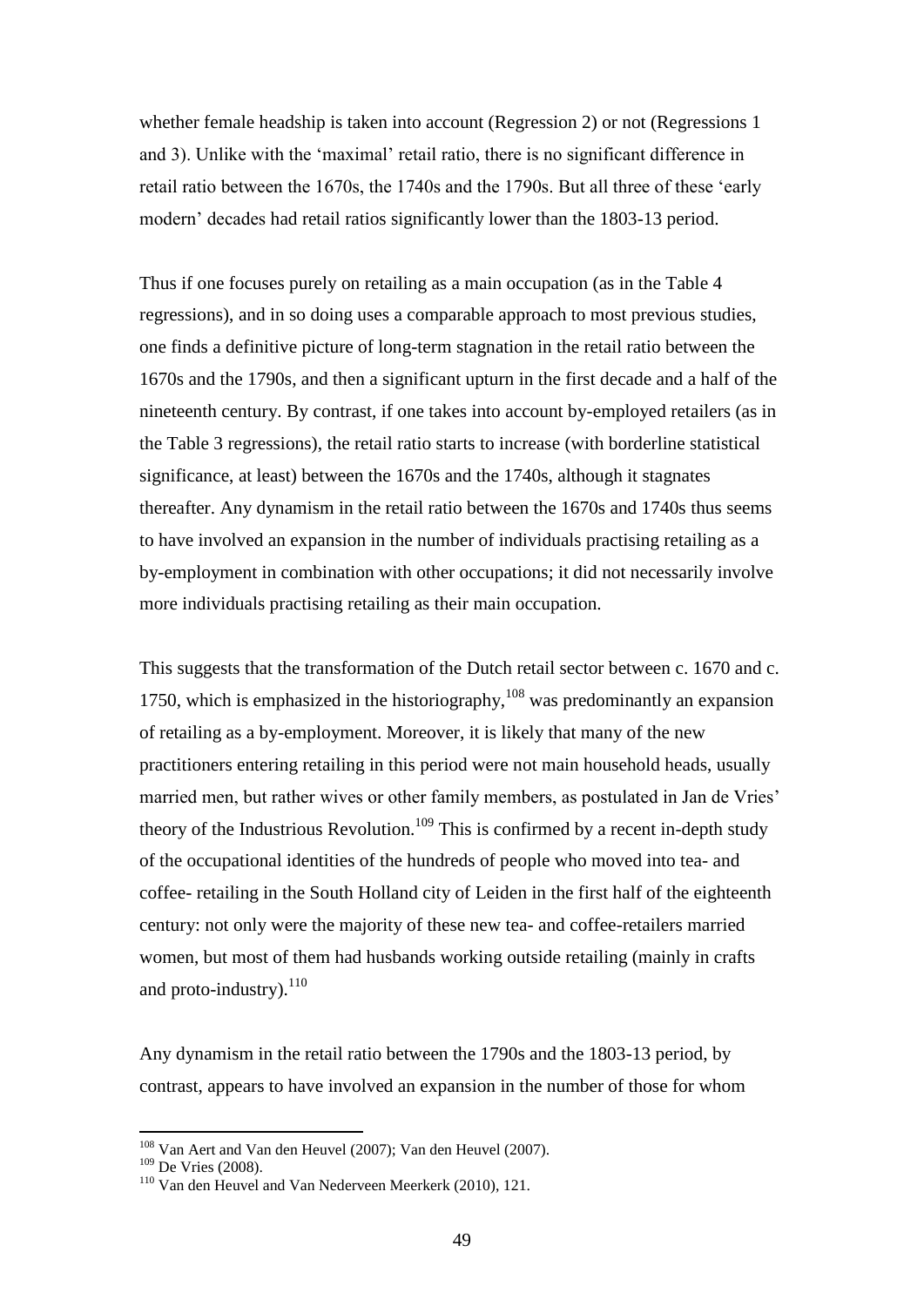whether female headship is taken into account (Regression 2) or not (Regressions 1 and 3). Unlike with the 'maximal' retail ratio, there is no significant difference in retail ratio between the 1670s, the 1740s and the 1790s. But all three of these 'early modern' decades had retail ratios significantly lower than the 1803-13 period.

Thus if one focuses purely on retailing as a main occupation (as in the Table 4 regressions), and in so doing uses a comparable approach to most previous studies, one finds a definitive picture of long-term stagnation in the retail ratio between the 1670s and the 1790s, and then a significant upturn in the first decade and a half of the nineteenth century. By contrast, if one takes into account by-employed retailers (as in the Table 3 regressions), the retail ratio starts to increase (with borderline statistical significance, at least) between the 1670s and the 1740s, although it stagnates thereafter. Any dynamism in the retail ratio between the 1670s and 1740s thus seems to have involved an expansion in the number of individuals practising retailing as a by-employment in combination with other occupations; it did not necessarily involve more individuals practising retailing as their main occupation.

This suggests that the transformation of the Dutch retail sector between c. 1670 and c. 1750, which is emphasized in the historiography,[108] was predominantly an expansion of retailing as a by-employment. Moreover, it is likely that many of the new practitioners entering retailing in this period were not main household heads, usually married men, but rather wives or other family members, as postulated in Jan de Vries' theory of the Industrious Revolution.[109] This is confirmed by a recent in-depth study of the occupational identities of the hundreds of people who moved into tea- and coffee- retailing in the South Holland city of Leiden in the first half of the eighteenth century: not only were the majority of these new tea- and coffee-retailers married women, but most of them had husbands working outside retailing (mainly in crafts and proto-industry).[110]

Any dynamism in the retail ratio between the 1790s and the 1803-13 period, by contrast, appears to have involved an expansion in the number of those for whom

---

[108] Van Aert and Van den Heuvel (2007); Van den Heuvel (2007).

[109] De Vries (2008).

[110] Van den Heuvel and Van Nederveen Meerkerk (2010), 121.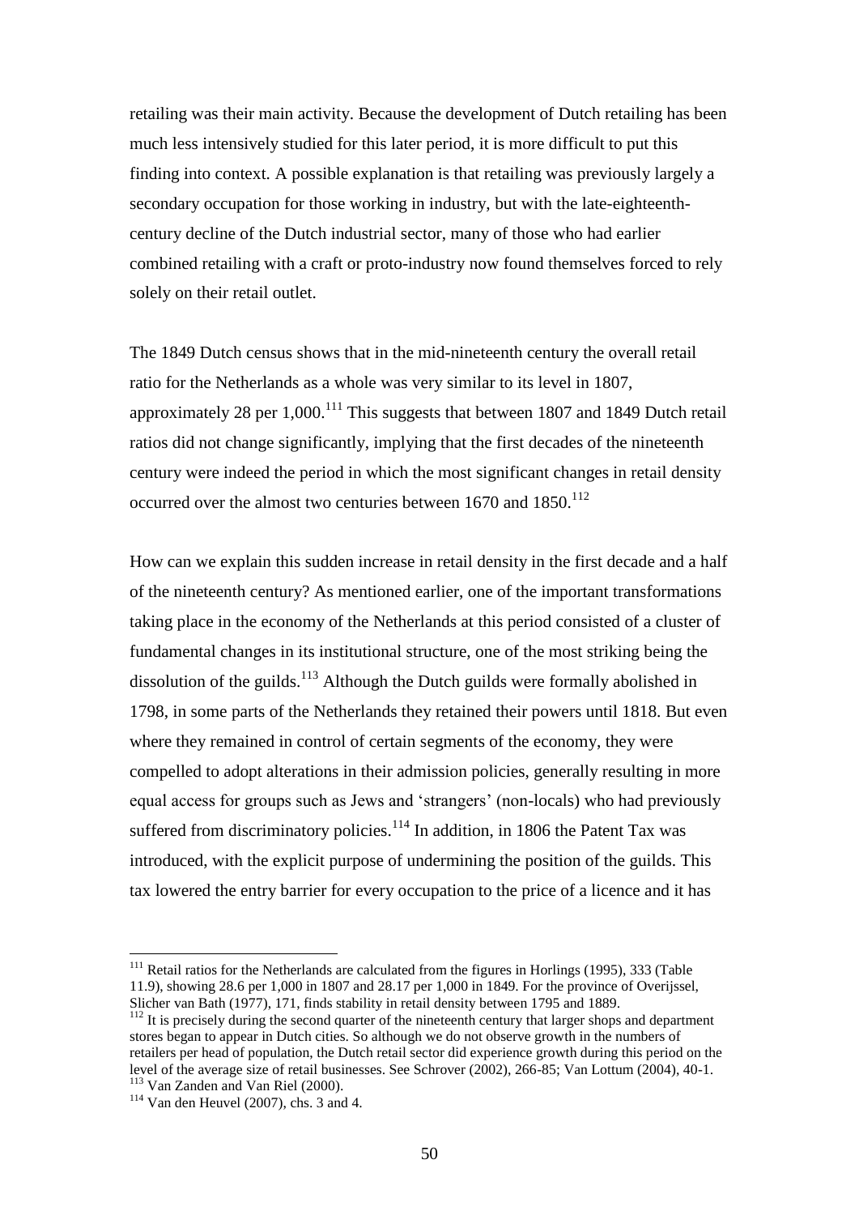retailing was their main activity. Because the development of Dutch retailing has been much less intensively studied for this later period, it is more difficult to put this finding into context. A possible explanation is that retailing was previously largely a secondary occupation for those working in industry, but with the late-eighteenth-century decline of the Dutch industrial sector, many of those who had earlier combined retailing with a craft or proto-industry now found themselves forced to rely solely on their retail outlet.

The 1849 Dutch census shows that in the mid-nineteenth century the overall retail ratio for the Netherlands as a whole was very similar to its level in 1807, approximately 28 per 1,000.[111] This suggests that between 1807 and 1849 Dutch retail ratios did not change significantly, implying that the first decades of the nineteenth century were indeed the period in which the most significant changes in retail density occurred over the almost two centuries between 1670 and 1850.[112]

How can we explain this sudden increase in retail density in the first decade and a half of the nineteenth century? As mentioned earlier, one of the important transformations taking place in the economy of the Netherlands at this period consisted of a cluster of fundamental changes in its institutional structure, one of the most striking being the dissolution of the guilds.[113] Although the Dutch guilds were formally abolished in 1798, in some parts of the Netherlands they retained their powers until 1818. But even where they remained in control of certain segments of the economy, they were compelled to adopt alterations in their admission policies, generally resulting in more equal access for groups such as Jews and 'strangers' (non-locals) who had previously suffered from discriminatory policies.[114] In addition, in 1806 the Patent Tax was introduced, with the explicit purpose of undermining the position of the guilds. This tax lowered the entry barrier for every occupation to the price of a licence and it has

---

[111] Retail ratios for the Netherlands are calculated from the figures in Horlings (1995), 333 (Table 11.9), showing 28.6 per 1,000 in 1807 and 28.17 per 1,000 in 1849. For the province of Overijssel, Slicher van Bath (1977), 171, finds stability in retail density between 1795 and 1889.

[112] It is precisely during the second quarter of the nineteenth century that larger shops and department stores began to appear in Dutch cities. So although we do not observe growth in the numbers of retailers per head of population, the Dutch retail sector did experience growth during this period on the level of the average size of retail businesses. See Schrover (2002), 266-85; Van Lottum (2004), 40-1.

[113] Van Zanden and Van Riel (2000).

[114] Van den Heuvel (2007), chs. 3 and 4.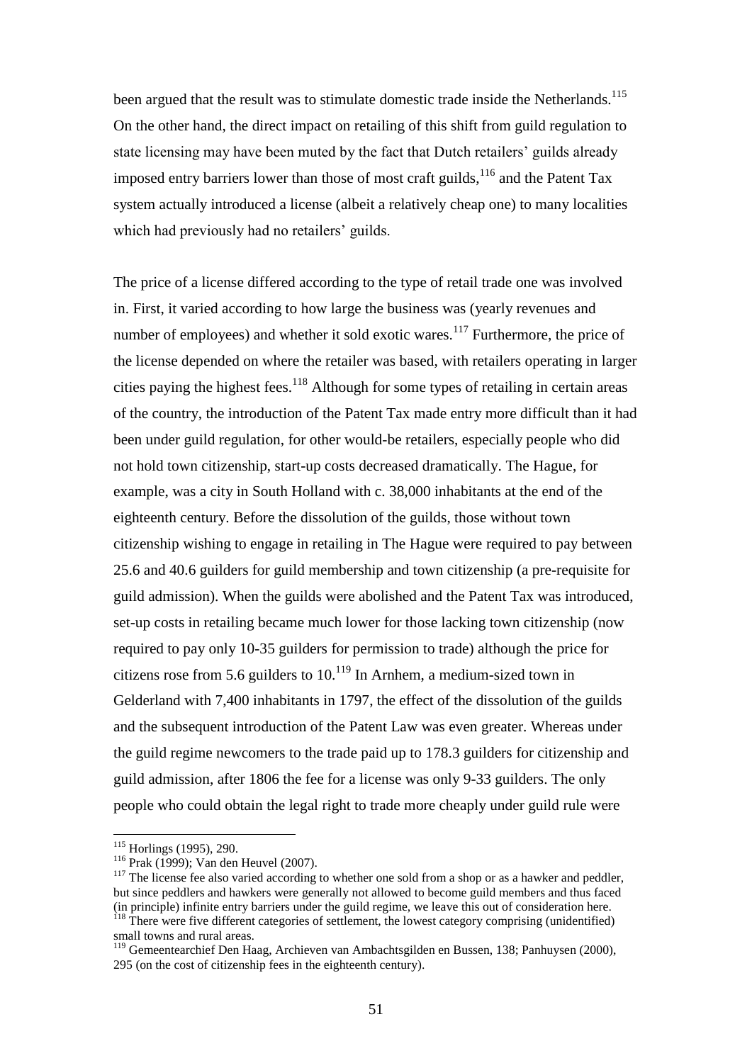been argued that the result was to stimulate domestic trade inside the Netherlands.[115] On the other hand, the direct impact on retailing of this shift from guild regulation to state licensing may have been muted by the fact that Dutch retailers' guilds already imposed entry barriers lower than those of most craft guilds,[116] and the Patent Tax system actually introduced a license (albeit a relatively cheap one) to many localities which had previously had no retailers' guilds.

The price of a license differed according to the type of retail trade one was involved in. First, it varied according to how large the business was (yearly revenues and number of employees) and whether it sold exotic wares.[117] Furthermore, the price of the license depended on where the retailer was based, with retailers operating in larger cities paying the highest fees.[118] Although for some types of retailing in certain areas of the country, the introduction of the Patent Tax made entry more difficult than it had been under guild regulation, for other would-be retailers, especially people who did not hold town citizenship, start-up costs decreased dramatically. The Hague, for example, was a city in South Holland with c. 38,000 inhabitants at the end of the eighteenth century. Before the dissolution of the guilds, those without town citizenship wishing to engage in retailing in The Hague were required to pay between 25.6 and 40.6 guilders for guild membership and town citizenship (a pre-requisite for guild admission). When the guilds were abolished and the Patent Tax was introduced, set-up costs in retailing became much lower for those lacking town citizenship (now required to pay only 10-35 guilders for permission to trade) although the price for citizens rose from 5.6 guilders to 10.[119] In Arnhem, a medium-sized town in Gelderland with 7,400 inhabitants in 1797, the effect of the dissolution of the guilds and the subsequent introduction of the Patent Law was even greater. Whereas under the guild regime newcomers to the trade paid up to 178.3 guilders for citizenship and guild admission, after 1806 the fee for a license was only 9-33 guilders. The only people who could obtain the legal right to trade more cheaply under guild rule were

---

[115] Horlings (1995), 290.

[116] Prak (1999); Van den Heuvel (2007).

[117] The license fee also varied according to whether one sold from a shop or as a hawker and peddler, but since peddlers and hawkers were generally not allowed to become guild members and thus faced (in principle) infinite entry barriers under the guild regime, we leave this out of consideration here.

[118] There were five different categories of settlement, the lowest category comprising (unidentified) small towns and rural areas.

[119] Gemeentearchief Den Haag, Archieven van Ambachtsgilden en Bussen, 138; Panhuysen (2000), 295 (on the cost of citizenship fees in the eighteenth century).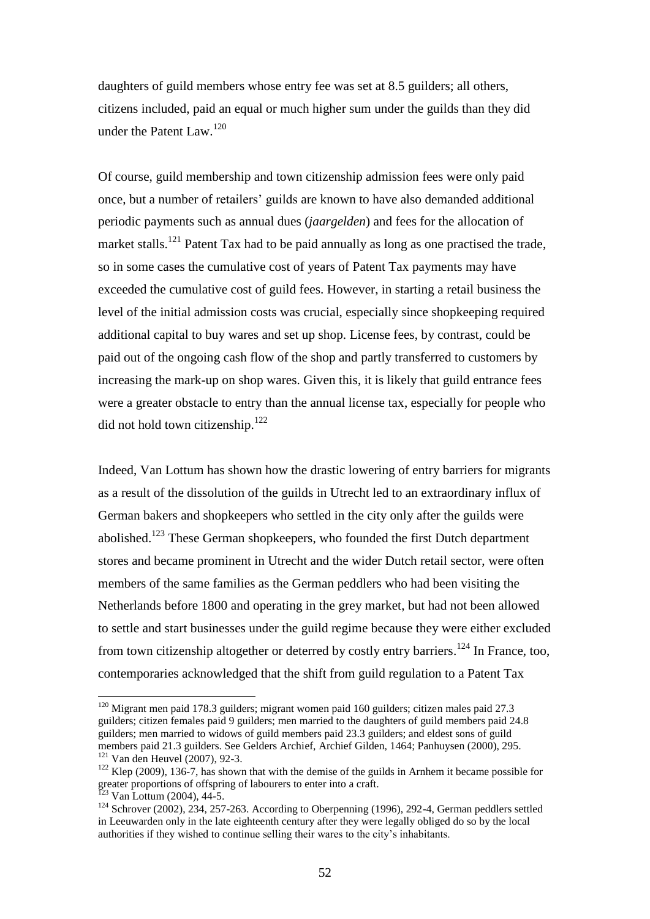daughters of guild members whose entry fee was set at 8.5 guilders; all others, citizens included, paid an equal or much higher sum under the guilds than they did under the Patent Law.[120]

Of course, guild membership and town citizenship admission fees were only paid once, but a number of retailers' guilds are known to have also demanded additional periodic payments such as annual dues (*jaargelden*) and fees for the allocation of market stalls.[121] Patent Tax had to be paid annually as long as one practised the trade, so in some cases the cumulative cost of years of Patent Tax payments may have exceeded the cumulative cost of guild fees. However, in starting a retail business the level of the initial admission costs was crucial, especially since shopkeeping required additional capital to buy wares and set up shop. License fees, by contrast, could be paid out of the ongoing cash flow of the shop and partly transferred to customers by increasing the mark-up on shop wares. Given this, it is likely that guild entrance fees were a greater obstacle to entry than the annual license tax, especially for people who did not hold town citizenship.[122]

Indeed, Van Lottum has shown how the drastic lowering of entry barriers for migrants as a result of the dissolution of the guilds in Utrecht led to an extraordinary influx of German bakers and shopkeepers who settled in the city only after the guilds were abolished.[123] These German shopkeepers, who founded the first Dutch department stores and became prominent in Utrecht and the wider Dutch retail sector, were often members of the same families as the German peddlers who had been visiting the Netherlands before 1800 and operating in the grey market, but had not been allowed to settle and start businesses under the guild regime because they were either excluded from town citizenship altogether or deterred by costly entry barriers.[124] In France, too, contemporaries acknowledged that the shift from guild regulation to a Patent Tax

---

[120] Migrant men paid 178.3 guilders; migrant women paid 160 guilders; citizen males paid 27.3 guilders; citizen females paid 9 guilders; men married to the daughters of guild members paid 24.8 guilders; men married to widows of guild members paid 23.3 guilders; and eldest sons of guild members paid 21.3 guilders. See Gelders Archief, Archief Gilden, 1464; Panhuysen (2000), 295.

[121] Van den Heuvel (2007), 92-3.

[122] Klep (2009), 136-7, has shown that with the demise of the guilds in Arnhem it became possible for greater proportions of offspring of labourers to enter into a craft.

[123] Van Lottum (2004), 44-5.

[124] Schrover (2002), 234, 257-263. According to Oberpenning (1996), 292-4, German peddlers settled in Leeuwarden only in the late eighteenth century after they were legally obliged do so by the local authorities if they wished to continue selling their wares to the city's inhabitants.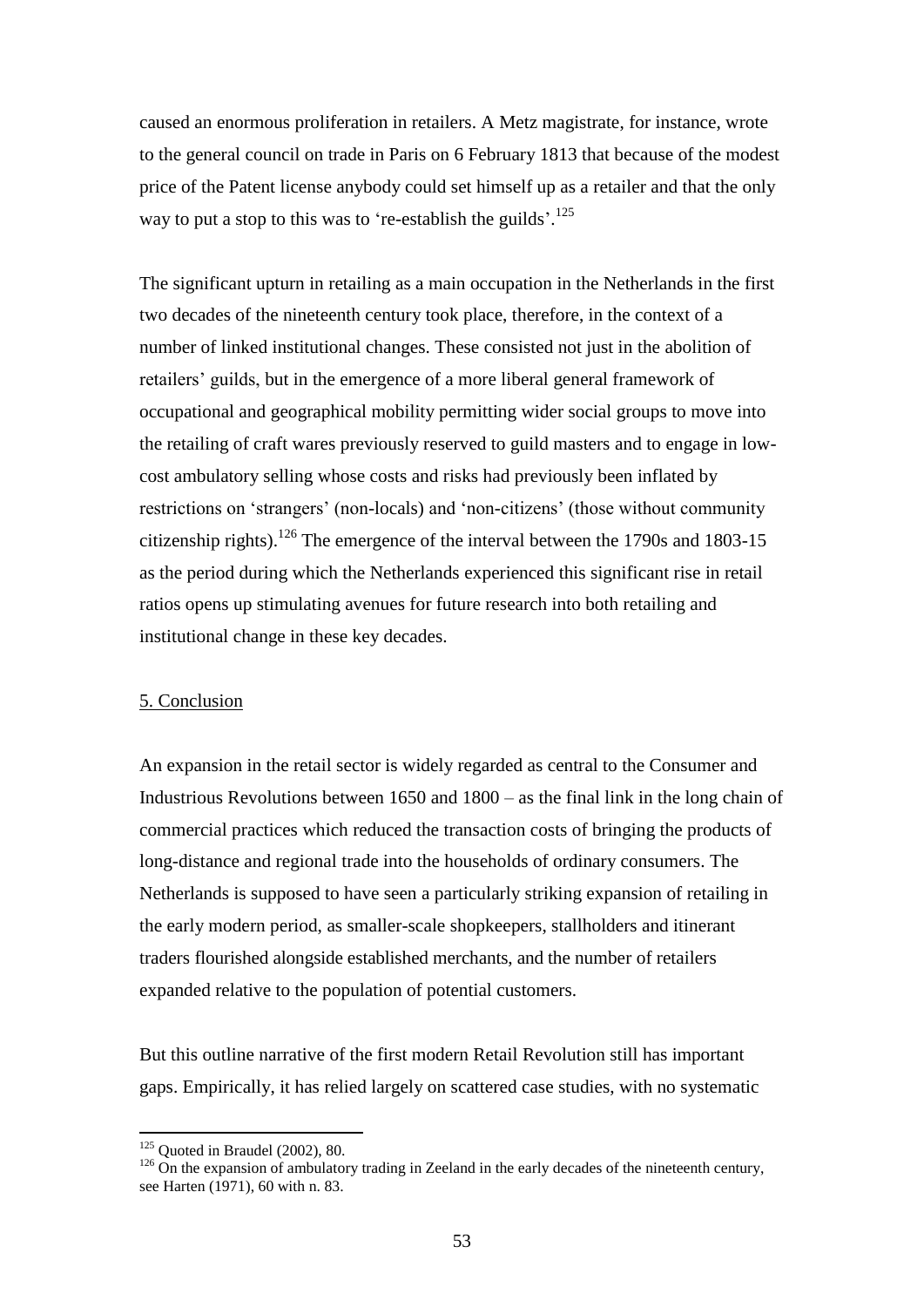caused an enormous proliferation in retailers. A Metz magistrate, for instance, wrote to the general council on trade in Paris on 6 February 1813 that because of the modest price of the Patent license anybody could set himself up as a retailer and that the only way to put a stop to this was to 're-establish the guilds'.[125]

The significant upturn in retailing as a main occupation in the Netherlands in the first two decades of the nineteenth century took place, therefore, in the context of a number of linked institutional changes. These consisted not just in the abolition of retailers' guilds, but in the emergence of a more liberal general framework of occupational and geographical mobility permitting wider social groups to move into the retailing of craft wares previously reserved to guild masters and to engage in low-cost ambulatory selling whose costs and risks had previously been inflated by restrictions on 'strangers' (non-locals) and 'non-citizens' (those without community citizenship rights).[126] The emergence of the interval between the 1790s and 1803-15 as the period during which the Netherlands experienced this significant rise in retail ratios opens up stimulating avenues for future research into both retailing and institutional change in these key decades.

## 5. Conclusion

An expansion in the retail sector is widely regarded as central to the Consumer and Industrious Revolutions between 1650 and 1800 – as the final link in the long chain of commercial practices which reduced the transaction costs of bringing the products of long-distance and regional trade into the households of ordinary consumers. The Netherlands is supposed to have seen a particularly striking expansion of retailing in the early modern period, as smaller-scale shopkeepers, stallholders and itinerant traders flourished alongside established merchants, and the number of retailers expanded relative to the population of potential customers.

But this outline narrative of the first modern Retail Revolution still has important gaps. Empirically, it has relied largely on scattered case studies, with no systematic

---

[125] Quoted in Braudel (2002), 80.

[126] On the expansion of ambulatory trading in Zeeland in the early decades of the nineteenth century, see Harten (1971), 60 with n. 83.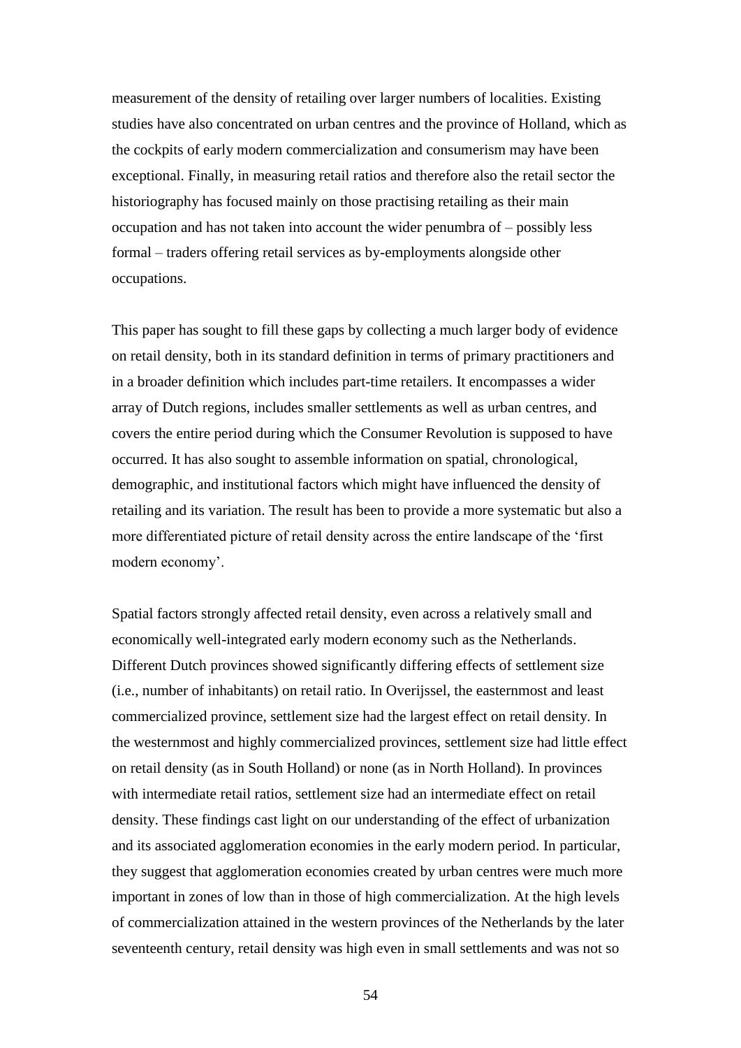measurement of the density of retailing over larger numbers of localities. Existing studies have also concentrated on urban centres and the province of Holland, which as the cockpits of early modern commercialization and consumerism may have been exceptional. Finally, in measuring retail ratios and therefore also the retail sector the historiography has focused mainly on those practising retailing as their main occupation and has not taken into account the wider penumbra of – possibly less formal – traders offering retail services as by-employments alongside other occupations.

This paper has sought to fill these gaps by collecting a much larger body of evidence on retail density, both in its standard definition in terms of primary practitioners and in a broader definition which includes part-time retailers. It encompasses a wider array of Dutch regions, includes smaller settlements as well as urban centres, and covers the entire period during which the Consumer Revolution is supposed to have occurred. It has also sought to assemble information on spatial, chronological, demographic, and institutional factors which might have influenced the density of retailing and its variation. The result has been to provide a more systematic but also a more differentiated picture of retail density across the entire landscape of the 'first modern economy'.

Spatial factors strongly affected retail density, even across a relatively small and economically well-integrated early modern economy such as the Netherlands. Different Dutch provinces showed significantly differing effects of settlement size (i.e., number of inhabitants) on retail ratio. In Overijssel, the easternmost and least commercialized province, settlement size had the largest effect on retail density. In the westernmost and highly commercialized provinces, settlement size had little effect on retail density (as in South Holland) or none (as in North Holland). In provinces with intermediate retail ratios, settlement size had an intermediate effect on retail density. These findings cast light on our understanding of the effect of urbanization and its associated agglomeration economies in the early modern period. In particular, they suggest that agglomeration economies created by urban centres were much more important in zones of low than in those of high commercialization. At the high levels of commercialization attained in the western provinces of the Netherlands by the later seventeenth century, retail density was high even in small settlements and was not so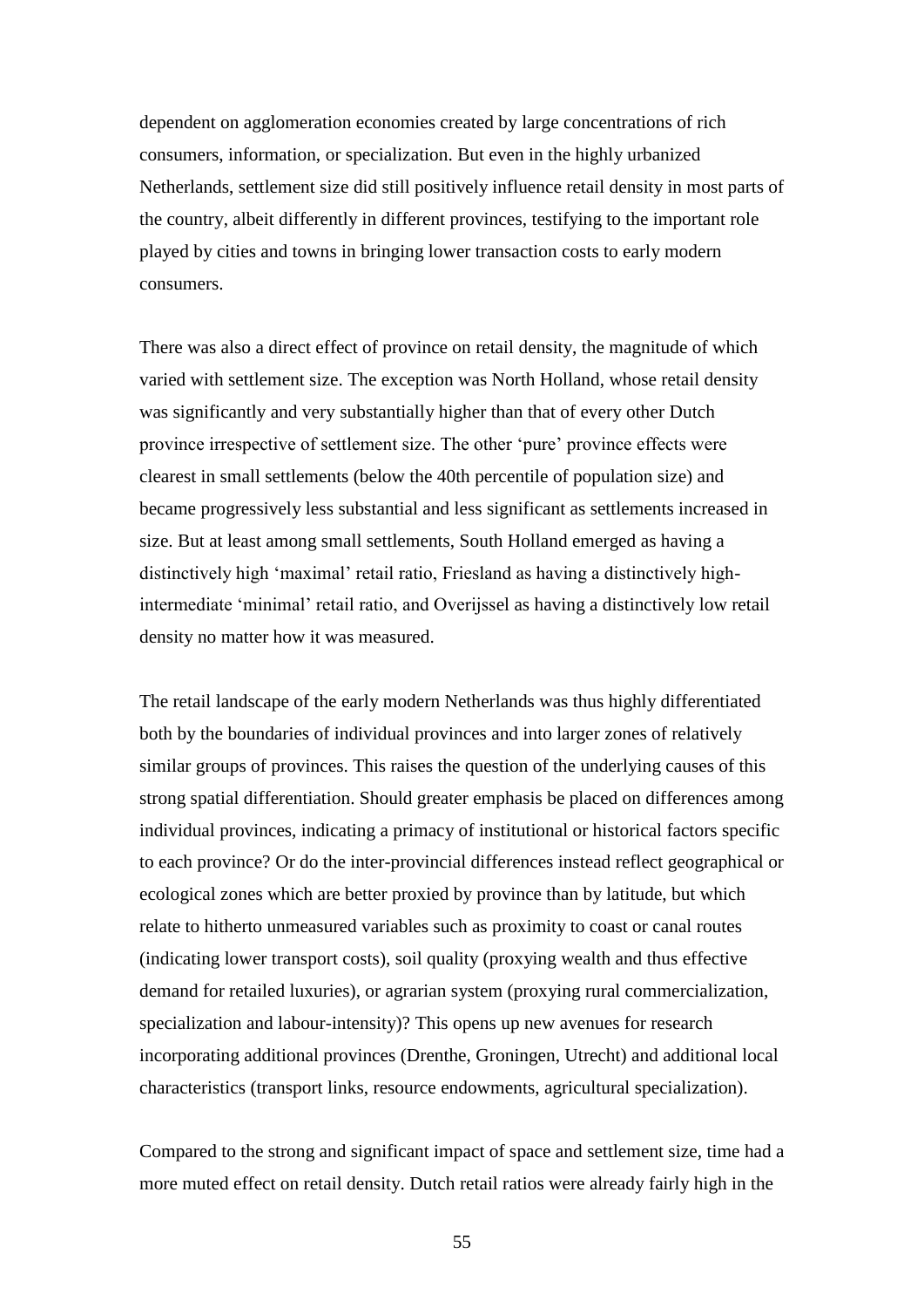dependent on agglomeration economies created by large concentrations of rich consumers, information, or specialization. But even in the highly urbanized Netherlands, settlement size did still positively influence retail density in most parts of the country, albeit differently in different provinces, testifying to the important role played by cities and towns in bringing lower transaction costs to early modern consumers.

There was also a direct effect of province on retail density, the magnitude of which varied with settlement size. The exception was North Holland, whose retail density was significantly and very substantially higher than that of every other Dutch province irrespective of settlement size. The other 'pure' province effects were clearest in small settlements (below the 40th percentile of population size) and became progressively less substantial and less significant as settlements increased in size. But at least among small settlements, South Holland emerged as having a distinctively high 'maximal' retail ratio, Friesland as having a distinctively high-intermediate 'minimal' retail ratio, and Overijssel as having a distinctively low retail density no matter how it was measured.

The retail landscape of the early modern Netherlands was thus highly differentiated both by the boundaries of individual provinces and into larger zones of relatively similar groups of provinces. This raises the question of the underlying causes of this strong spatial differentiation. Should greater emphasis be placed on differences among individual provinces, indicating a primacy of institutional or historical factors specific to each province? Or do the inter-provincial differences instead reflect geographical or ecological zones which are better proxied by province than by latitude, but which relate to hitherto unmeasured variables such as proximity to coast or canal routes (indicating lower transport costs), soil quality (proxying wealth and thus effective demand for retailed luxuries), or agrarian system (proxying rural commercialization, specialization and labour-intensity)? This opens up new avenues for research incorporating additional provinces (Drenthe, Groningen, Utrecht) and additional local characteristics (transport links, resource endowments, agricultural specialization).

Compared to the strong and significant impact of space and settlement size, time had a more muted effect on retail density. Dutch retail ratios were already fairly high in the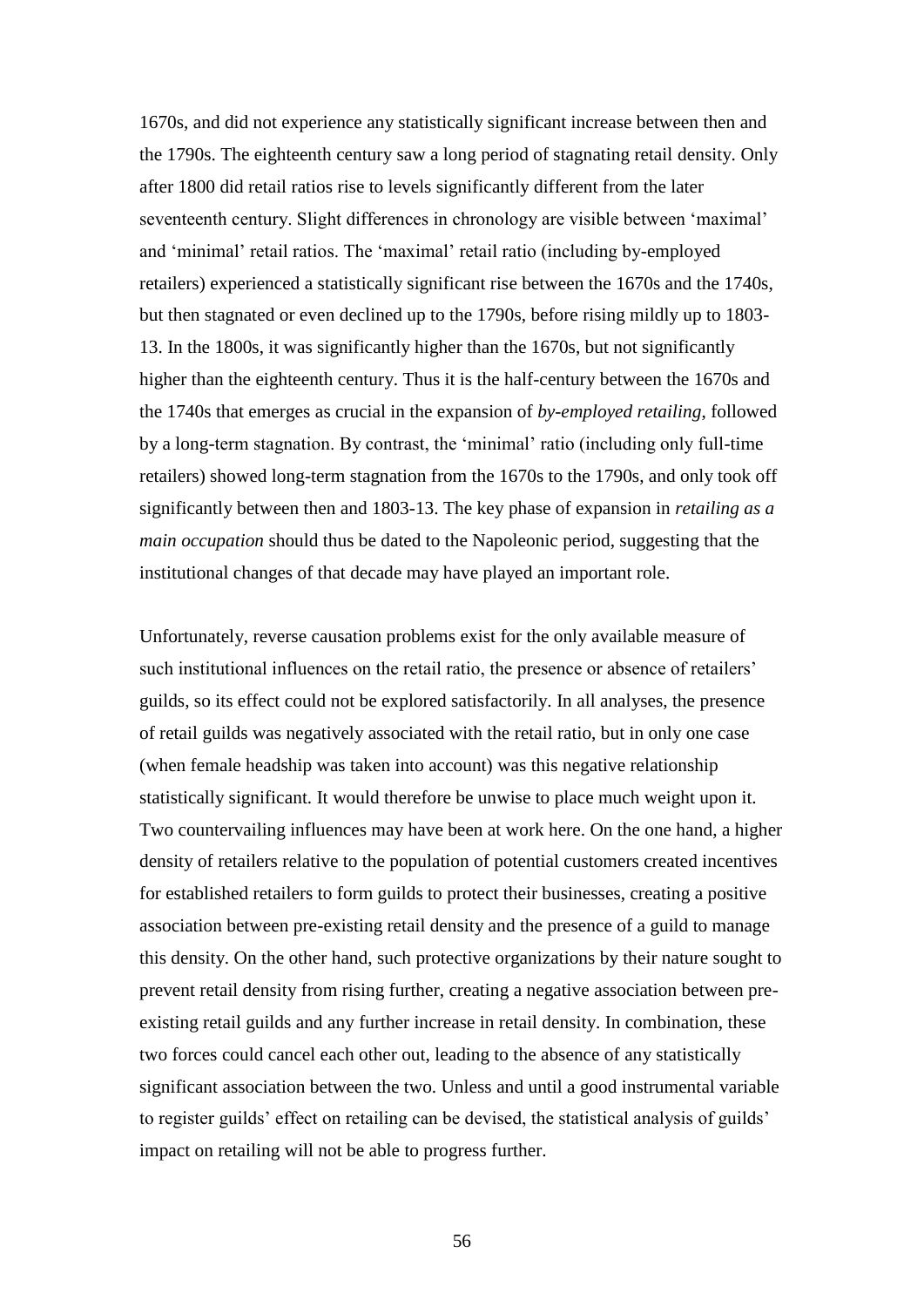1670s, and did not experience any statistically significant increase between then and the 1790s. The eighteenth century saw a long period of stagnating retail density. Only after 1800 did retail ratios rise to levels significantly different from the later seventeenth century. Slight differences in chronology are visible between 'maximal' and 'minimal' retail ratios. The 'maximal' retail ratio (including by-employed retailers) experienced a statistically significant rise between the 1670s and the 1740s, but then stagnated or even declined up to the 1790s, before rising mildly up to 1803-13. In the 1800s, it was significantly higher than the 1670s, but not significantly higher than the eighteenth century. Thus it is the half-century between the 1670s and the 1740s that emerges as crucial in the expansion of *by-employed retailing*, followed by a long-term stagnation. By contrast, the 'minimal' ratio (including only full-time retailers) showed long-term stagnation from the 1670s to the 1790s, and only took off significantly between then and 1803-13. The key phase of expansion in *retailing as a main occupation* should thus be dated to the Napoleonic period, suggesting that the institutional changes of that decade may have played an important role.

Unfortunately, reverse causation problems exist for the only available measure of such institutional influences on the retail ratio, the presence or absence of retailers' guilds, so its effect could not be explored satisfactorily. In all analyses, the presence of retail guilds was negatively associated with the retail ratio, but in only one case (when female headship was taken into account) was this negative relationship statistically significant. It would therefore be unwise to place much weight upon it. Two countervailing influences may have been at work here. On the one hand, a higher density of retailers relative to the population of potential customers created incentives for established retailers to form guilds to protect their businesses, creating a positive association between pre-existing retail density and the presence of a guild to manage this density. On the other hand, such protective organizations by their nature sought to prevent retail density from rising further, creating a negative association between pre-existing retail guilds and any further increase in retail density. In combination, these two forces could cancel each other out, leading to the absence of any statistically significant association between the two. Unless and until a good instrumental variable to register guilds' effect on retailing can be devised, the statistical analysis of guilds' impact on retailing will not be able to progress further.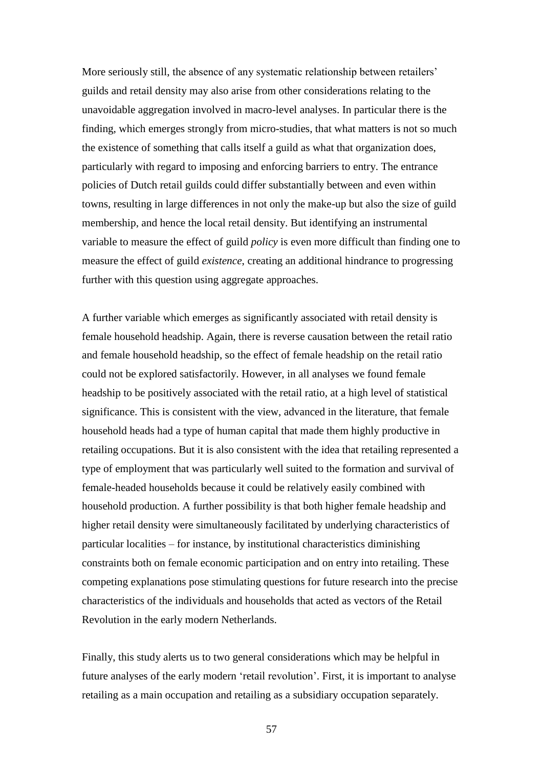More seriously still, the absence of any systematic relationship between retailers' guilds and retail density may also arise from other considerations relating to the unavoidable aggregation involved in macro-level analyses. In particular there is the finding, which emerges strongly from micro-studies, that what matters is not so much the existence of something that calls itself a guild as what that organization does, particularly with regard to imposing and enforcing barriers to entry. The entrance policies of Dutch retail guilds could differ substantially between and even within towns, resulting in large differences in not only the make-up but also the size of guild membership, and hence the local retail density. But identifying an instrumental variable to measure the effect of guild *policy* is even more difficult than finding one to measure the effect of guild *existence*, creating an additional hindrance to progressing further with this question using aggregate approaches.

A further variable which emerges as significantly associated with retail density is female household headship. Again, there is reverse causation between the retail ratio and female household headship, so the effect of female headship on the retail ratio could not be explored satisfactorily. However, in all analyses we found female headship to be positively associated with the retail ratio, at a high level of statistical significance. This is consistent with the view, advanced in the literature, that female household heads had a type of human capital that made them highly productive in retailing occupations. But it is also consistent with the idea that retailing represented a type of employment that was particularly well suited to the formation and survival of female-headed households because it could be relatively easily combined with household production. A further possibility is that both higher female headship and higher retail density were simultaneously facilitated by underlying characteristics of particular localities – for instance, by institutional characteristics diminishing constraints both on female economic participation and on entry into retailing. These competing explanations pose stimulating questions for future research into the precise characteristics of the individuals and households that acted as vectors of the Retail Revolution in the early modern Netherlands.

Finally, this study alerts us to two general considerations which may be helpful in future analyses of the early modern 'retail revolution'. First, it is important to analyse retailing as a main occupation and retailing as a subsidiary occupation separately.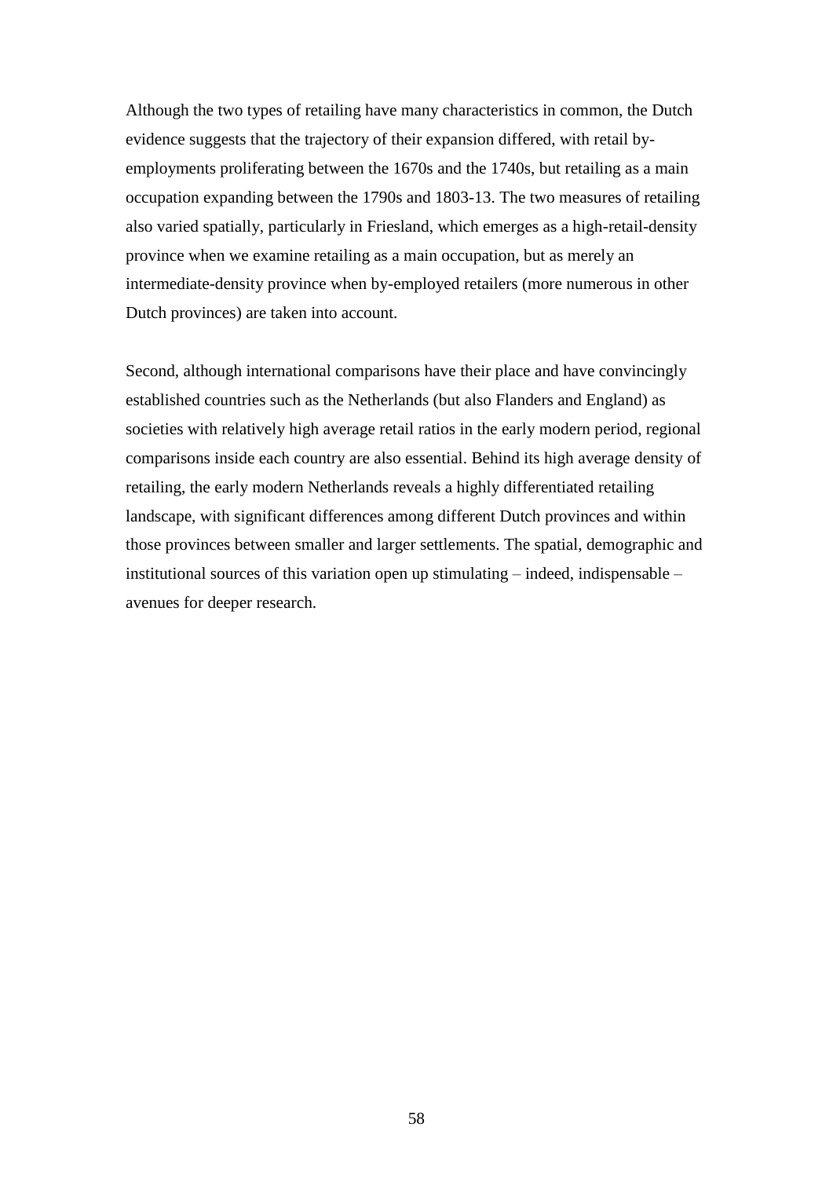Although the two types of retailing have many characteristics in common, the Dutch evidence suggests that the trajectory of their expansion differed, with retail by-employments proliferating between the 1670s and the 1740s, but retailing as a main occupation expanding between the 1790s and 1803-13. The two measures of retailing also varied spatially, particularly in Friesland, which emerges as a high-retail-density province when we examine retailing as a main occupation, but as merely an intermediate-density province when by-employed retailers (more numerous in other Dutch provinces) are taken into account.

Second, although international comparisons have their place and have convincingly established countries such as the Netherlands (but also Flanders and England) as societies with relatively high average retail ratios in the early modern period, regional comparisons inside each country are also essential. Behind its high average density of retailing, the early modern Netherlands reveals a highly differentiated retailing landscape, with significant differences among different Dutch provinces and within those provinces between smaller and larger settlements. The spatial, demographic and institutional sources of this variation open up stimulating – indeed, indispensable – avenues for deeper research.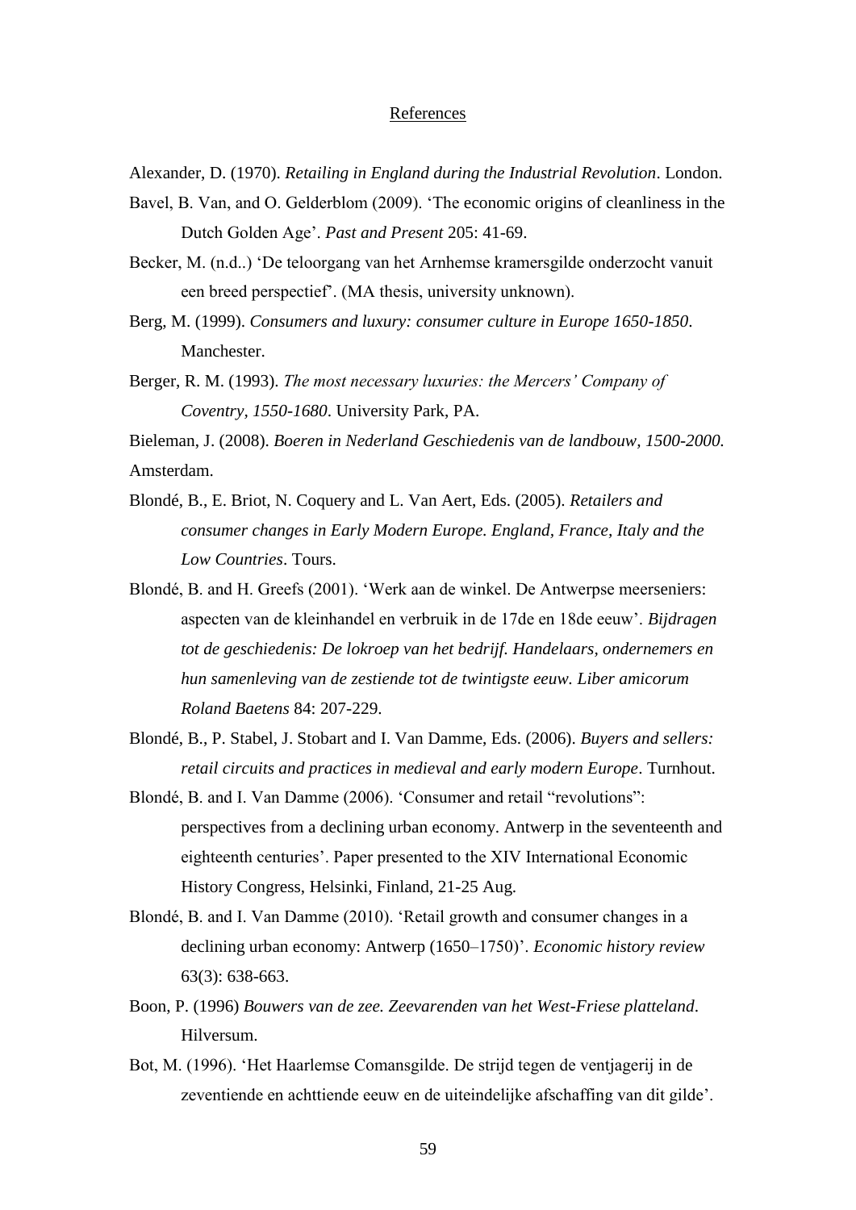## References

Alexander, D. (1970). *Retailing in England during the Industrial Revolution*. London.

Bavel, B. Van, and O. Gelderblom (2009). 'The economic origins of cleanliness in the Dutch Golden Age'. *Past and Present* 205: 41-69.

Becker, M. (n.d..) 'De teloorgang van het Arnhemse kramersgilde onderzocht vanuit een breed perspectief'. (MA thesis, university unknown).

Berg, M. (1999). *Consumers and luxury: consumer culture in Europe 1650-1850*. Manchester.

Berger, R. M. (1993). *The most necessary luxuries: the Mercers' Company of Coventry, 1550-1680*. University Park, PA.

Bieleman, J. (2008). *Boeren in Nederland Geschiedenis van de landbouw, 1500-2000.* Amsterdam.

Blondé, B., E. Briot, N. Coquery and L. Van Aert, Eds. (2005). *Retailers and consumer changes in Early Modern Europe. England, France, Italy and the Low Countries*. Tours.

Blondé, B. and H. Greefs (2001). 'Werk aan de winkel. De Antwerpse meerseniers: aspecten van de kleinhandel en verbruik in de 17de en 18de eeuw'. *Bijdragen tot de geschiedenis: De lokroep van het bedrijf. Handelaars, ondernemers en hun samenleving van de zestiende tot de twintigste eeuw. Liber amicorum Roland Baetens* 84: 207-229.

Blondé, B., P. Stabel, J. Stobart and I. Van Damme, Eds. (2006). *Buyers and sellers: retail circuits and practices in medieval and early modern Europe*. Turnhout.

Blondé, B. and I. Van Damme (2006). 'Consumer and retail "revolutions": perspectives from a declining urban economy. Antwerp in the seventeenth and eighteenth centuries'. Paper presented to the XIV International Economic History Congress, Helsinki, Finland, 21-25 Aug.

Blondé, B. and I. Van Damme (2010). 'Retail growth and consumer changes in a declining urban economy: Antwerp (1650–1750)'. *Economic history review* 63(3): 638-663.

Boon, P. (1996) *Bouwers van de zee. Zeevarenden van het West-Friese platteland*. Hilversum.

Bot, M. (1996). 'Het Haarlemse Comansgilde. De strijd tegen de ventjagerij in de zeventiende en achttiende eeuw en de uiteindelijke afschaffing van dit gilde'.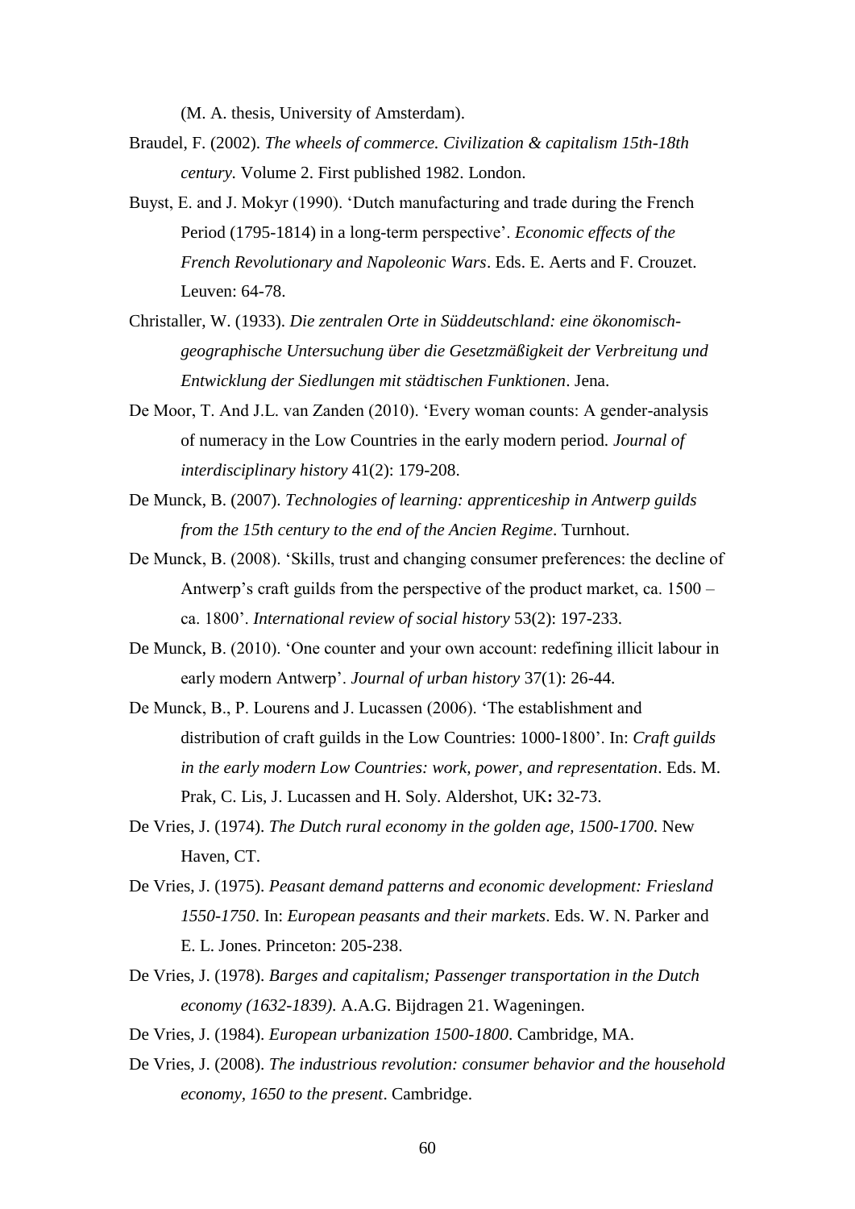(M. A. thesis, University of Amsterdam).

Braudel, F. (2002). *The wheels of commerce. Civilization & capitalism 15th-18th century.* Volume 2. First published 1982. London.

Buyst, E. and J. Mokyr (1990). 'Dutch manufacturing and trade during the French Period (1795-1814) in a long-term perspective'. *Economic effects of the French Revolutionary and Napoleonic Wars*. Eds. E. Aerts and F. Crouzet. Leuven: 64-78.

Christaller, W. (1933). *Die zentralen Orte in Süddeutschland: eine ökonomisch-geographische Untersuchung über die Gesetzmäßigkeit der Verbreitung und Entwicklung der Siedlungen mit städtischen Funktionen*. Jena.

De Moor, T. And J.L. van Zanden (2010). 'Every woman counts: A gender-analysis of numeracy in the Low Countries in the early modern period. *Journal of interdisciplinary history* 41(2): 179-208.

De Munck, B. (2007). *Technologies of learning: apprenticeship in Antwerp guilds from the 15th century to the end of the Ancien Regime*. Turnhout.

De Munck, B. (2008). 'Skills, trust and changing consumer preferences: the decline of Antwerp's craft guilds from the perspective of the product market, ca. 1500 – ca. 1800'. *International review of social history* 53(2): 197-233.

De Munck, B. (2010). 'One counter and your own account: redefining illicit labour in early modern Antwerp'. *Journal of urban history* 37(1): 26-44.

De Munck, B., P. Lourens and J. Lucassen (2006). 'The establishment and distribution of craft guilds in the Low Countries: 1000-1800'. In: *Craft guilds in the early modern Low Countries: work, power, and representation*. Eds. M. Prak, C. Lis, J. Lucassen and H. Soly. Aldershot, UK**:** 32-73.

De Vries, J. (1974). *The Dutch rural economy in the golden age, 1500-1700*. New Haven, CT.

De Vries, J. (1975). *Peasant demand patterns and economic development: Friesland 1550-1750*. In: *European peasants and their markets*. Eds. W. N. Parker and E. L. Jones. Princeton: 205-238.

De Vries, J. (1978). *Barges and capitalism; Passenger transportation in the Dutch economy (1632-1839)*. A.A.G. Bijdragen 21. Wageningen.

De Vries, J. (1984). *European urbanization 1500-1800*. Cambridge, MA.

De Vries, J. (2008). *The industrious revolution: consumer behavior and the household economy, 1650 to the present*. Cambridge.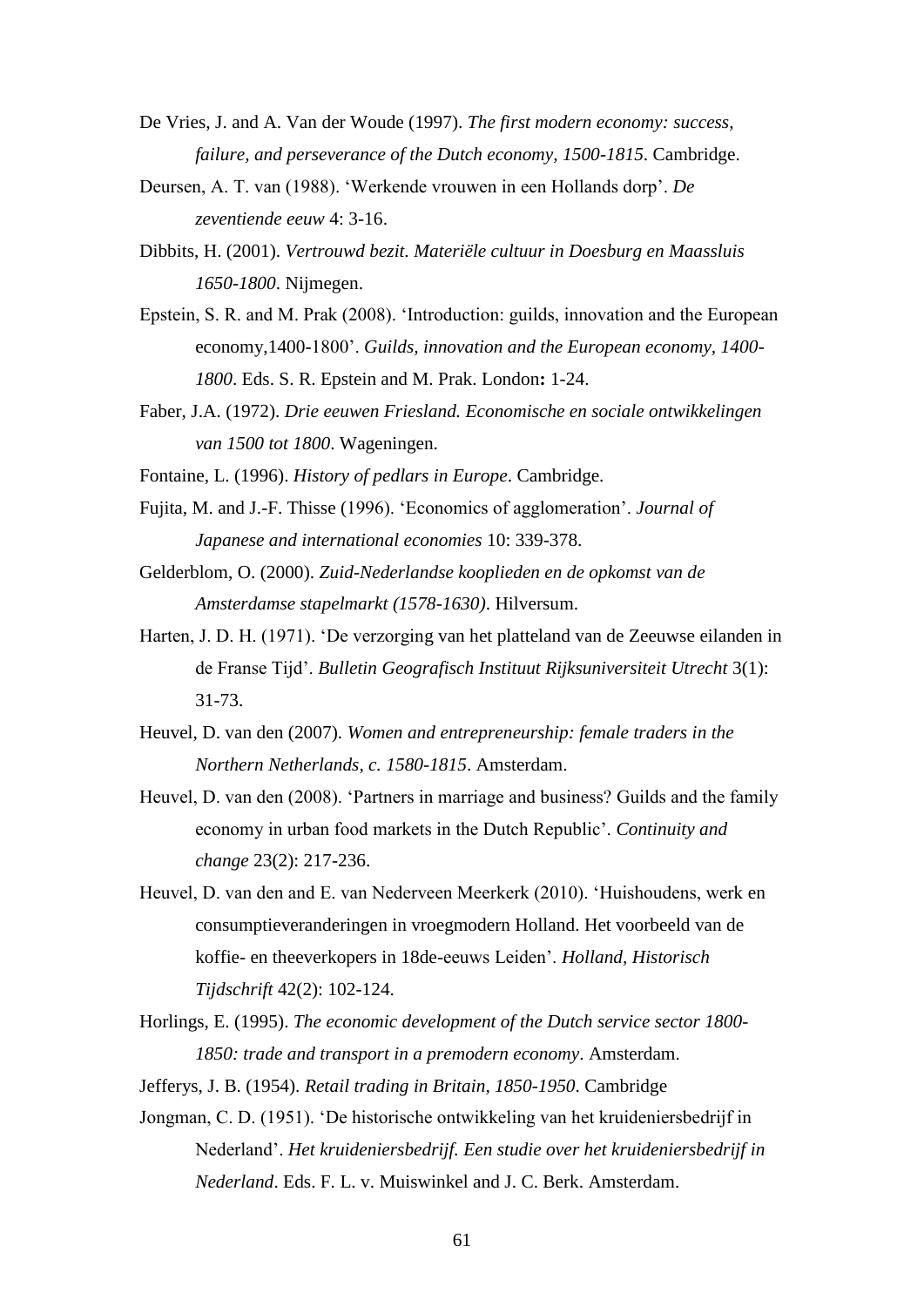De Vries, J. and A. Van der Woude (1997). *The first modern economy: success, failure, and perseverance of the Dutch economy, 1500-1815*. Cambridge.

Deursen, A. T. van (1988). 'Werkende vrouwen in een Hollands dorp'. *De zeventiende eeuw* 4: 3-16.

Dibbits, H. (2001). *Vertrouwd bezit. Materiële cultuur in Doesburg en Maassluis 1650-1800*. Nijmegen.

Epstein, S. R. and M. Prak (2008). 'Introduction: guilds, innovation and the European economy,1400-1800'. *Guilds, innovation and the European economy, 1400-1800*. Eds. S. R. Epstein and M. Prak. London**:** 1-24.

Faber, J.A. (1972). *Drie eeuwen Friesland. Economische en sociale ontwikkelingen van 1500 tot 1800*. Wageningen.

Fontaine, L. (1996). *History of pedlars in Europe*. Cambridge.

Fujita, M. and J.-F. Thisse (1996). 'Economics of agglomeration'. *Journal of Japanese and international economies* 10: 339-378.

Gelderblom, O. (2000). *Zuid-Nederlandse kooplieden en de opkomst van de Amsterdamse stapelmarkt (1578-1630)*. Hilversum.

Harten, J. D. H. (1971). 'De verzorging van het platteland van de Zeeuwse eilanden in de Franse Tijd'. *Bulletin Geografisch Instituut Rijksuniversiteit Utrecht* 3(1): 31-73.

Heuvel, D. van den (2007). *Women and entrepreneurship: female traders in the Northern Netherlands, c. 1580-1815*. Amsterdam.

Heuvel, D. van den (2008). 'Partners in marriage and business? Guilds and the family economy in urban food markets in the Dutch Republic'. *Continuity and change* 23(2): 217-236.

Heuvel, D. van den and E. van Nederveen Meerkerk (2010). 'Huishoudens, werk en consumptieveranderingen in vroegmodern Holland. Het voorbeeld van de koffie- en theeverkopers in 18de-eeuws Leiden'. *Holland, Historisch Tijdschrift* 42(2): 102-124.

Horlings, E. (1995). *The economic development of the Dutch service sector 1800-1850: trade and transport in a premodern economy*. Amsterdam.

Jefferys, J. B. (1954). *Retail trading in Britain, 1850-1950*. Cambridge

Jongman, C. D. (1951). 'De historische ontwikkeling van het kruideniersbedrijf in Nederland'. *Het kruideniersbedrijf. Een studie over het kruideniersbedrijf in Nederland*. Eds. F. L. v. Muiswinkel and J. C. Berk. Amsterdam.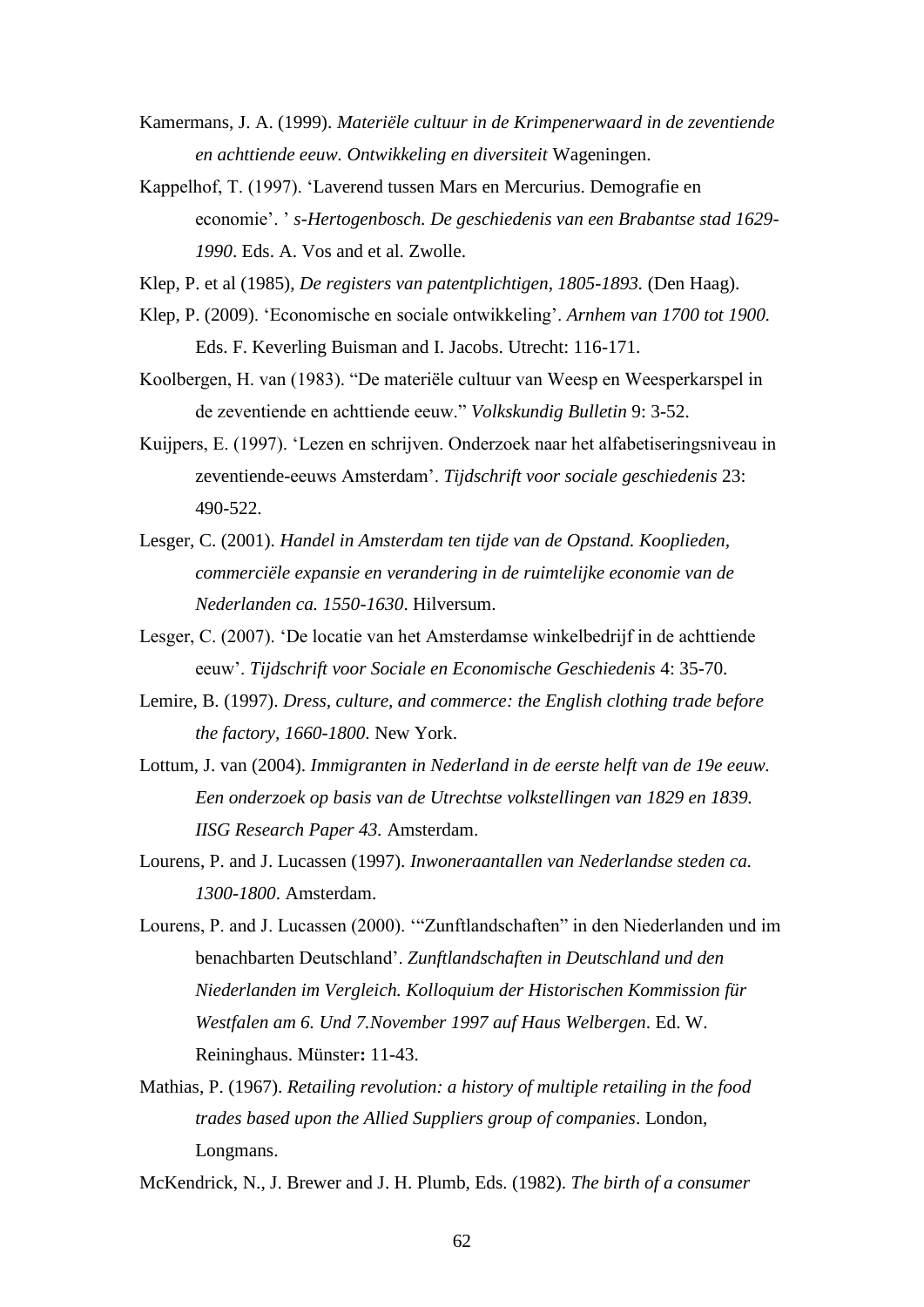Kamermans, J. A. (1999). *Materiële cultuur in de Krimpenerwaard in de zeventiende en achttiende eeuw. Ontwikkeling en diversiteit* Wageningen.

Kappelhof, T. (1997). 'Laverend tussen Mars en Mercurius. Demografie en economie'. ' *s-Hertogenbosch. De geschiedenis van een Brabantse stad 1629-1990*. Eds. A. Vos and et al. Zwolle.

Klep, P. et al (1985), *De registers van patentplichtigen, 1805-1893.* (Den Haag).

Klep, P. (2009). 'Economische en sociale ontwikkeling'. *Arnhem van 1700 tot 1900.* Eds. F. Keverling Buisman and I. Jacobs. Utrecht: 116-171.

Koolbergen, H. van (1983). "De materiële cultuur van Weesp en Weesperkarspel in de zeventiende en achttiende eeuw." *Volkskundig Bulletin* 9: 3-52.

Kuijpers, E. (1997). 'Lezen en schrijven. Onderzoek naar het alfabetiseringsniveau in zeventiende-eeuws Amsterdam'. *Tijdschrift voor sociale geschiedenis* 23: 490-522.

Lesger, C. (2001). *Handel in Amsterdam ten tijde van de Opstand. Kooplieden, commerciële expansie en verandering in de ruimtelijke economie van de Nederlanden ca. 1550-1630*. Hilversum.

Lesger, C. (2007). 'De locatie van het Amsterdamse winkelbedrijf in de achttiende eeuw'. *Tijdschrift voor Sociale en Economische Geschiedenis* 4: 35-70.

Lemire, B. (1997). *Dress, culture, and commerce: the English clothing trade before the factory, 1660-1800*. New York.

Lottum, J. van (2004). *Immigranten in Nederland in de eerste helft van de 19e eeuw. Een onderzoek op basis van de Utrechtse volkstellingen van 1829 en 1839. IISG Research Paper 43.* Amsterdam.

Lourens, P. and J. Lucassen (1997). *Inwoneraantallen van Nederlandse steden ca. 1300-1800*. Amsterdam.

Lourens, P. and J. Lucassen (2000). '"Zunftlandschaften" in den Niederlanden und im benachbarten Deutschland'. *Zunftlandschaften in Deutschland und den Niederlanden im Vergleich. Kolloquium der Historischen Kommission für Westfalen am 6. Und 7.November 1997 auf Haus Welbergen*. Ed. W. Reininghaus. Münster**:** 11-43.

Mathias, P. (1967). *Retailing revolution: a history of multiple retailing in the food trades based upon the Allied Suppliers group of companies*. London, Longmans.

McKendrick, N., J. Brewer and J. H. Plumb, Eds. (1982). *The birth of a consumer*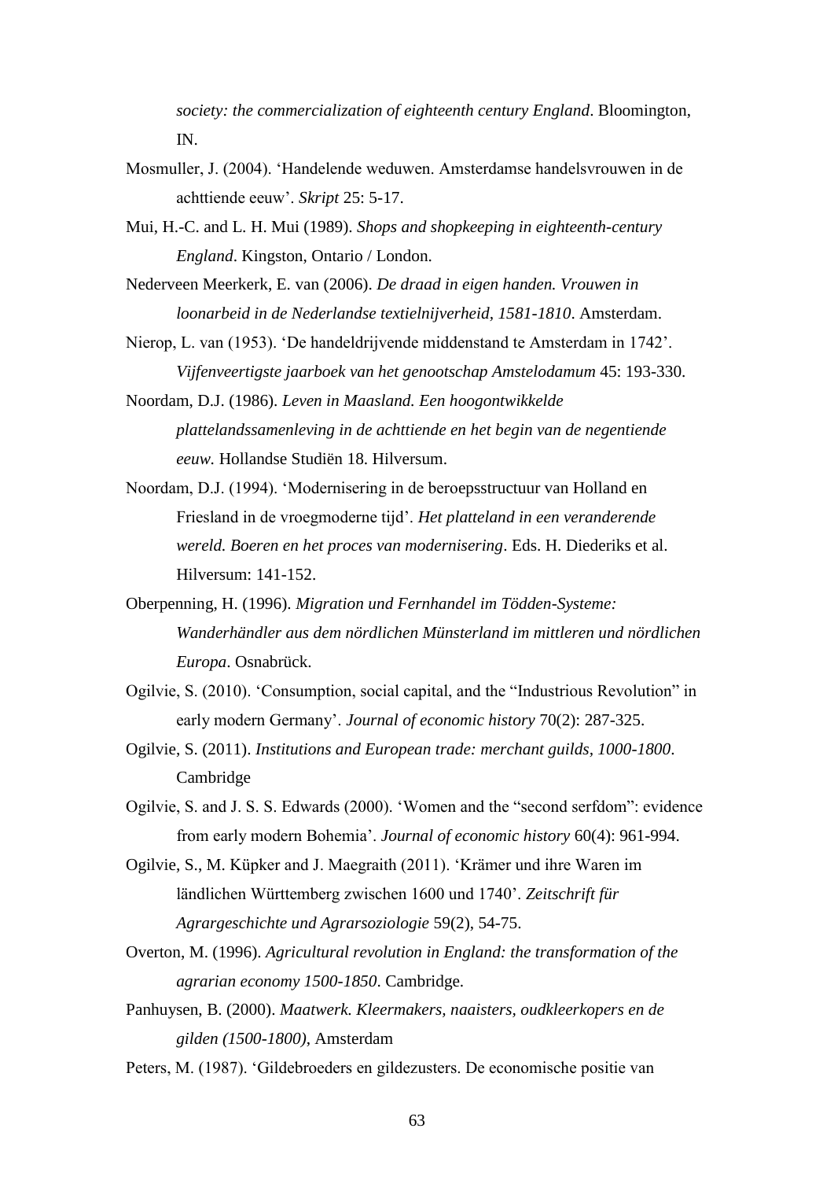*society: the commercialization of eighteenth century England*. Bloomington, IN.

Mosmuller, J. (2004). 'Handelende weduwen. Amsterdamse handelsvrouwen in de achttiende eeuw'. *Skript* 25: 5-17.

Mui, H.-C. and L. H. Mui (1989). *Shops and shopkeeping in eighteenth-century England*. Kingston, Ontario / London.

Nederveen Meerkerk, E. van (2006). *De draad in eigen handen. Vrouwen in loonarbeid in de Nederlandse textielnijverheid, 1581-1810*. Amsterdam.

Nierop, L. van (1953). 'De handeldrijvende middenstand te Amsterdam in 1742'. *Vijfenveertigste jaarboek van het genootschap Amstelodamum* 45: 193-330.

Noordam, D.J. (1986). *Leven in Maasland. Een hoogontwikkelde plattelandssamenleving in de achttiende en het begin van de negentiende eeuw.* Hollandse Studiën 18. Hilversum.

Noordam, D.J. (1994). 'Modernisering in de beroepsstructuur van Holland en Friesland in de vroegmoderne tijd'. *Het platteland in een veranderende wereld. Boeren en het proces van modernisering*. Eds. H. Diederiks et al. Hilversum: 141-152.

Oberpenning, H. (1996). *Migration und Fernhandel im Tödden-Systeme: Wanderhändler aus dem nördlichen Münsterland im mittleren und nördlichen Europa*. Osnabrück.

Ogilvie, S. (2010). 'Consumption, social capital, and the "Industrious Revolution" in early modern Germany'. *Journal of economic history* 70(2): 287-325.

Ogilvie, S. (2011). *Institutions and European trade: merchant guilds, 1000-1800*. Cambridge

Ogilvie, S. and J. S. S. Edwards (2000). 'Women and the "second serfdom": evidence from early modern Bohemia'. *Journal of economic history* 60(4): 961-994.

Ogilvie, S., M. Küpker and J. Maegraith (2011). 'Krämer und ihre Waren im ländlichen Württemberg zwischen 1600 und 1740'. *Zeitschrift für Agrargeschichte und Agrarsoziologie* 59(2), 54-75.

Overton, M. (1996). *Agricultural revolution in England: the transformation of the agrarian economy 1500-1850*. Cambridge.

Panhuysen, B. (2000). *Maatwerk. Kleermakers, naaisters, oudkleerkopers en de gilden (1500-1800)*, Amsterdam

Peters, M. (1987). 'Gildebroeders en gildezusters. De economische positie van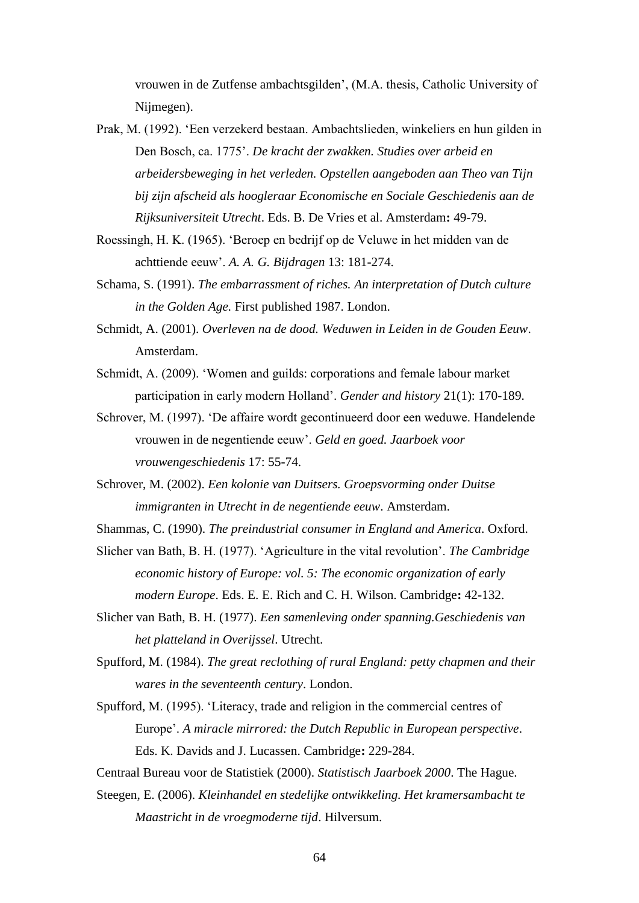vrouwen in de Zutfense ambachtsgilden', (M.A. thesis, Catholic University of Nijmegen).

Prak, M. (1992). 'Een verzekerd bestaan. Ambachtslieden, winkeliers en hun gilden in Den Bosch, ca. 1775'. *De kracht der zwakken. Studies over arbeid en arbeidersbeweging in het verleden. Opstellen aangeboden aan Theo van Tijn bij zijn afscheid als hoogleraar Economische en Sociale Geschiedenis aan de Rijksuniversiteit Utrecht*. Eds. B. De Vries et al. Amsterdam**:** 49-79.

Roessingh, H. K. (1965). 'Beroep en bedrijf op de Veluwe in het midden van de achttiende eeuw'. *A. A. G. Bijdragen* 13: 181-274.

Schama, S. (1991). *The embarrassment of riches. An interpretation of Dutch culture in the Golden Age.* First published 1987. London.

Schmidt, A. (2001). *Overleven na de dood. Weduwen in Leiden in de Gouden Eeuw*. Amsterdam.

Schmidt, A. (2009). 'Women and guilds: corporations and female labour market participation in early modern Holland'. *Gender and history* 21(1): 170-189.

Schrover, M. (1997). 'De affaire wordt gecontinueerd door een weduwe. Handelende vrouwen in de negentiende eeuw'. *Geld en goed. Jaarboek voor vrouwengeschiedenis* 17: 55-74.

Schrover, M. (2002). *Een kolonie van Duitsers. Groepsvorming onder Duitse immigranten in Utrecht in de negentiende eeuw*. Amsterdam.

Shammas, C. (1990). *The preindustrial consumer in England and America*. Oxford.

Slicher van Bath, B. H. (1977). 'Agriculture in the vital revolution'. *The Cambridge economic history of Europe: vol. 5: The economic organization of early modern Europe*. Eds. E. E. Rich and C. H. Wilson. Cambridge**:** 42-132.

Slicher van Bath, B. H. (1977). *Een samenleving onder spanning.Geschiedenis van het platteland in Overijssel*. Utrecht.

Spufford, M. (1984). *The great reclothing of rural England: petty chapmen and their wares in the seventeenth century*. London.

Spufford, M. (1995). 'Literacy, trade and religion in the commercial centres of Europe'. *A miracle mirrored: the Dutch Republic in European perspective*. Eds. K. Davids and J. Lucassen. Cambridge**:** 229-284.

Centraal Bureau voor de Statistiek (2000). *Statistisch Jaarboek 2000*. The Hague.

Steegen, E. (2006). *Kleinhandel en stedelijke ontwikkeling. Het kramersambacht te Maastricht in de vroegmoderne tijd*. Hilversum.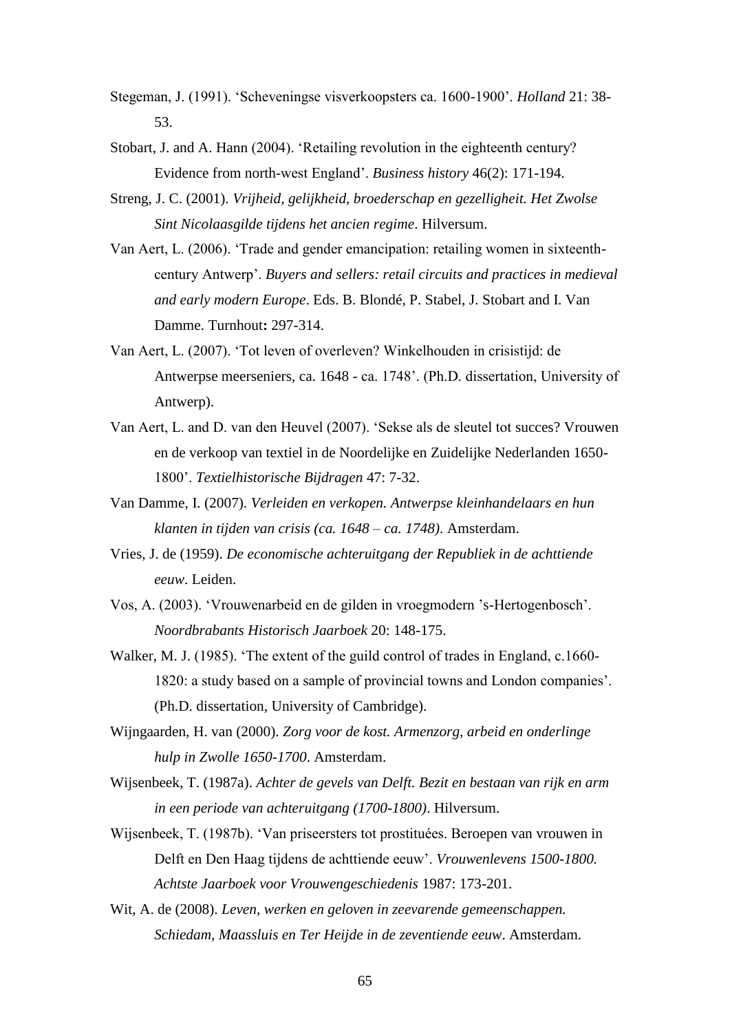Stegeman, J. (1991). 'Scheveningse visverkoopsters ca. 1600-1900'. *Holland* 21: 38-53.

Stobart, J. and A. Hann (2004). 'Retailing revolution in the eighteenth century? Evidence from north-west England'. *Business history* 46(2): 171-194.

Streng, J. C. (2001). *Vrijheid, gelijkheid, broederschap en gezelligheid. Het Zwolse Sint Nicolaasgilde tijdens het ancien regime*. Hilversum.

Van Aert, L. (2006). 'Trade and gender emancipation: retailing women in sixteenth-century Antwerp'. *Buyers and sellers: retail circuits and practices in medieval and early modern Europe*. Eds. B. Blondé, P. Stabel, J. Stobart and I. Van Damme. Turnhout**:** 297-314.

Van Aert, L. (2007). 'Tot leven of overleven? Winkelhouden in crisistijd: de Antwerpse meerseniers, ca. 1648 - ca. 1748'. (Ph.D. dissertation, University of Antwerp).

Van Aert, L. and D. van den Heuvel (2007). 'Sekse als de sleutel tot succes? Vrouwen en de verkoop van textiel in de Noordelijke en Zuidelijke Nederlanden 1650-1800'. *Textielhistorische Bijdragen* 47: 7-32.

Van Damme, I. (2007). *Verleiden en verkopen. Antwerpse kleinhandelaars en hun klanten in tijden van crisis (ca. 1648 – ca. 1748)*. Amsterdam.

Vries, J. de (1959). *De economische achteruitgang der Republiek in de achttiende eeuw*. Leiden.

Vos, A. (2003). 'Vrouwenarbeid en de gilden in vroegmodern 's-Hertogenbosch'. *Noordbrabants Historisch Jaarboek* 20: 148-175.

Walker, M. J. (1985). 'The extent of the guild control of trades in England, c.1660-1820: a study based on a sample of provincial towns and London companies'. (Ph.D. dissertation, University of Cambridge).

Wijngaarden, H. van (2000). *Zorg voor de kost. Armenzorg, arbeid en onderlinge hulp in Zwolle 1650-1700*. Amsterdam.

Wijsenbeek, T. (1987a). *Achter de gevels van Delft. Bezit en bestaan van rijk en arm in een periode van achteruitgang (1700-1800)*. Hilversum.

Wijsenbeek, T. (1987b). 'Van priseersters tot prostituées. Beroepen van vrouwen in Delft en Den Haag tijdens de achttiende eeuw'. *Vrouwenlevens 1500-1800. Achtste Jaarboek voor Vrouwengeschiedenis* 1987: 173-201.

Wit, A. de (2008). *Leven, werken en geloven in zeevarende gemeenschappen. Schiedam, Maassluis en Ter Heijde in de zeventiende eeuw*. Amsterdam.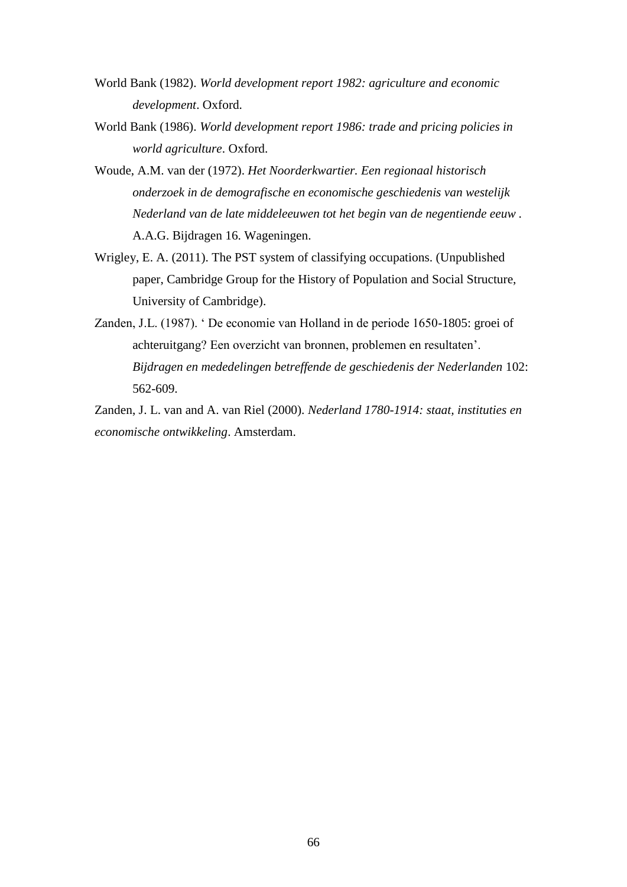World Bank (1982). *World development report 1982: agriculture and economic development*. Oxford.

World Bank (1986). *World development report 1986: trade and pricing policies in world agriculture*. Oxford.

Woude, A.M. van der (1972). *Het Noorderkwartier. Een regionaal historisch onderzoek in de demografische en economische geschiedenis van westelijk Nederland van de late middeleeuwen tot het begin van de negentiende eeuw* . A.A.G. Bijdragen 16. Wageningen.

Wrigley, E. A. (2011). The PST system of classifying occupations. (Unpublished paper, Cambridge Group for the History of Population and Social Structure, University of Cambridge).

Zanden, J.L. (1987). ' De economie van Holland in de periode 1650-1805: groei of achteruitgang? Een overzicht van bronnen, problemen en resultaten'. *Bijdragen en mededelingen betreffende de geschiedenis der Nederlanden* 102: 562-609.

Zanden, J. L. van and A. van Riel (2000). *Nederland 1780-1914: staat, instituties en economische ontwikkeling*. Amsterdam.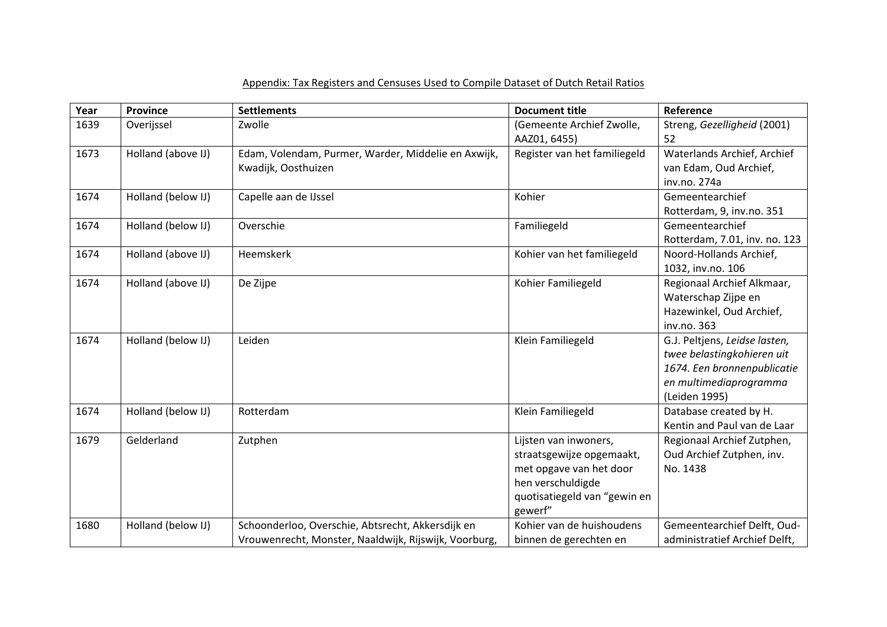Appendix: Tax Registers and Censuses Used to Compile Dataset of Dutch Retail Ratios

| Year | Province | Settlements | Document title | Reference |
|---|---|---|---|---|
| 1639 | Overijssel | Zwolle | (Gemeente Archief Zwolle, AAZ01, 6455) | Streng, *Gezelligheid* (2001) 52 |
| 1673 | Holland (above IJ) | Edam, Volendam, Purmer, Warder, Middelie en Axwijk, Kwadijk, Oosthuizen | Register van het familiegeld | Waterlands Archief, Archief van Edam, Oud Archief, inv.no. 274a |
| 1674 | Holland (below IJ) | Capelle aan de IJssel | Kohier | Gemeentearchief Rotterdam, 9, inv.no. 351 |
| 1674 | Holland (below IJ) | Overschie | Familiegeld | Gemeentearchief Rotterdam, 7.01, inv. no. 123 |
| 1674 | Holland (above IJ) | Heemskerk | Kohier van het familiegeld | Noord-Hollands Archief, 1032, inv.no. 106 |
| 1674 | Holland (above IJ) | De Zijpe | Kohier Familiegeld | Regionaal Archief Alkmaar, Waterschap Zijpe en Hazewinkel, Oud Archief, inv.no. 363 |
| 1674 | Holland (below IJ) | Leiden | Klein Familiegeld | G.J. Peltjens, *Leidse lasten, twee belastingkohieren uit 1674. Een bronnenpublicatie en multimediaprogramma* (Leiden 1995) |
| 1674 | Holland (below IJ) | Rotterdam | Klein Familiegeld | Database created by H. Kentin and Paul van de Laar |
| 1679 | Gelderland | Zutphen | Lijsten van inwoners, straatsgewijze opgemaakt, met opgave van het door hen verschuldigde quotisatiegeld van "gewin en gewerf" | Regionaal Archief Zutphen, Oud Archief Zutphen, inv. No. 1438 |
| 1680 | Holland (below IJ) | Schoonderloo, Overschie, Abtsrecht, Akkersdijk en Vrouwenrecht, Monster, Naaldwijk, Rijswijk, Voorburg, | Kohier van de huishoudens binnen de gerechten en | Gemeentearchief Delft, Oud-administratief Archief Delft, |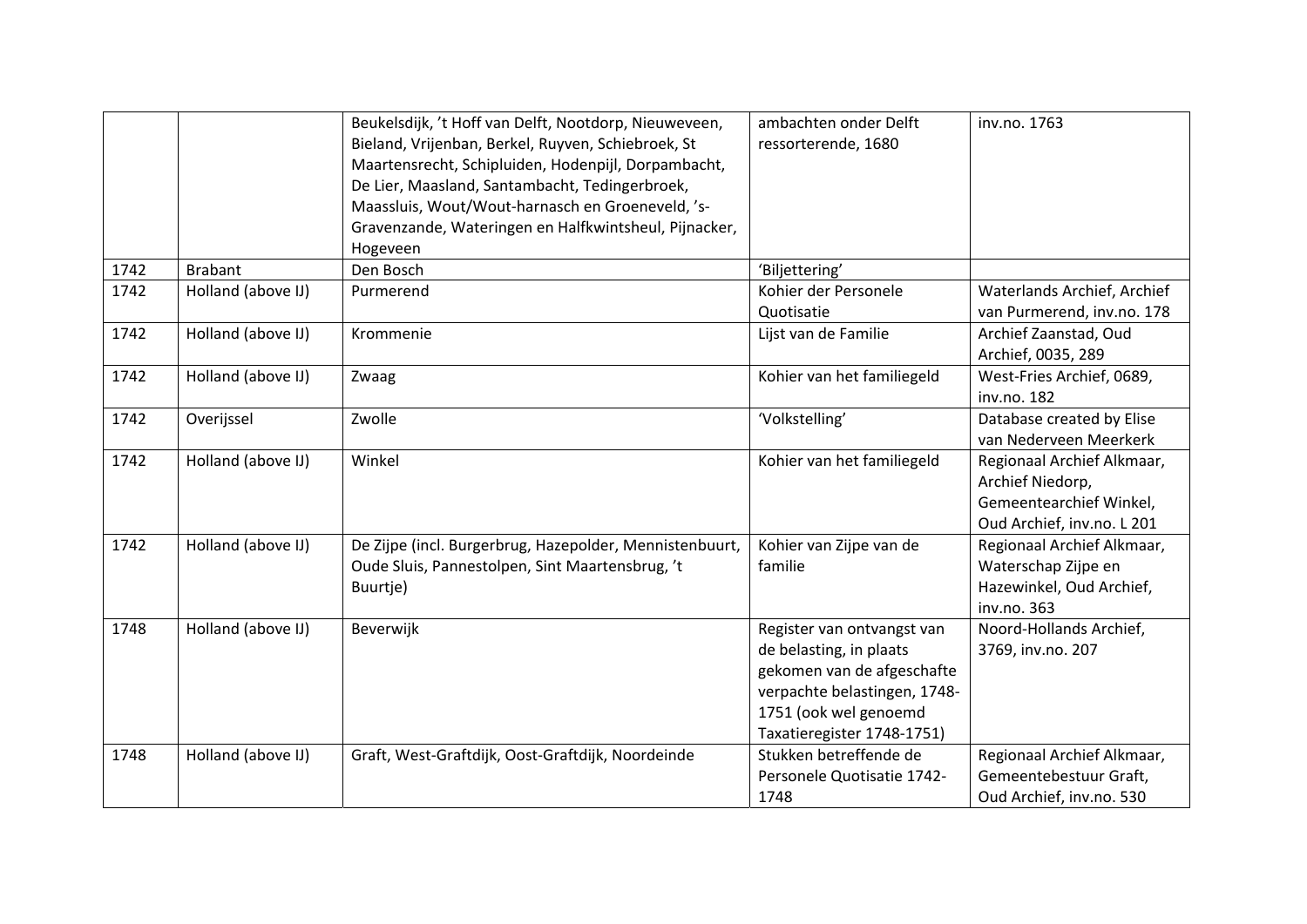| | | | | |
|---|---|---|---|---|
| | | Beukelsdijk, 't Hoff van Delft, Nootdorp, Nieuweveen, Bieland, Vrijenban, Berkel, Ruyven, Schiebroek, St Maartensrecht, Schipluiden, Hodenpijl, Dorpambacht, De Lier, Maasland, Santambacht, Tedingerbroek, Maassluis, Wout/Wout-harnasch en Groeneveld, 's-Gravenzande, Wateringen en Halfkwintsheul, Pijnacker, Hogeveen | ambachten onder Delft ressorterende, 1680 | inv.no. 1763 |
| 1742 | Brabant | Den Bosch | 'Biljettering' | |
| 1742 | Holland (above IJ) | Purmerend | Kohier der Personele Quotisatie | Waterlands Archief, Archief van Purmerend, inv.no. 178 |
| 1742 | Holland (above IJ) | Krommenie | Lijst van de Familie | Archief Zaanstad, Oud Archief, 0035, 289 |
| 1742 | Holland (above IJ) | Zwaag | Kohier van het familiegeld | West-Fries Archief, 0689, inv.no. 182 |
| 1742 | Overijssel | Zwolle | 'Volkstelling' | Database created by Elise van Nederveen Meerkerk |
| 1742 | Holland (above IJ) | Winkel | Kohier van het familiegeld | Regionaal Archief Alkmaar, Archief Niedorp, Gemeentearchief Winkel, Oud Archief, inv.no. L 201 |
| 1742 | Holland (above IJ) | De Zijpe (incl. Burgerbrug, Hazepolder, Mennistenbuurt, Oude Sluis, Pannestolpen, Sint Maartensbrug, 't Buurtje) | Kohier van Zijpe van de familie | Regionaal Archief Alkmaar, Waterschap Zijpe en Hazewinkel, Oud Archief, inv.no. 363 |
| 1748 | Holland (above IJ) | Beverwijk | Register van ontvangst van de belasting, in plaats gekomen van de afgeschafte verpachte belastingen, 1748-1751 (ook wel genoemd Taxatieregister 1748-1751) | Noord-Hollands Archief, 3769, inv.no. 207 |
| 1748 | Holland (above IJ) | Graft, West-Graftdijk, Oost-Graftdijk, Noordeinde | Stukken betreffende de Personele Quotisatie 1742-1748 | Regionaal Archief Alkmaar, Gemeentebestuur Graft, Oud Archief, inv.no. 530 |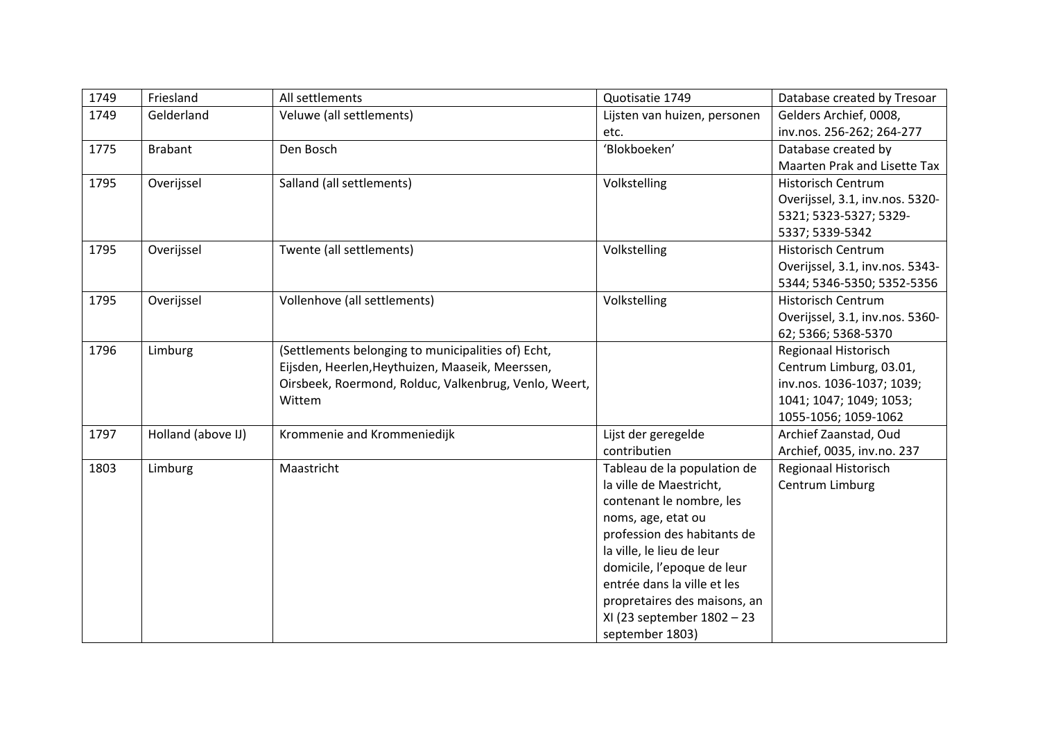| 1749 | Friesland | All settlements | Quotisatie 1749 | Database created by Tresoar |
|---|---|---|---|---|
| 1749 | Gelderland | Veluwe (all settlements) | Lijsten van huizen, personen etc. | Gelders Archief, 0008, inv.nos. 256-262; 264-277 |
| 1775 | Brabant | Den Bosch | 'Blokboeken' | Database created by Maarten Prak and Lisette Tax |
| 1795 | Overijssel | Salland (all settlements) | Volkstelling | Historisch Centrum Overijssel, 3.1, inv.nos. 5320-5321; 5323-5327; 5329-5337; 5339-5342 |
| 1795 | Overijssel | Twente (all settlements) | Volkstelling | Historisch Centrum Overijssel, 3.1, inv.nos. 5343-5344; 5346-5350; 5352-5356 |
| 1795 | Overijssel | Vollenhove (all settlements) | Volkstelling | Historisch Centrum Overijssel, 3.1, inv.nos. 5360-62; 5366; 5368-5370 |
| 1796 | Limburg | (Settlements belonging to municipalities of) Echt, Eijsden, Heerlen,Heythuizen, Maaseik, Meerssen, Oirsbeek, Roermond, Rolduc, Valkenbrug, Venlo, Weert, Wittem | | Regionaal Historisch Centrum Limburg, 03.01, inv.nos. 1036-1037; 1039; 1041; 1047; 1049; 1053; 1055-1056; 1059-1062 |
| 1797 | Holland (above IJ) | Krommenie and Krommeniedijk | Lijst der geregelde contributien | Archief Zaanstad, Oud Archief, 0035, inv.no. 237 |
| 1803 | Limburg | Maastricht | Tableau de la population de la ville de Maestricht, contenant le nombre, les noms, age, etat ou profession des habitants de la ville, le lieu de leur domicile, l'epoque de leur entrée dans la ville et les propretaires des maisons, an XI (23 september 1802 – 23 september 1803) | Regionaal Historisch Centrum Limburg |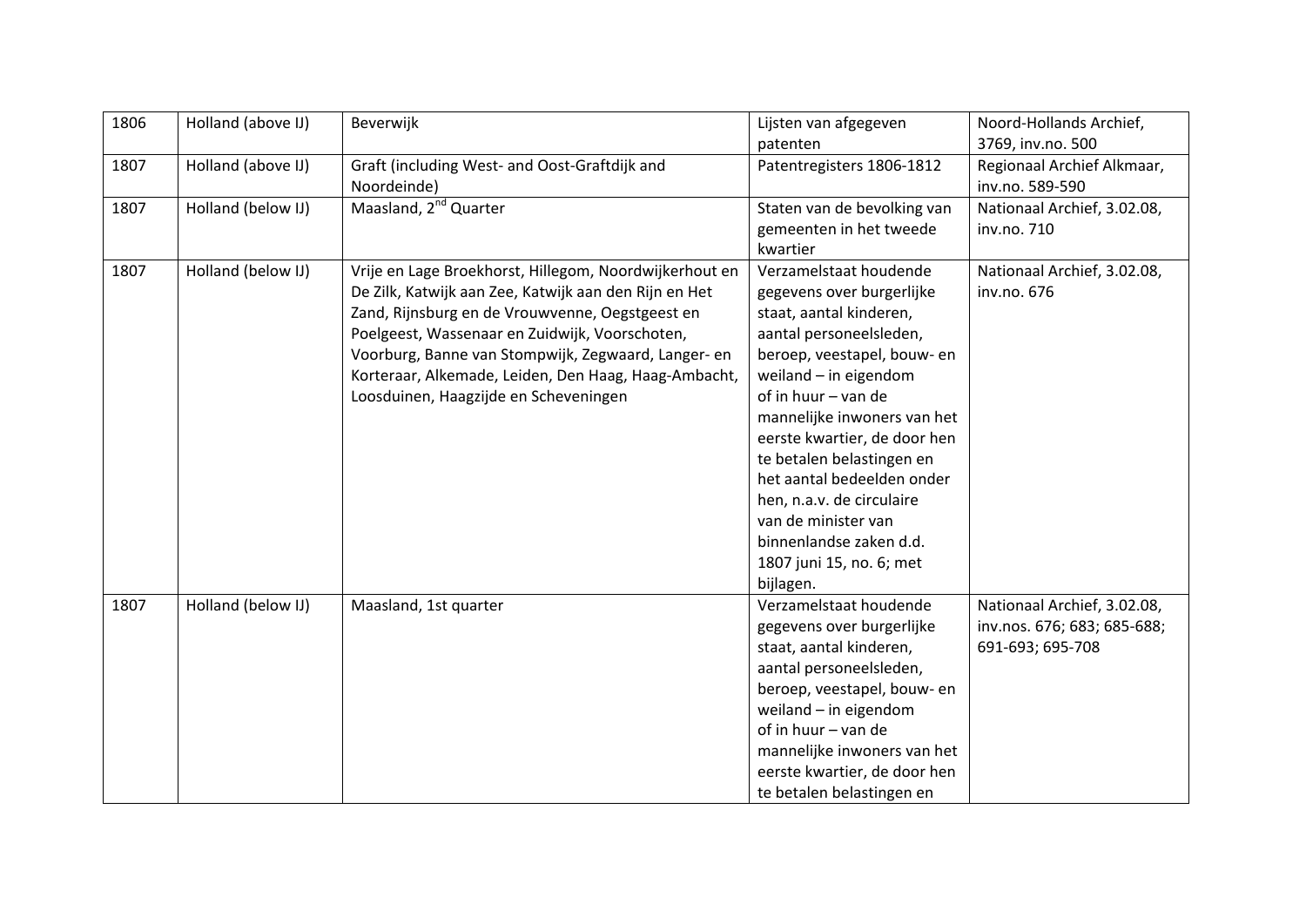| 1806 | Holland (above IJ) | Beverwijk | Lijsten van afgegeven patenten | Noord-Hollands Archief, 3769, inv.no. 500 |
|---|---|---|---|---|
| 1807 | Holland (above IJ) | Graft (including West- and Oost-Graftdijk and Noordeinde) | Patentregisters 1806-1812 | Regionaal Archief Alkmaar, inv.no. 589-590 |
| 1807 | Holland (below IJ) | Maasland, 2nd Quarter | Staten van de bevolking van gemeenten in het tweede kwartier | Nationaal Archief, 3.02.08, inv.no. 710 |
| 1807 | Holland (below IJ) | Vrije en Lage Broekhorst, Hillegom, Noordwijkerhout en De Zilk, Katwijk aan Zee, Katwijk aan den Rijn en Het Zand, Rijnsburg en de Vrouwvenne, Oegstgeest en Poelgeest, Wassenaar en Zuidwijk, Voorschoten, Voorburg, Banne van Stompwijk, Zegwaard, Langer- en Korteraar, Alkemade, Leiden, Den Haag, Haag-Ambacht, Loosduinen, Haagzijde en Scheveningen | Verzamelstaat houdende gegevens over burgerlijke staat, aantal kinderen, aantal personeelsleden, beroep, veestapel, bouw- en weiland – in eigendom of in huur – van de mannelijke inwoners van het eerste kwartier, de door hen te betalen belastingen en het aantal bedeelden onder hen, n.a.v. de circulaire van de minister van binnenlandse zaken d.d. 1807 juni 15, no. 6; met bijlagen. | Nationaal Archief, 3.02.08, inv.no. 676 |
| 1807 | Holland (below IJ) | Maasland, 1st quarter | Verzamelstaat houdende gegevens over burgerlijke staat, aantal kinderen, aantal personeelsleden, beroep, veestapel, bouw- en weiland – in eigendom of in huur – van de mannelijke inwoners van het eerste kwartier, de door hen te betalen belastingen en | Nationaal Archief, 3.02.08, inv.nos. 676; 683; 685-688; 691-693; 695-708 |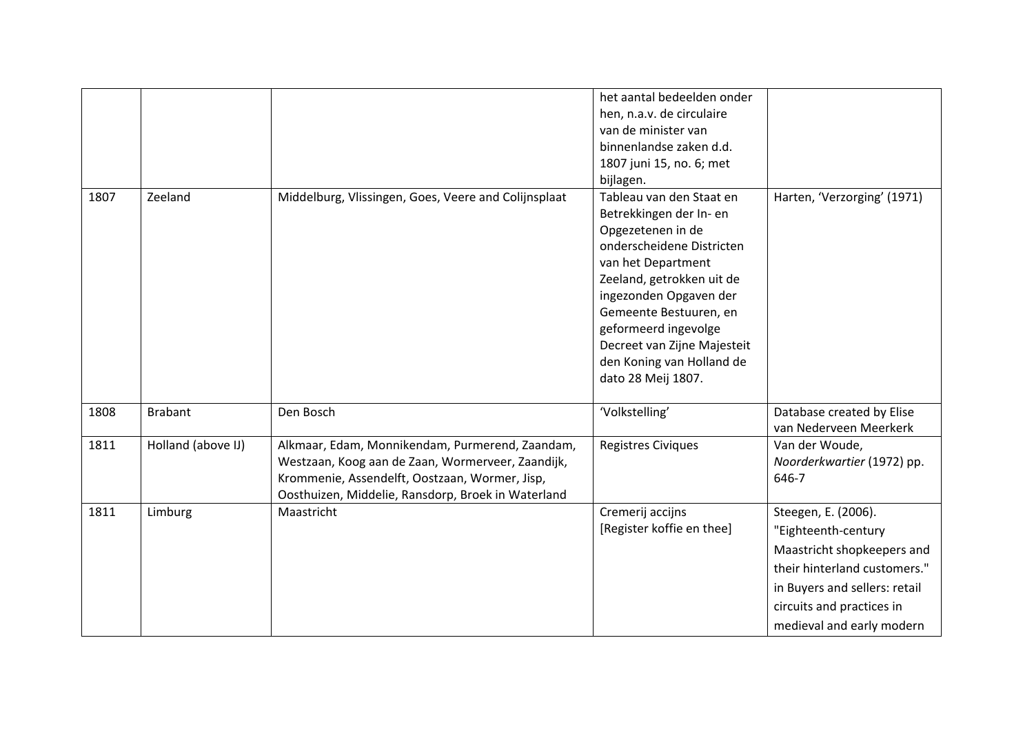| | | | | |
|---|---|---|---|---|
| | | | het aantal bedeelden onder hen, n.a.v. de circulaire van de minister van binnenlandse zaken d.d. 1807 juni 15, no. 6; met bijlagen. | |
| 1807 | Zeeland | Middelburg, Vlissingen, Goes, Veere and Colijnsplaat | Tableau van den Staat en Betrekkingen der In- en Opgezetenen in de onderscheidene Districten van het Department Zeeland, getrokken uit de ingezonden Opgaven der Gemeente Bestuuren, en geformeerd ingevolge Decreet van Zijne Majesteit den Koning van Holland de dato 28 Meij 1807. | Harten, 'Verzorging' (1971) |
| 1808 | Brabant | Den Bosch | 'Volkstelling' | Database created by Elise van Nederveen Meerkerk |
| 1811 | Holland (above IJ) | Alkmaar, Edam, Monnikendam, Purmerend, Zaandam, Westzaan, Koog aan de Zaan, Wormerveer, Zaandijk, Krommenie, Assendelft, Oostzaan, Wormer, Jisp, Oosthuizen, Middelie, Ransdorp, Broek in Waterland | Registres Civiques | Van der Woude, *Noorderkwartier* (1972) pp. 646-7 |
| 1811 | Limburg | Maastricht | Cremerij accijns [Register koffie en thee] | Steegen, E. (2006). "Eighteenth-century Maastricht shopkeepers and their hinterland customers." in Buyers and sellers: retail circuits and practices in medieval and early modern |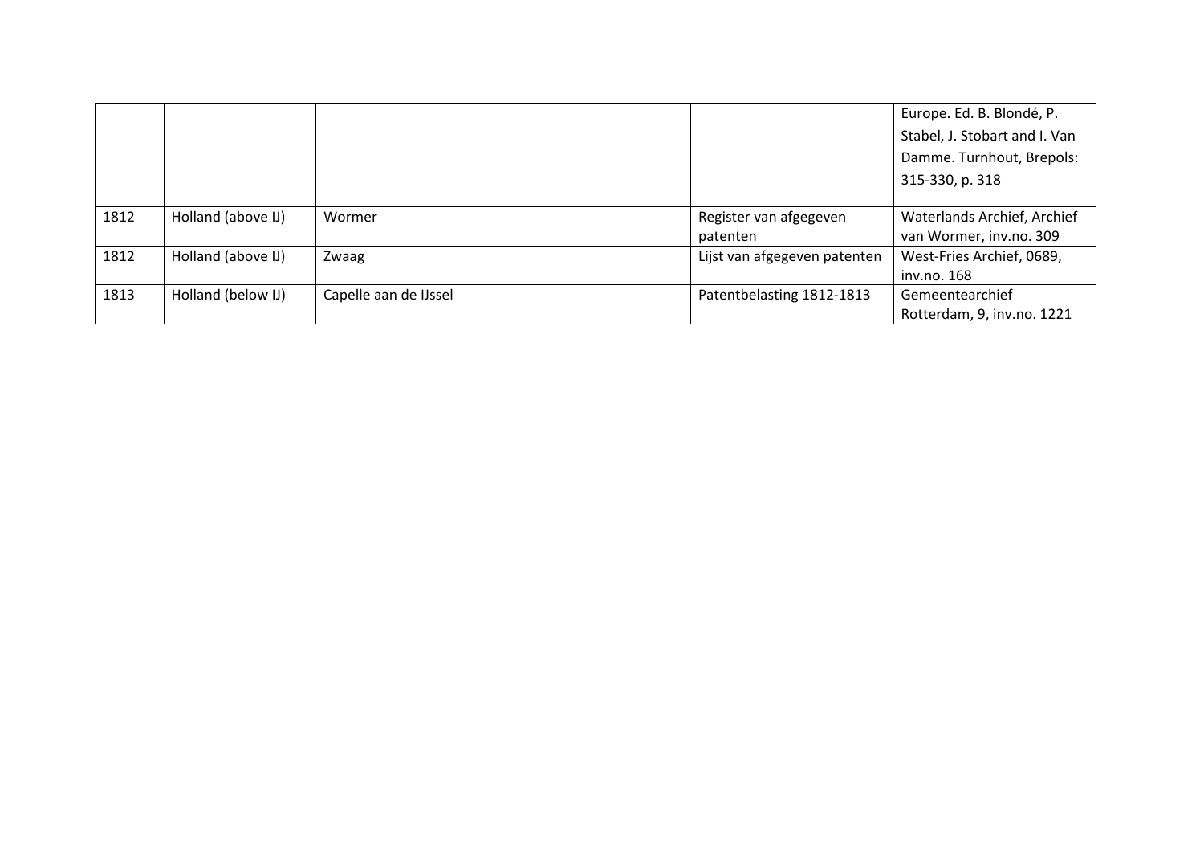| | | | | |
|---|---|---|---|---|
| | | | | Europe. Ed. B. Blondé, P. Stabel, J. Stobart and I. Van Damme. Turnhout, Brepols: 315-330, p. 318 |
| 1812 | Holland (above IJ) | Wormer | Register van afgegeven patenten | Waterlands Archief, Archief van Wormer, inv.no. 309 |
| 1812 | Holland (above IJ) | Zwaag | Lijst van afgegeven patenten | West-Fries Archief, 0689, inv.no. 168 |
| 1813 | Holland (below IJ) | Capelle aan de IJssel | Patentbelasting 1812-1813 | Gemeentearchief Rotterdam, 9, inv.no. 1221 |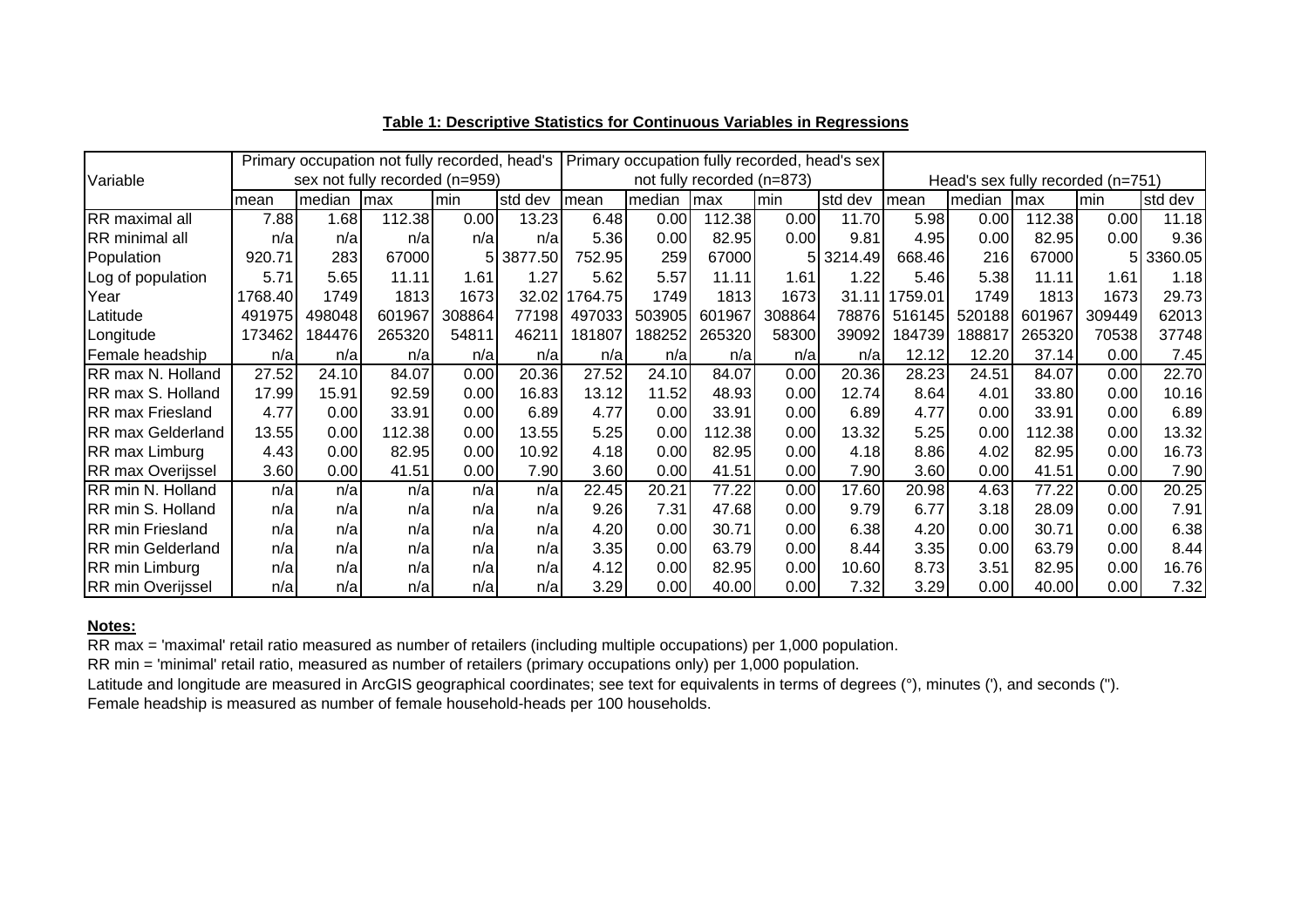**Table 1: Descriptive Statistics for Continuous Variables in Regressions**

| Variable | Primary occupation not fully recorded, head's sex not fully recorded (n=959) | | | | | Primary occupation fully recorded, head's sex not fully recorded (n=873) | | | | | Head's sex fully recorded (n=751) | | | | |
|---|---|---|---|---|---|---|---|---|---|---|---|---|---|---|---|
| | mean | median | max | min | std dev | mean | median | max | min | std dev | mean | median | max | min | std dev |
| RR maximal all | 7.88 | 1.68 | 112.38 | 0.00 | 13.23 | 6.48 | 0.00 | 112.38 | 0.00 | 11.70 | 5.98 | 0.00 | 112.38 | 0.00 | 11.18 |
| RR minimal all | n/a | n/a | n/a | n/a | n/a | 5.36 | 0.00 | 82.95 | 0.00 | 9.81 | 4.95 | 0.00 | 82.95 | 0.00 | 9.36 |
| Population | 920.71 | 283 | 67000 | 5 | 3877.50 | 752.95 | 259 | 67000 | 5 | 3214.49 | 668.46 | 216 | 67000 | 5 | 3360.05 |
| Log of population | 5.71 | 5.65 | 11.11 | 1.61 | 1.27 | 5.62 | 5.57 | 11.11 | 1.61 | 1.22 | 5.46 | 5.38 | 11.11 | 1.61 | 1.18 |
| Year | 1768.40 | 1749 | 1813 | 1673 | 32.02 | 1764.75 | 1749 | 1813 | 1673 | 31.11 | 1759.01 | 1749 | 1813 | 1673 | 29.73 |
| Latitude | 491975 | 498048 | 601967 | 308864 | 77198 | 497033 | 503905 | 601967 | 308864 | 78876 | 516145 | 520188 | 601967 | 309449 | 62013 |
| Longitude | 173462 | 184476 | 265320 | 54811 | 46211 | 181807 | 188252 | 265320 | 58300 | 39092 | 184739 | 188817 | 265320 | 70538 | 37748 |
| Female headship | n/a | n/a | n/a | n/a | n/a | n/a | n/a | n/a | n/a | n/a | 12.12 | 12.20 | 37.14 | 0.00 | 7.45 |
| RR max N. Holland | 27.52 | 24.10 | 84.07 | 0.00 | 20.36 | 27.52 | 24.10 | 84.07 | 0.00 | 20.36 | 28.23 | 24.51 | 84.07 | 0.00 | 22.70 |
| RR max S. Holland | 17.99 | 15.91 | 92.59 | 0.00 | 16.83 | 13.12 | 11.52 | 48.93 | 0.00 | 12.74 | 8.64 | 4.01 | 33.80 | 0.00 | 10.16 |
| RR max Friesland | 4.77 | 0.00 | 33.91 | 0.00 | 6.89 | 4.77 | 0.00 | 33.91 | 0.00 | 6.89 | 4.77 | 0.00 | 33.91 | 0.00 | 6.89 |
| RR max Gelderland | 13.55 | 0.00 | 112.38 | 0.00 | 13.55 | 5.25 | 0.00 | 112.38 | 0.00 | 13.32 | 5.25 | 0.00 | 112.38 | 0.00 | 13.32 |
| RR max Limburg | 4.43 | 0.00 | 82.95 | 0.00 | 10.92 | 4.18 | 0.00 | 82.95 | 0.00 | 4.18 | 8.86 | 4.02 | 82.95 | 0.00 | 16.73 |
| RR max Overijssel | 3.60 | 0.00 | 41.51 | 0.00 | 7.90 | 3.60 | 0.00 | 41.51 | 0.00 | 7.90 | 3.60 | 0.00 | 41.51 | 0.00 | 7.90 |
| RR min N. Holland | n/a | n/a | n/a | n/a | n/a | 22.45 | 20.21 | 77.22 | 0.00 | 17.60 | 20.98 | 4.63 | 77.22 | 0.00 | 20.25 |
| RR min S. Holland | n/a | n/a | n/a | n/a | n/a | 9.26 | 7.31 | 47.68 | 0.00 | 9.79 | 6.77 | 3.18 | 28.09 | 0.00 | 7.91 |
| RR min Friesland | n/a | n/a | n/a | n/a | n/a | 4.20 | 0.00 | 30.71 | 0.00 | 6.38 | 4.20 | 0.00 | 30.71 | 0.00 | 6.38 |
| RR min Gelderland | n/a | n/a | n/a | n/a | n/a | 3.35 | 0.00 | 63.79 | 0.00 | 8.44 | 3.35 | 0.00 | 63.79 | 0.00 | 8.44 |
| RR min Limburg | n/a | n/a | n/a | n/a | n/a | 4.12 | 0.00 | 82.95 | 0.00 | 10.60 | 8.73 | 3.51 | 82.95 | 0.00 | 16.76 |
| RR min Overijssel | n/a | n/a | n/a | n/a | n/a | 3.29 | 0.00 | 40.00 | 0.00 | 7.32 | 3.29 | 0.00 | 40.00 | 0.00 | 7.32 |

**Notes:**

RR max = 'maximal' retail ratio measured as number of retailers (including multiple occupations) per 1,000 population.

RR min = 'minimal' retail ratio, measured as number of retailers (primary occupations only) per 1,000 population.

Latitude and longitude are measured in ArcGIS geographical coordinates; see text for equivalents in terms of degrees (°), minutes ('), and seconds (").

Female headship is measured as number of female household-heads per 100 households.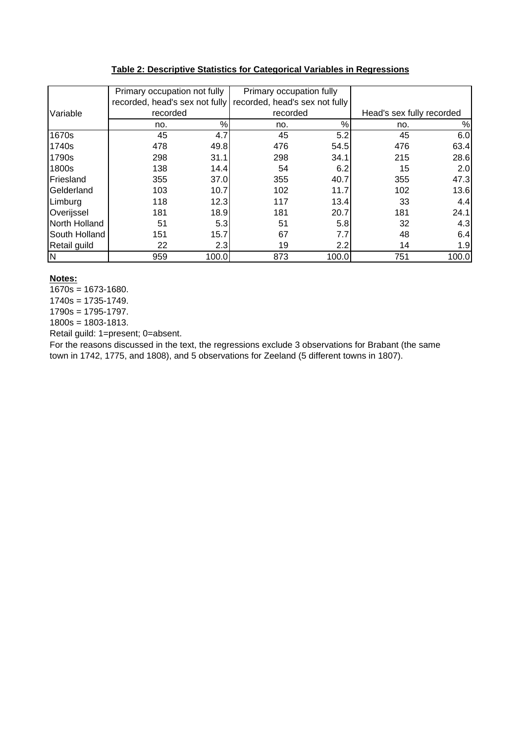**Table 2: Descriptive Statistics for Categorical Variables in Regressions**

| Variable | Primary occupation not fully recorded, head's sex not fully recorded | | Primary occupation fully recorded, head's sex not fully recorded | | Head's sex fully recorded | |
|---|---|---|---|---|---|---|
| | no. | % | no. | % | no. | % |
| 1670s | 45 | 4.7 | 45 | 5.2 | 45 | 6.0 |
| 1740s | 478 | 49.8 | 476 | 54.5 | 476 | 63.4 |
| 1790s | 298 | 31.1 | 298 | 34.1 | 215 | 28.6 |
| 1800s | 138 | 14.4 | 54 | 6.2 | 15 | 2.0 |
| Friesland | 355 | 37.0 | 355 | 40.7 | 355 | 47.3 |
| Gelderland | 103 | 10.7 | 102 | 11.7 | 102 | 13.6 |
| Limburg | 118 | 12.3 | 117 | 13.4 | 33 | 4.4 |
| Overijssel | 181 | 18.9 | 181 | 20.7 | 181 | 24.1 |
| North Holland | 51 | 5.3 | 51 | 5.8 | 32 | 4.3 |
| South Holland | 151 | 15.7 | 67 | 7.7 | 48 | 6.4 |
| Retail guild | 22 | 2.3 | 19 | 2.2 | 14 | 1.9 |
| N | 959 | 100.0 | 873 | 100.0 | 751 | 100.0 |

**Notes:**

1670s = 1673-1680.

1740s = 1735-1749.

1790s = 1795-1797.

1800s = 1803-1813.

Retail guild: 1=present; 0=absent.

For the reasons discussed in the text, the regressions exclude 3 observations for Brabant (the same town in 1742, 1775, and 1808), and 5 observations for Zeeland (5 different towns in 1807).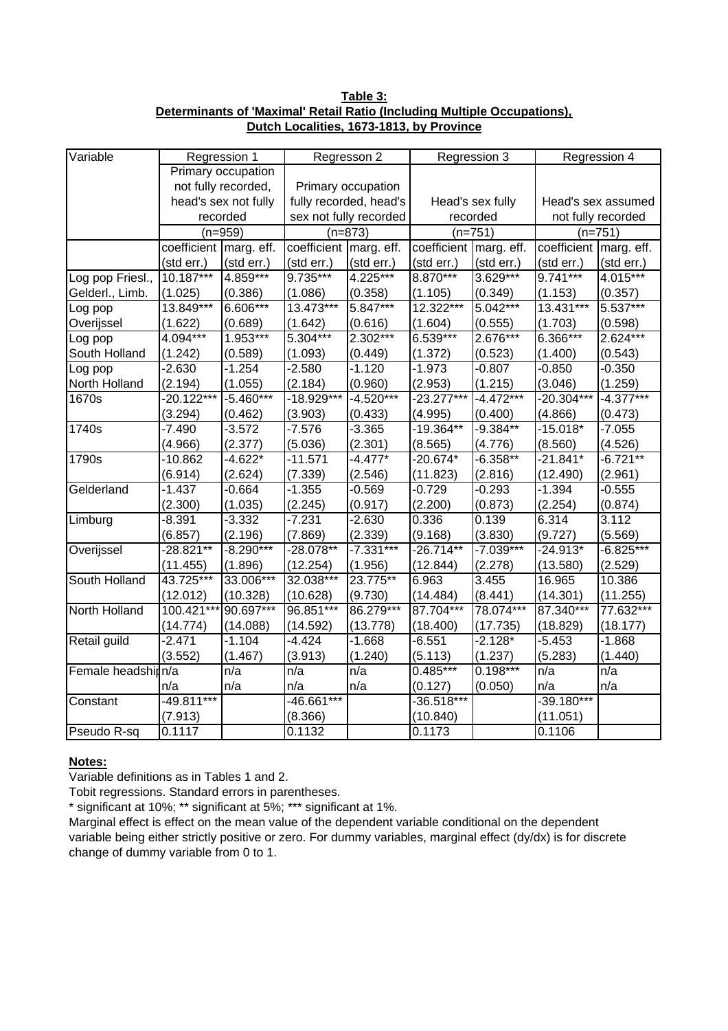**Table 3:**
**Determinants of 'Maximal' Retail Ratio (Including Multiple Occupations), Dutch Localities, 1673-1813, by Province**

| Variable | Regression 1 | | Regresson 2 | | Regression 3 | | Regression 4 | |
|---|---|---|---|---|---|---|---|---|
| | Primary occupation not fully recorded, head's sex not fully recorded | | Primary occupation fully recorded, head's sex not fully recorded | | Head's sex fully recorded | | Head's sex assumed not fully recorded | |
| | (n=959) | | (n=873) | | (n=751) | | (n=751) | |
| | coefficient (std err.) | marg. eff. (std err.) | coefficient (std err.) | marg. eff. (std err.) | coefficient (std err.) | marg. eff. (std err.) | coefficient (std err.) | marg. eff. (std err.) |
| Log pop Friesl., Gelderl., Limb. | 10.187*** (1.025) | 4.859*** (0.386) | 9.735*** (1.086) | 4.225*** (0.358) | 8.870*** (1.105) | 3.629*** (0.349) | 9.741*** (1.153) | 4.015*** (0.357) |
| Log pop Overijssel | 13.849*** (1.622) | 6.606*** (0.689) | 13.473*** (1.642) | 5.847*** (0.616) | 12.322*** (1.604) | 5.042*** (0.555) | 13.431*** (1.703) | 5.537*** (0.598) |
| Log pop South Holland | 4.094*** (1.242) | 1.953*** (0.589) | 5.304*** (1.093) | 2.302*** (0.449) | 6.539*** (1.372) | 2.676*** (0.523) | 6.366*** (1.400) | 2.624*** (0.543) |
| Log pop North Holland | -2.630 (2.194) | -1.254 (1.055) | -2.580 (2.184) | -1.120 (0.960) | -1.973 (2.953) | -0.807 (1.215) | -0.850 (3.046) | -0.350 (1.259) |
| 1670s | -20.122*** (3.294) | -5.460*** (0.462) | -18.929*** (3.903) | -4.520*** (0.433) | -23.277*** (4.995) | -4.472*** (0.400) | -20.304*** (4.866) | -4.377*** (0.473) |
| 1740s | -7.490 (4.966) | -3.572 (2.377) | -7.576 (5.036) | -3.365 (2.301) | -19.364** (8.565) | -9.384** (4.776) | -15.018* (8.560) | -7.055 (4.526) |
| 1790s | -10.862 (6.914) | -4.622* (2.624) | -11.571 (7.339) | -4.477* (2.546) | -20.674* (11.823) | -6.358** (2.816) | -21.841* (12.490) | -6.721** (2.961) |
| Gelderland | -1.437 (2.300) | -0.664 (1.035) | -1.355 (2.245) | -0.569 (0.917) | -0.729 (2.200) | -0.293 (0.873) | -1.394 (2.254) | -0.555 (0.874) |
| Limburg | -8.391 (6.857) | -3.332 (2.196) | -7.231 (7.869) | -2.630 (2.339) | 0.336 (9.168) | 0.139 (3.830) | 6.314 (9.727) | 3.112 (5.569) |
| Overijssel | -28.821** (11.455) | -8.290*** (1.896) | -28.078** (12.254) | -7.331*** (1.956) | -26.714** (12.844) | -7.039*** (2.278) | -24.913* (13.580) | -6.825*** (2.529) |
| South Holland | 43.725*** (12.012) | 33.006*** (10.328) | 32.038*** (10.628) | 23.775** (9.730) | 6.963 (14.484) | 3.455 (8.441) | 16.965 (14.301) | 10.386 (11.255) |
| North Holland | 100.421*** (14.774) | 90.697*** (14.088) | 96.851*** (14.592) | 86.279*** (13.778) | 87.704*** (18.400) | 78.074*** (17.735) | 87.340*** (18.829) | 77.632*** (18.177) |
| Retail guild | -2.471 (3.552) | -1.104 (1.467) | -4.424 (3.913) | -1.668 (1.240) | -6.551 (5.113) | -2.128* (1.237) | -5.453 (5.283) | -1.868 (1.440) |
| Female headship | n/a n/a | n/a n/a | n/a n/a | n/a n/a | 0.485*** (0.127) | 0.198*** (0.050) | n/a n/a | n/a n/a |
| Constant | -49.811*** (7.913) | | -46.661*** (8.366) | | -36.518*** (10.840) | | -39.180*** (11.051) | |
| Pseudo R-sq | 0.1117 | | 0.1132 | | 0.1173 | | 0.1106 | |

**Notes:**

Variable definitions as in Tables 1 and 2.

Tobit regressions. Standard errors in parentheses.

* significant at 10%; ** significant at 5%; *** significant at 1%.

Marginal effect is effect on the mean value of the dependent variable conditional on the dependent variable being either strictly positive or zero. For dummy variables, marginal effect (dy/dx) is for discrete change of dummy variable from 0 to 1.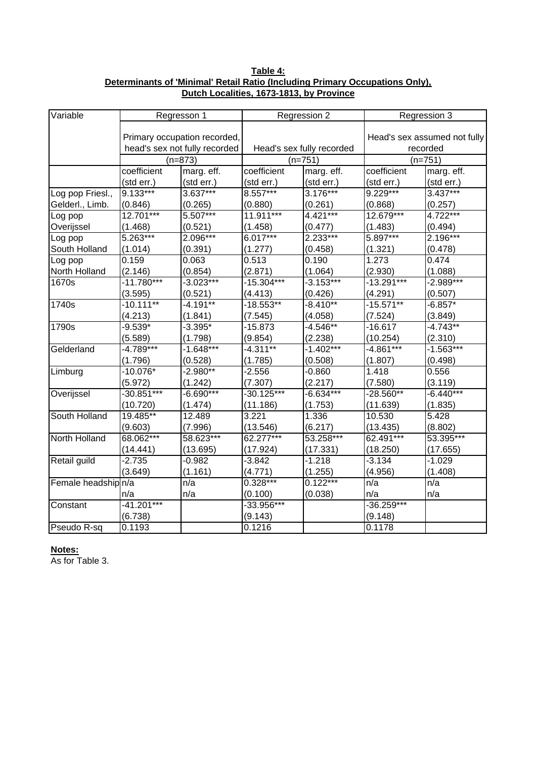**Table 4:**
**Determinants of 'Minimal' Retail Ratio (Including Primary Occupations Only), Dutch Localities, 1673-1813, by Province**

| Variable | Regresson 1 | | Regression 2 | | Regression 3 | |
|---|---|---|---|---|---|---|
| | Primary occupation recorded, head's sex not fully recorded | | Head's sex fully recorded | | Head's sex assumed not fully recorded | |
| | (n=873) | | (n=751) | | (n=751) | |
| | coefficient (std err.) | marg. eff. (std err.) | coefficient (std err.) | marg. eff. (std err.) | coefficient (std err.) | marg. eff. (std err.) |
| Log pop Friesl., Gelderl., Limb. | 9.133*** (0.846) | 3.637*** (0.265) | 8.557*** (0.880) | 3.176*** (0.261) | 9.229*** (0.868) | 3.437*** (0.257) |
| Log pop Overijssel | 12.701*** (1.468) | 5.507*** (0.521) | 11.911*** (1.458) | 4.421*** (0.477) | 12.679*** (1.483) | 4.722*** (0.494) |
| Log pop South Holland | 5.263*** (1.014) | 2.096*** (0.391) | 6.017*** (1.277) | 2.233*** (0.458) | 5.897*** (1.321) | 2.196*** (0.478) |
| Log pop North Holland | 0.159 (2.146) | 0.063 (0.854) | 0.513 (2.871) | 0.190 (1.064) | 1.273 (2.930) | 0.474 (1.088) |
| 1670s | -11.780*** (3.595) | -3.023*** (0.521) | -15.304*** (4.413) | -3.153*** (0.426) | -13.291*** (4.291) | -2.989*** (0.507) |
| 1740s | -10.111** (4.213) | -4.191** (1.841) | -18.553** (7.545) | -8.410** (4.058) | -15.571** (7.524) | -6.857* (3.849) |
| 1790s | -9.539* (5.589) | -3.395* (1.798) | -15.873 (9.854) | -4.546** (2.238) | -16.617 (10.254) | -4.743** (2.310) |
| Gelderland | -4.789*** (1.796) | -1.648*** (0.528) | -4.311** (1.785) | -1.402*** (0.508) | -4.861*** (1.807) | -1.563*** (0.498) |
| Limburg | -10.076* (5.972) | -2.980** (1.242) | -2.556 (7.307) | -0.860 (2.217) | 1.418 (7.580) | 0.556 (3.119) |
| Overijssel | -30.851*** (10.720) | -6.690*** (1.474) | -30.125*** (11.186) | -6.634*** (1.753) | -28.560** (11.639) | -6.440*** (1.835) |
| South Holland | 19.485** (9.603) | 12.489 (7.996) | 3.221 (13.546) | 1.336 (6.217) | 10.530 (13.435) | 5.428 (8.802) |
| North Holland | 68.062*** (14.441) | 58.623*** (13.695) | 62.277*** (17.924) | 53.258*** (17.331) | 62.491*** (18.250) | 53.395*** (17.655) |
| Retail guild | -2.735 (3.649) | -0.982 (1.161) | -3.842 (4.771) | -1.218 (1.255) | -3.134 (4.956) | -1.029 (1.408) |
| Female headship | n/a n/a | n/a n/a | 0.328*** (0.100) | 0.122*** (0.038) | n/a n/a | n/a n/a |
| Constant | -41.201*** (6.738) | | -33.956*** (9.143) | | -36.259*** (9.148) | |
| Pseudo R-sq | 0.1193 | | 0.1216 | | 0.1178 | |

**Notes:**
As for Table 3.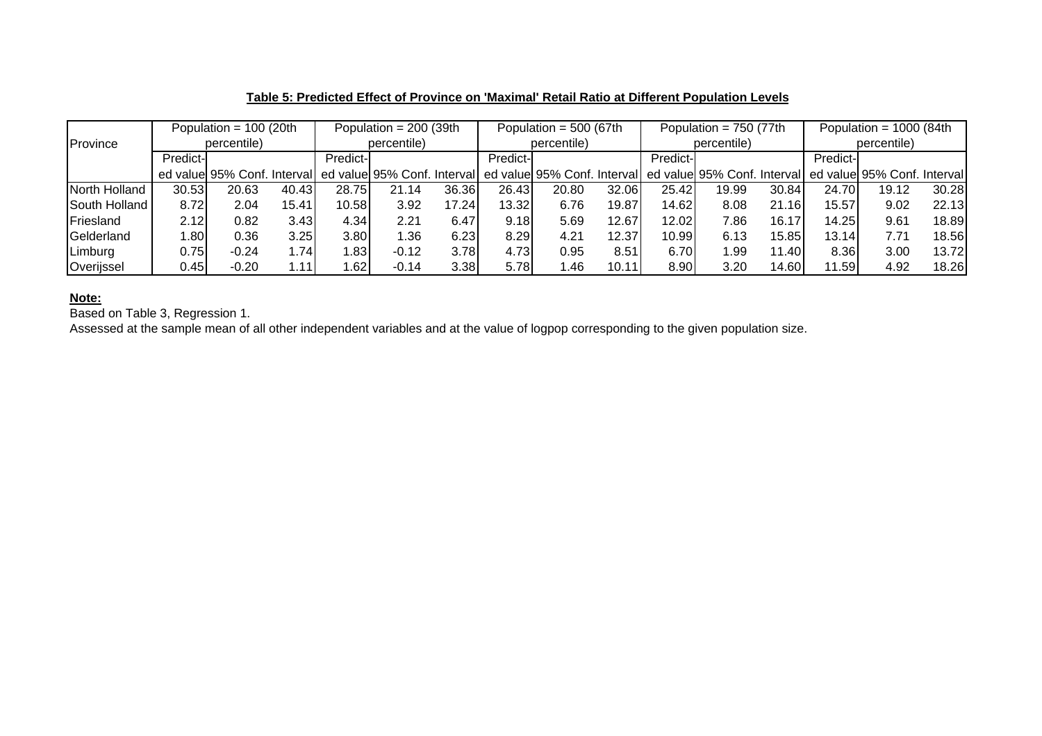**Table 5: Predicted Effect of Province on 'Maximal' Retail Ratio at Different Population Levels**

| Province | Population = 100 (20th percentile) | | | Population = 200 (39th percentile) | | | Population = 500 (67th percentile) | | | Population = 750 (77th percentile) | | | Population = 1000 (84th percentile) | | |
|---|---|---|---|---|---|---|---|---|---|---|---|---|---|---|---|
| | Predicted value | 95% Conf. Interval | | Predicted value | 95% Conf. Interval | | Predicted value | 95% Conf. Interval | | Predicted value | 95% Conf. Interval | | Predicted value | 95% Conf. Interval | |
| North Holland | 30.53 | 20.63 | 40.43 | 28.75 | 21.14 | 36.36 | 26.43 | 20.80 | 32.06 | 25.42 | 19.99 | 30.84 | 24.70 | 19.12 | 30.28 |
| South Holland | 8.72 | 2.04 | 15.41 | 10.58 | 3.92 | 17.24 | 13.32 | 6.76 | 19.87 | 14.62 | 8.08 | 21.16 | 15.57 | 9.02 | 22.13 |
| Friesland | 2.12 | 0.82 | 3.43 | 4.34 | 2.21 | 6.47 | 9.18 | 5.69 | 12.67 | 12.02 | 7.86 | 16.17 | 14.25 | 9.61 | 18.89 |
| Gelderland | 1.80 | 0.36 | 3.25 | 3.80 | 1.36 | 6.23 | 8.29 | 4.21 | 12.37 | 10.99 | 6.13 | 15.85 | 13.14 | 7.71 | 18.56 |
| Limburg | 0.75 | -0.24 | 1.74 | 1.83 | -0.12 | 3.78 | 4.73 | 0.95 | 8.51 | 6.70 | 1.99 | 11.40 | 8.36 | 3.00 | 13.72 |
| Overijssel | 0.45 | -0.20 | 1.11 | 1.62 | -0.14 | 3.38 | 5.78 | 1.46 | 10.11 | 8.90 | 3.20 | 14.60 | 11.59 | 4.92 | 18.26 |

**Note:**

Based on Table 3, Regression 1.

Assessed at the sample mean of all other independent variables and at the value of logpop corresponding to the given population size.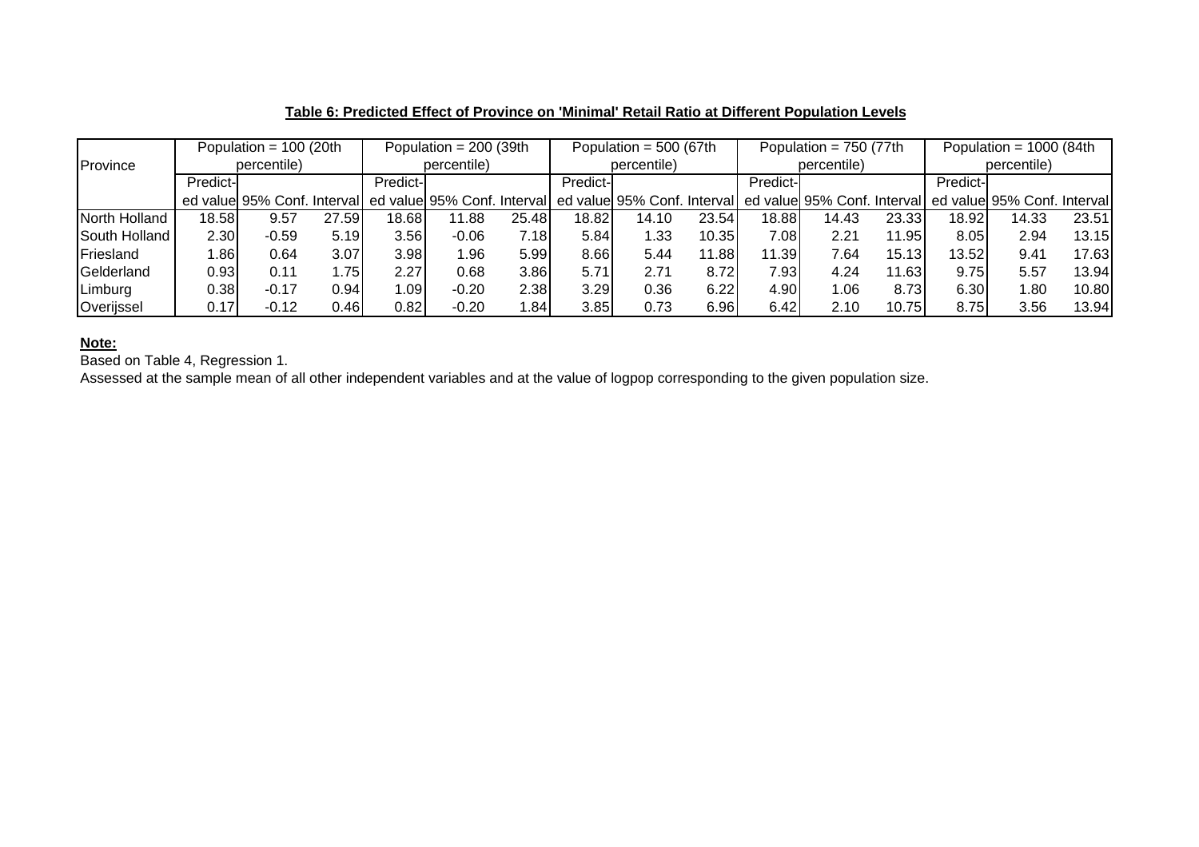**Table 6: Predicted Effect of Province on 'Minimal' Retail Ratio at Different Population Levels**

| Province | Population = 100 (20th percentile) | | | Population = 200 (39th percentile) | | | Population = 500 (67th percentile) | | | Population = 750 (77th percentile) | | | Population = 1000 (84th percentile) | | |
|---|---|---|---|---|---|---|---|---|---|---|---|---|---|---|---|
| | Predicted value | 95% Conf. Interval | | Predicted value | 95% Conf. Interval | | Predicted value | 95% Conf. Interval | | Predicted value | 95% Conf. Interval | | Predicted value | 95% Conf. Interval | |
| North Holland | 18.58 | 9.57 | 27.59 | 18.68 | 11.88 | 25.48 | 18.82 | 14.10 | 23.54 | 18.88 | 14.43 | 23.33 | 18.92 | 14.33 | 23.51 |
| South Holland | 2.30 | -0.59 | 5.19 | 3.56 | -0.06 | 7.18 | 5.84 | 1.33 | 10.35 | 7.08 | 2.21 | 11.95 | 8.05 | 2.94 | 13.15 |
| Friesland | 1.86 | 0.64 | 3.07 | 3.98 | 1.96 | 5.99 | 8.66 | 5.44 | 11.88 | 11.39 | 7.64 | 15.13 | 13.52 | 9.41 | 17.63 |
| Gelderland | 0.93 | 0.11 | 1.75 | 2.27 | 0.68 | 3.86 | 5.71 | 2.71 | 8.72 | 7.93 | 4.24 | 11.63 | 9.75 | 5.57 | 13.94 |
| Limburg | 0.38 | -0.17 | 0.94 | 1.09 | -0.20 | 2.38 | 3.29 | 0.36 | 6.22 | 4.90 | 1.06 | 8.73 | 6.30 | 1.80 | 10.80 |
| Overijssel | 0.17 | -0.12 | 0.46 | 0.82 | -0.20 | 1.84 | 3.85 | 0.73 | 6.96 | 6.42 | 2.10 | 10.75 | 8.75 | 3.56 | 13.94 |

**Note:**

Based on Table 4, Regression 1.

Assessed at the sample mean of all other independent variables and at the value of logpop corresponding to the given population size.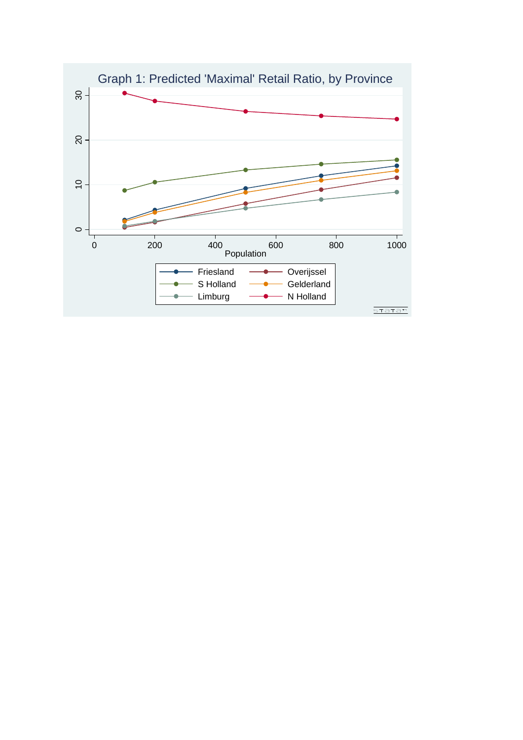Graph 1: Predicted 'Maximal' Retail Ratio, by Province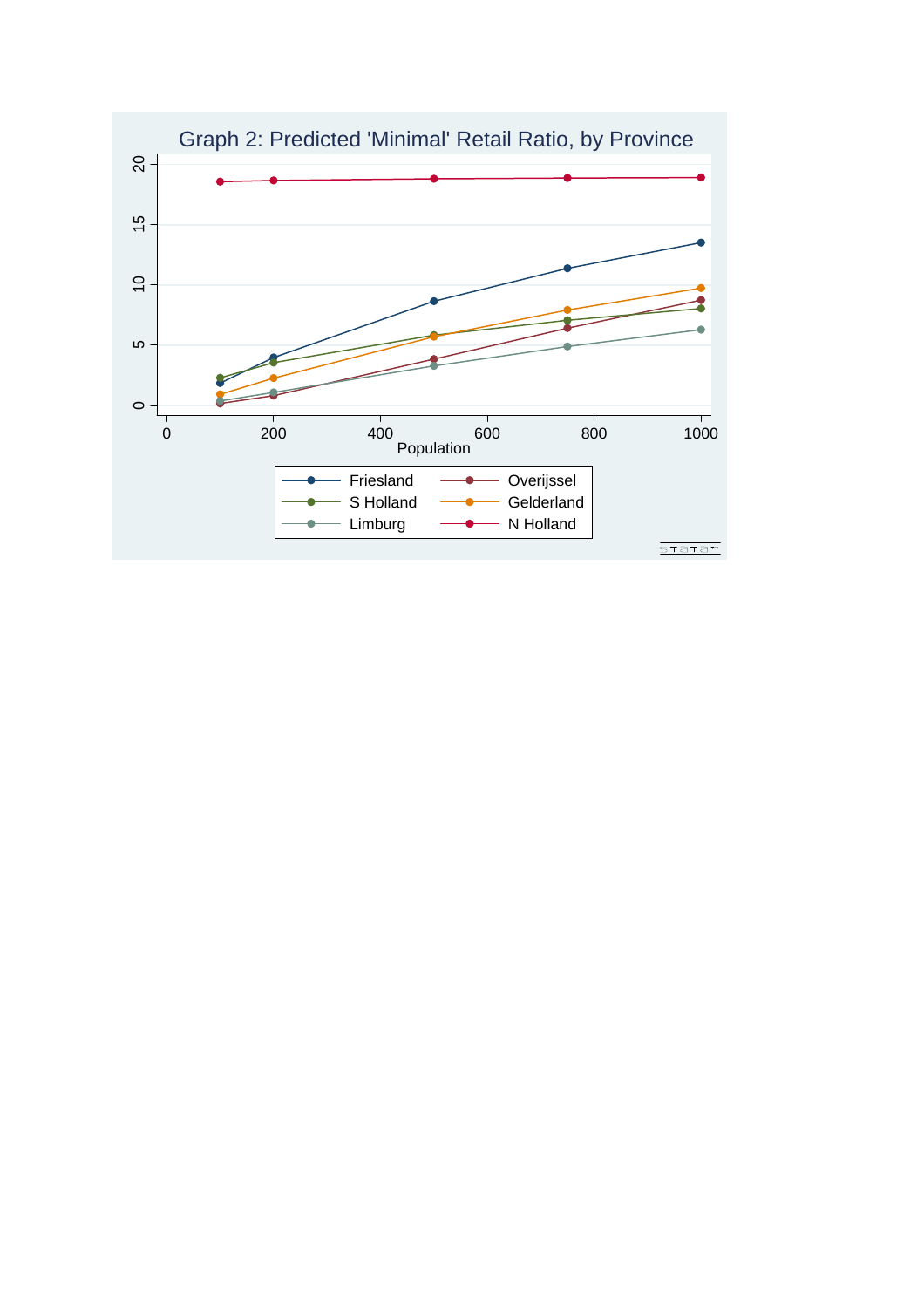Graph 2: Predicted 'Minimal' Retail Ratio, by Province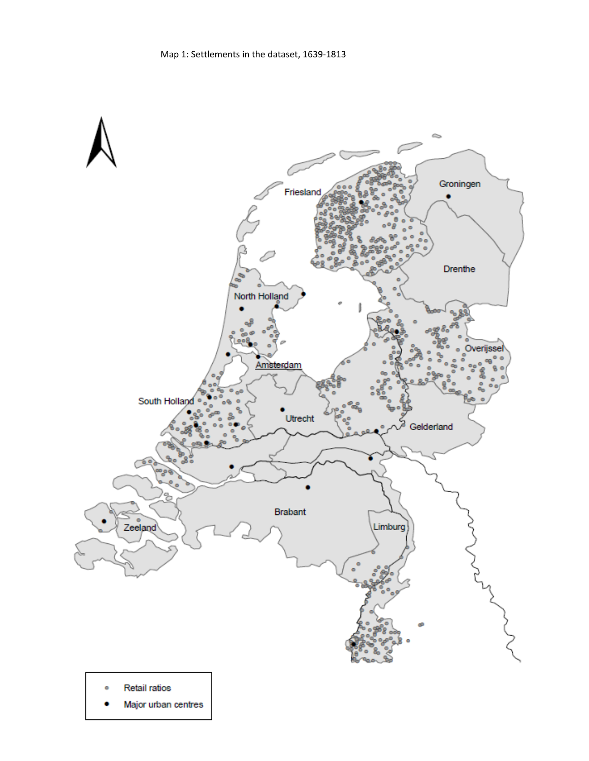Map 1: Settlements in the dataset, 1639-1813

Friesland
Groningen
Drenthe
North Holland
Overijssel
Amsterdam
South Holland
Utrecht
Gelderland
Brabant
Zeeland
Limburg

Retail ratios
Major urban centres